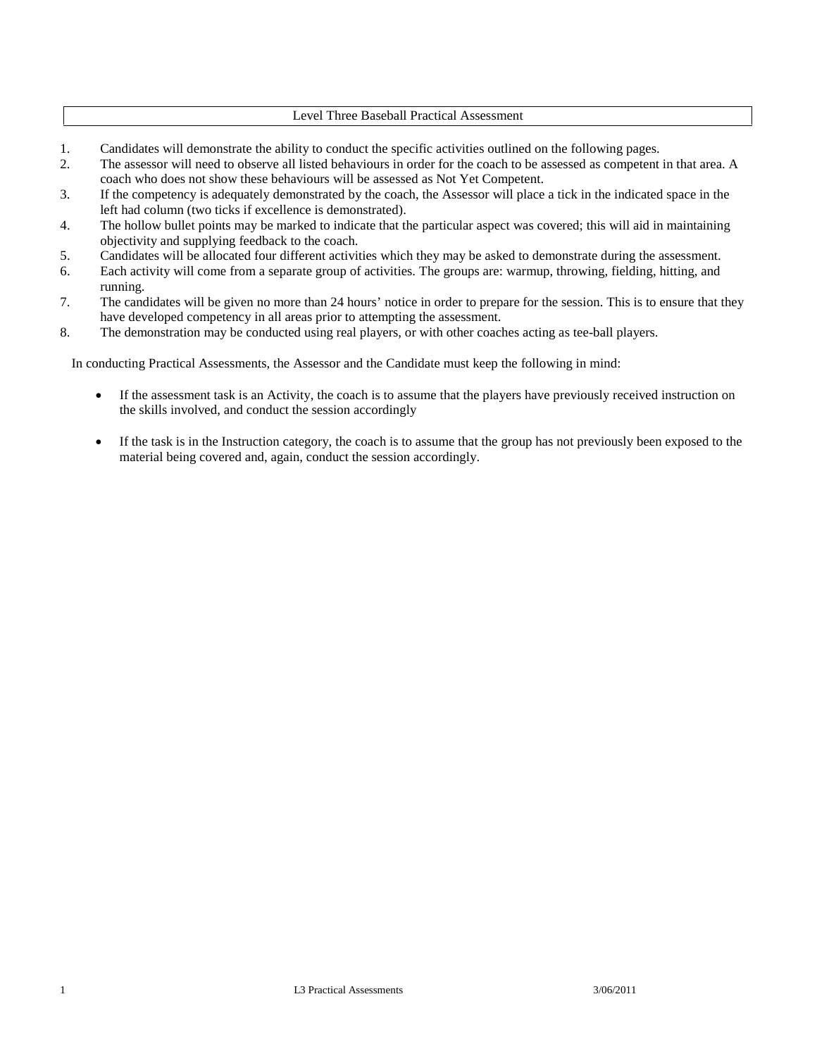# Level Three Baseball Practical Assessment

1. Candidates will demonstrate the ability to conduct the specific activities outlined on the following pages.
2. The assessor will need to observe all listed behaviours in order for the coach to be assessed as competent in that area. A coach who does not show these behaviours will be assessed as Not Yet Competent.
3. If the competency is adequately demonstrated by the coach, the Assessor will place a tick in the indicated space in the left had column (two ticks if excellence is demonstrated).
4. The hollow bullet points may be marked to indicate that the particular aspect was covered; this will aid in maintaining objectivity and supplying feedback to the coach.
5. Candidates will be allocated four different activities which they may be asked to demonstrate during the assessment.
6. Each activity will come from a separate group of activities. The groups are: warmup, throwing, fielding, hitting, and running.
7. The candidates will be given no more than 24 hours' notice in order to prepare for the session. This is to ensure that they have developed competency in all areas prior to attempting the assessment.
8. The demonstration may be conducted using real players, or with other coaches acting as tee-ball players.

In conducting Practical Assessments, the Assessor and the Candidate must keep the following in mind:

- If the assessment task is an Activity, the coach is to assume that the players have previously received instruction on the skills involved, and conduct the session accordingly

- If the task is in the Instruction category, the coach is to assume that the group has not previously been exposed to the material being covered and, again, conduct the session accordingly.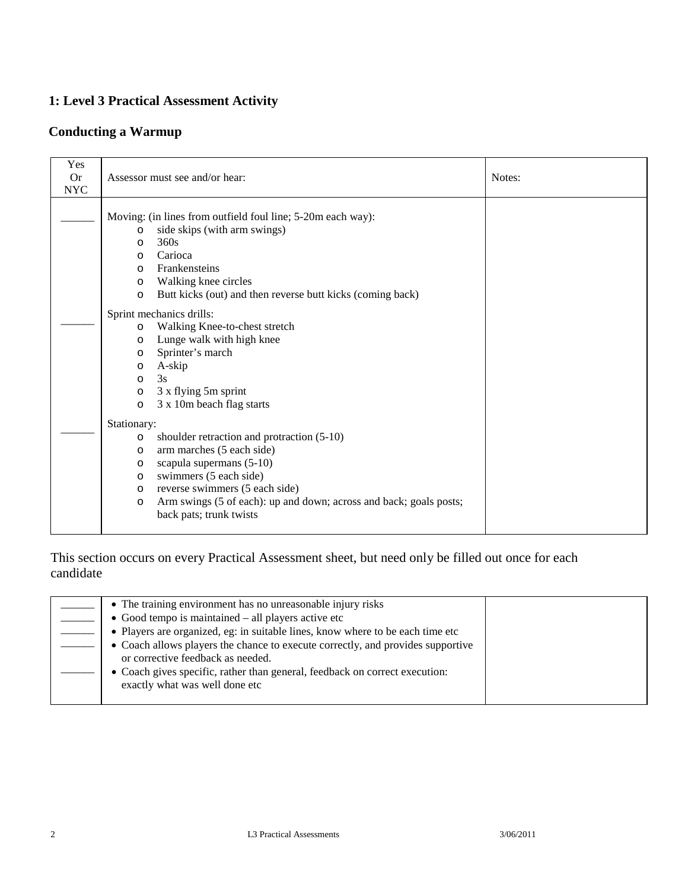## 1: Level 3 Practical Assessment Activity

## Conducting a Warmup

| Yes Or NYC | Assessor must see and/or hear: | Notes: |
|---|---|---|
| ______ | Moving: (in lines from outfield foul line; 5-20m each way):<br>o side skips (with arm swings)<br>o 360s<br>o Carioca<br>o Frankensteins<br>o Walking knee circles<br>o Butt kicks (out) and then reverse butt kicks (coming back) | |
| ______ | Sprint mechanics drills:<br>o Walking Knee-to-chest stretch<br>o Lunge walk with high knee<br>o Sprinter's march<br>o A-skip<br>o 3s<br>o 3 x flying 5m sprint<br>o 3 x 10m beach flag starts | |
| ______ | Stationary:<br>o shoulder retraction and protraction (5-10)<br>o arm marches (5 each side)<br>o scapula supermans (5-10)<br>o swimmers (5 each side)<br>o reverse swimmers (5 each side)<br>o Arm swings (5 of each): up and down; across and back; goals posts; back pats; trunk twists | |

This section occurs on every Practical Assessment sheet, but need only be filled out once for each candidate

| | | |
|---|---|---|
| ______ | • The training environment has no unreasonable injury risks | |
| ______ | • Good tempo is maintained – all players active etc | |
| ______ | • Players are organized, eg: in suitable lines, know where to be each time etc | |
| ______ | • Coach allows players the chance to execute correctly, and provides supportive or corrective feedback as needed. | |
| ______ | • Coach gives specific, rather than general, feedback on correct execution: exactly what was well done etc | |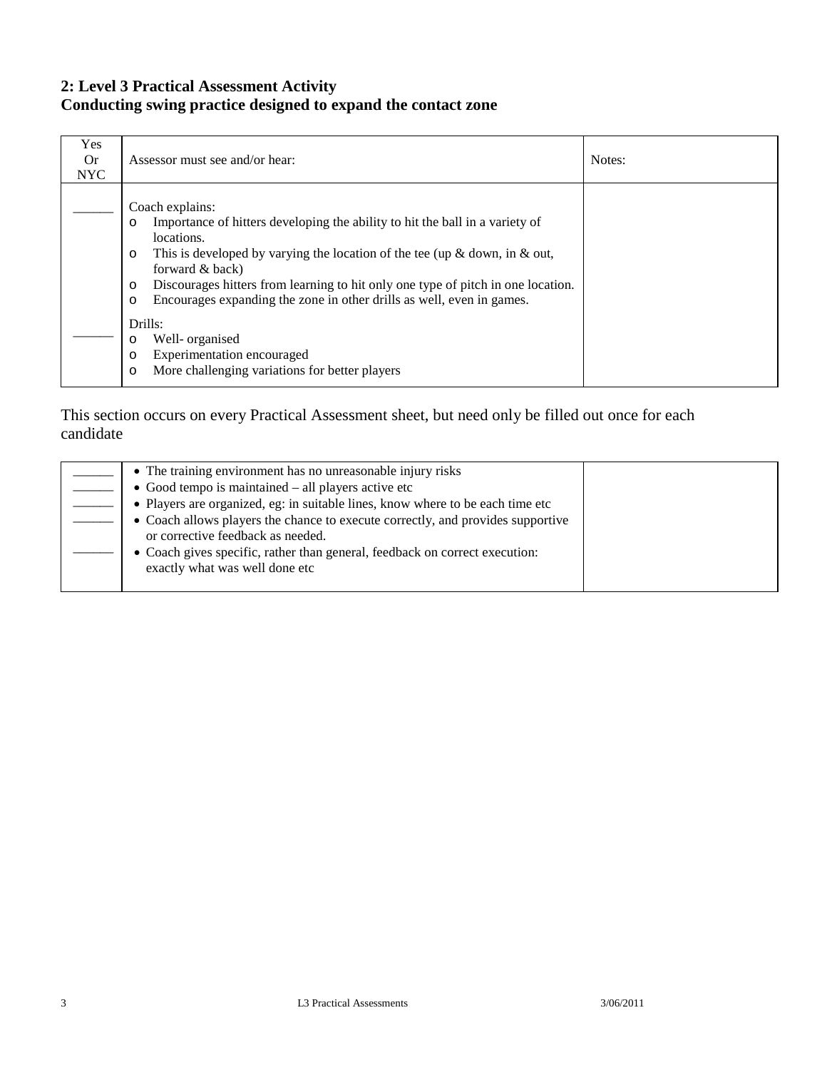## 2: Level 3 Practical Assessment Activity
## Conducting swing practice designed to expand the contact zone

| Yes Or NYC | Assessor must see and/or hear: | Notes: |
|---|---|---|
| ______ | Coach explains:<br>o Importance of hitters developing the ability to hit the ball in a variety of locations.<br>o This is developed by varying the location of the tee (up & down, in & out, forward & back)<br>o Discourages hitters from learning to hit only one type of pitch in one location.<br>o Encourages expanding the zone in other drills as well, even in games. | |
| ______ | Drills:<br>o Well- organised<br>o Experimentation encouraged<br>o More challenging variations for better players | |

This section occurs on every Practical Assessment sheet, but need only be filled out once for each candidate

| | | |
|---|---|---|
| ______ | • The training environment has no unreasonable injury risks | |
| ______ | • Good tempo is maintained – all players active etc | |
| ______ | • Players are organized, eg: in suitable lines, know where to be each time etc | |
| ______ | • Coach allows players the chance to execute correctly, and provides supportive or corrective feedback as needed. | |
| ______ | • Coach gives specific, rather than general, feedback on correct execution: exactly what was well done etc | |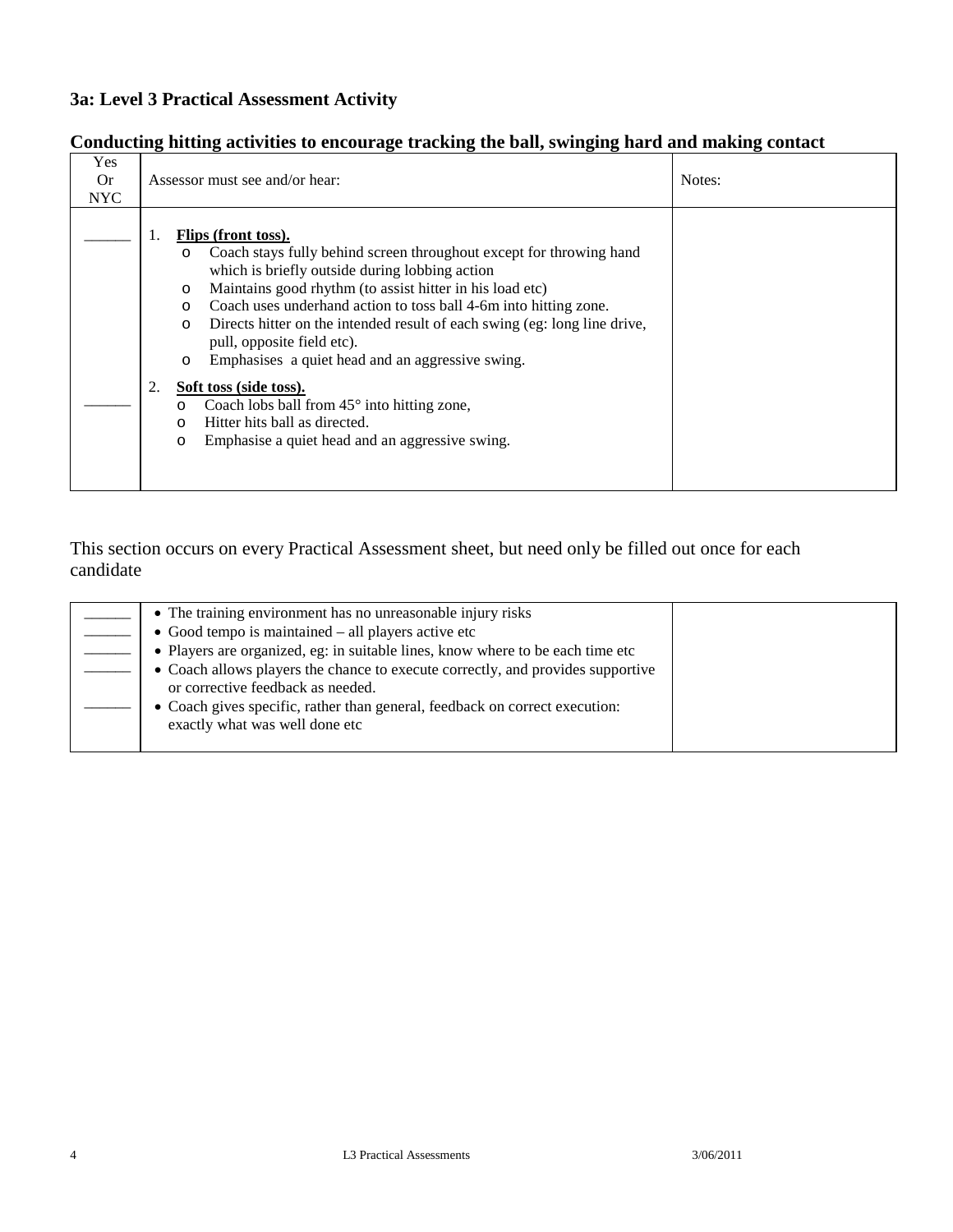### 3a: Level 3 Practical Assessment Activity

### Conducting hitting activities to encourage tracking the ball, swinging hard and making contact

| Yes Or NYC | Assessor must see and/or hear: | Notes: |
|---|---|---|
| ______ | 1. **Flips (front toss).**<br>o Coach stays fully behind screen throughout except for throwing hand which is briefly outside during lobbing action<br>o Maintains good rhythm (to assist hitter in his load etc)<br>o Coach uses underhand action to toss ball 4-6m into hitting zone.<br>o Directs hitter on the intended result of each swing (eg: long line drive, pull, opposite field etc).<br>o Emphasises a quiet head and an aggressive swing. | |
| ______ | 2. **Soft toss (side toss).**<br>o Coach lobs ball from 45° into hitting zone,<br>o Hitter hits ball as directed.<br>o Emphasise a quiet head and an aggressive swing. | |

This section occurs on every Practical Assessment sheet, but need only be filled out once for each candidate

| | | |
|---|---|---|
| ______ | • The training environment has no unreasonable injury risks | |
| ______ | • Good tempo is maintained – all players active etc | |
| ______ | • Players are organized, eg: in suitable lines, know where to be each time etc | |
| ______ | • Coach allows players the chance to execute correctly, and provides supportive or corrective feedback as needed. | |
| ______ | • Coach gives specific, rather than general, feedback on correct execution: exactly what was well done etc | |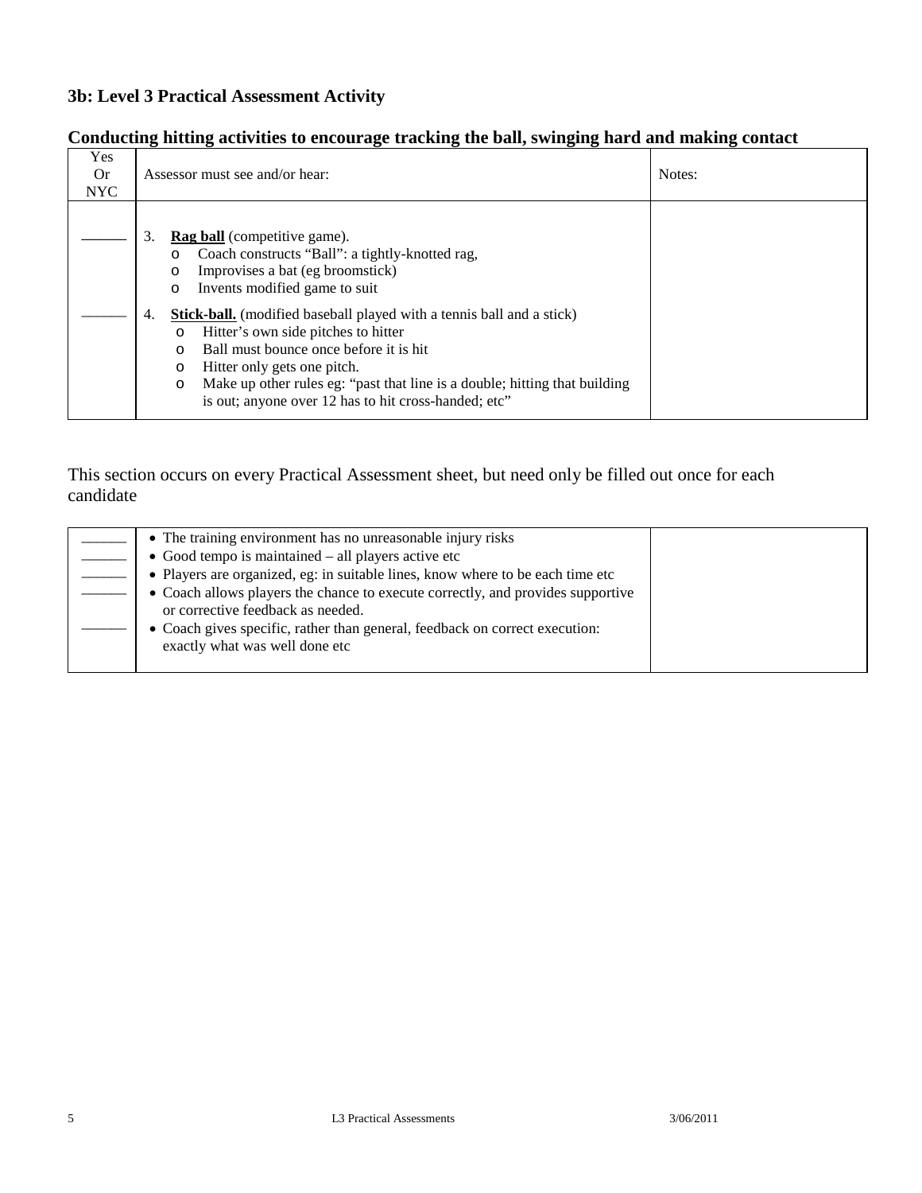### 3b: Level 3 Practical Assessment Activity

### Conducting hitting activities to encourage tracking the ball, swinging hard and making contact

| Yes Or NYC | Assessor must see and/or hear: | Notes: |
|---|---|---|
| ______ | 3. **Rag ball** (competitive game).<br>o Coach constructs "Ball": a tightly-knotted rag,<br>o Improvises a bat (eg broomstick)<br>o Invents modified game to suit | |
| ______ | 4. **Stick-ball.** (modified baseball played with a tennis ball and a stick)<br>o Hitter's own side pitches to hitter<br>o Ball must bounce once before it is hit<br>o Hitter only gets one pitch.<br>o Make up other rules eg: "past that line is a double; hitting that building is out; anyone over 12 has to hit cross-handed; etc" | |

This section occurs on every Practical Assessment sheet, but need only be filled out once for each candidate

| | | |
|---|---|---|
| ______ | • The training environment has no unreasonable injury risks | |
| ______ | • Good tempo is maintained – all players active etc | |
| ______ | • Players are organized, eg: in suitable lines, know where to be each time etc | |
| ______ | • Coach allows players the chance to execute correctly, and provides supportive or corrective feedback as needed. | |
| ______ | • Coach gives specific, rather than general, feedback on correct execution: exactly what was well done etc | |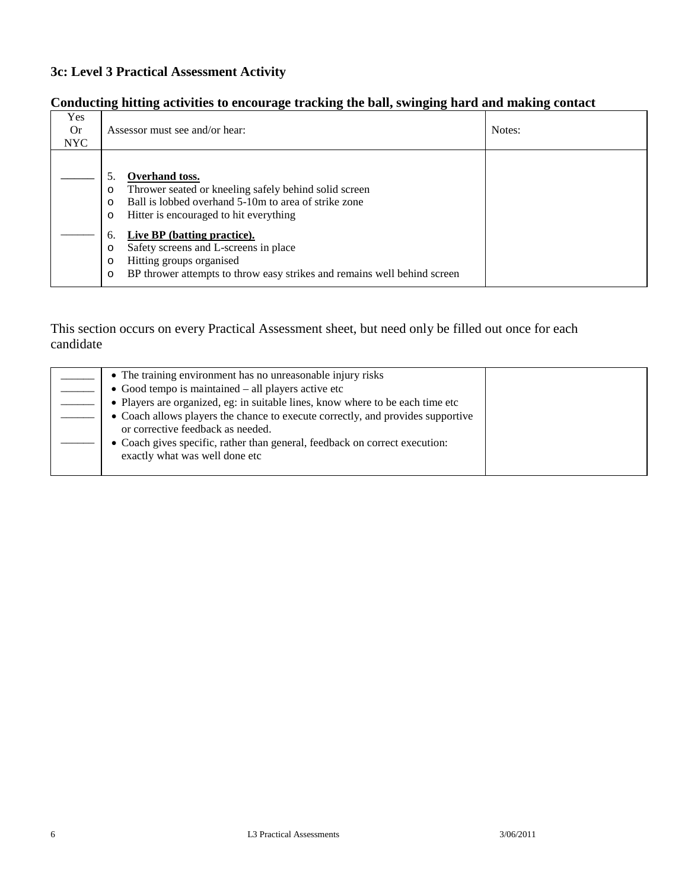### 3c: Level 3 Practical Assessment Activity

### Conducting hitting activities to encourage tracking the ball, swinging hard and making contact

| Yes Or NYC | Assessor must see and/or hear: | Notes: |
|---|---|---|
| ______ | 5. **Overhand toss.**<br>o Thrower seated or kneeling safely behind solid screen<br>o Ball is lobbed overhand 5-10m to area of strike zone<br>o Hitter is encouraged to hit everything | |
| ______ | 6. **Live BP (batting practice).**<br>o Safety screens and L-screens in place<br>o Hitting groups organised<br>o BP thrower attempts to throw easy strikes and remains well behind screen | |

This section occurs on every Practical Assessment sheet, but need only be filled out once for each candidate

| | | |
|---|---|---|
| ______ | • The training environment has no unreasonable injury risks | |
| ______ | • Good tempo is maintained – all players active etc | |
| ______ | • Players are organized, eg: in suitable lines, know where to be each time etc | |
| ______ | • Coach allows players the chance to execute correctly, and provides supportive or corrective feedback as needed. | |
| ______ | • Coach gives specific, rather than general, feedback on correct execution: exactly what was well done etc | |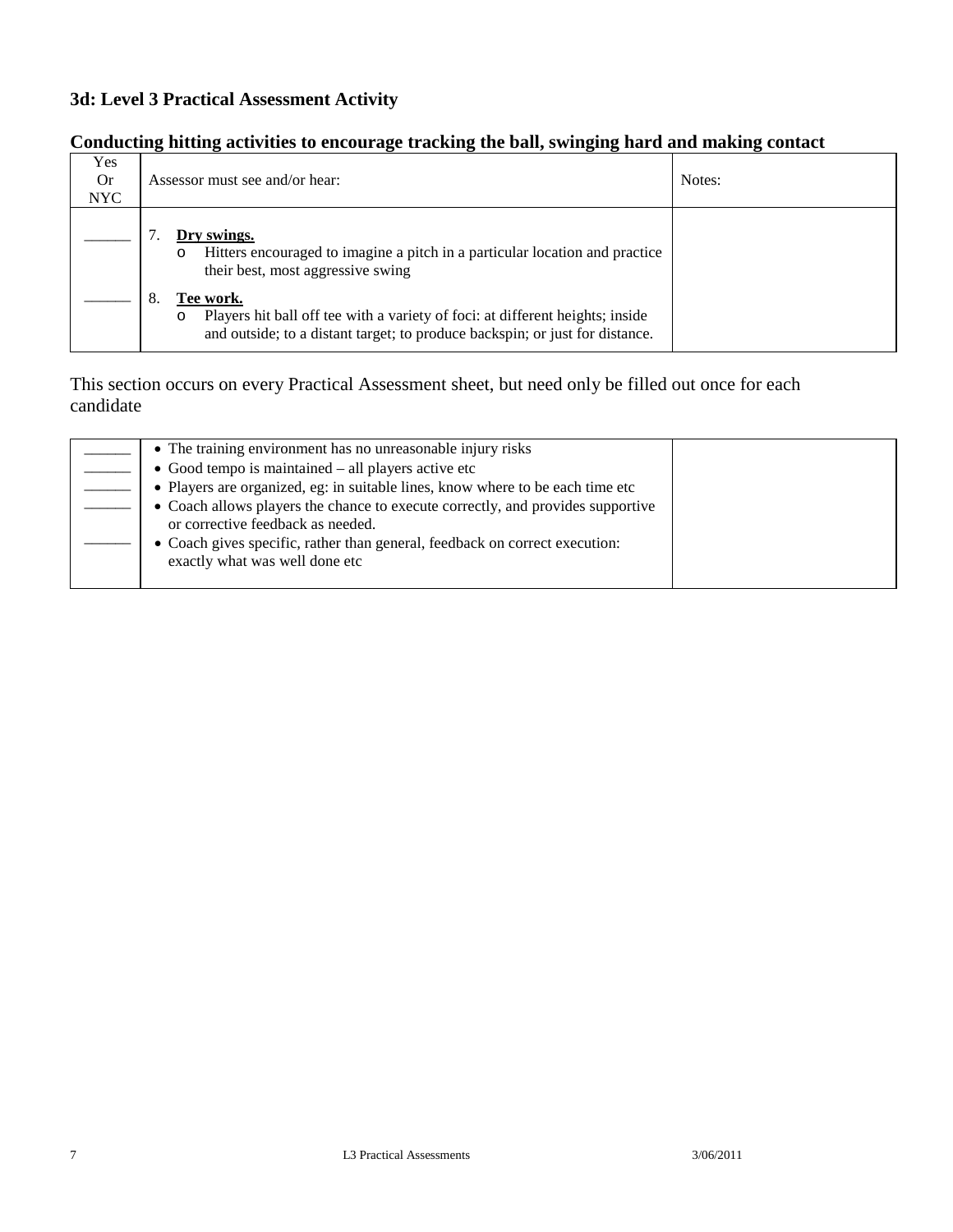### 3d: Level 3 Practical Assessment Activity

### Conducting hitting activities to encourage tracking the ball, swinging hard and making contact

| Yes Or NYC | Assessor must see and/or hear: | Notes: |
|---|---|---|
| ______ | 7. **Dry swings.**<br>o Hitters encouraged to imagine a pitch in a particular location and practice their best, most aggressive swing | |
| ______ | 8. **Tee work.**<br>o Players hit ball off tee with a variety of foci: at different heights; inside and outside; to a distant target; to produce backspin; or just for distance. | |

This section occurs on every Practical Assessment sheet, but need only be filled out once for each candidate

| | | |
|---|---|---|
| ______ | • The training environment has no unreasonable injury risks | |
| ______ | • Good tempo is maintained – all players active etc | |
| ______ | • Players are organized, eg: in suitable lines, know where to be each time etc | |
| ______ | • Coach allows players the chance to execute correctly, and provides supportive or corrective feedback as needed. | |
| ______ | • Coach gives specific, rather than general, feedback on correct execution: exactly what was well done etc | |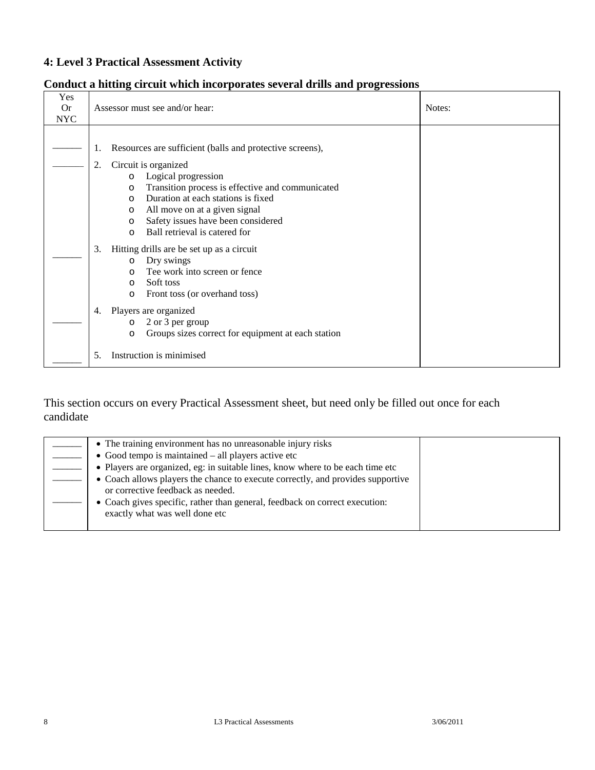## 4: Level 3 Practical Assessment Activity

### Conduct a hitting circuit which incorporates several drills and progressions

| Yes Or NYC | Assessor must see and/or hear: | Notes: |
|---|---|---|
| ______ | 1. Resources are sufficient (balls and protective screens), | |
| ______ | 2. Circuit is organized<br>o Logical progression<br>o Transition process is effective and communicated<br>o Duration at each stations is fixed<br>o All move on at a given signal<br>o Safety issues have been considered<br>o Ball retrieval is catered for | |
| ______ | 3. Hitting drills are be set up as a circuit<br>o Dry swings<br>o Tee work into screen or fence<br>o Soft toss<br>o Front toss (or overhand toss) | |
| ______ | 4. Players are organized<br>o 2 or 3 per group<br>o Groups sizes correct for equipment at each station | |
| ______ | 5. Instruction is minimised | |

This section occurs on every Practical Assessment sheet, but need only be filled out once for each candidate

| | | |
|---|---|---|
| ______ | • The training environment has no unreasonable injury risks | |
| ______ | • Good tempo is maintained – all players active etc | |
| ______ | • Players are organized, eg: in suitable lines, know where to be each time etc | |
| ______ | • Coach allows players the chance to execute correctly, and provides supportive or corrective feedback as needed. | |
| ______ | • Coach gives specific, rather than general, feedback on correct execution: exactly what was well done etc | |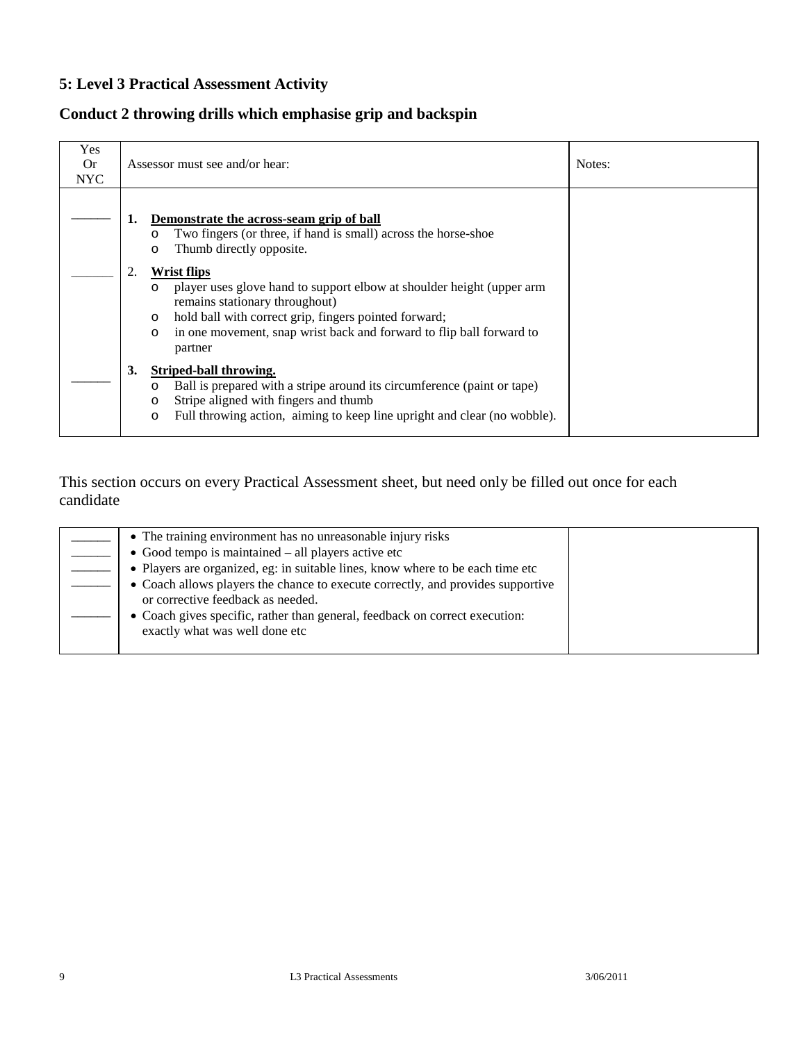### 5: Level 3 Practical Assessment Activity

### Conduct 2 throwing drills which emphasise grip and backspin

| Yes Or NYC | Assessor must see and/or hear: | Notes: |
|---|---|---|
| ______ | **1. Demonstrate the across-seam grip of ball**<br>o Two fingers (or three, if hand is small) across the horse-shoe<br>o Thumb directly opposite. | |
| ______ | 2. **Wrist flips**<br>o player uses glove hand to support elbow at shoulder height (upper arm remains stationary throughout)<br>o hold ball with correct grip, fingers pointed forward;<br>o in one movement, snap wrist back and forward to flip ball forward to partner | |
| ______ | **3. Striped-ball throwing.**<br>o Ball is prepared with a stripe around its circumference (paint or tape)<br>o Stripe aligned with fingers and thumb<br>o Full throwing action, aiming to keep line upright and clear (no wobble). | |

This section occurs on every Practical Assessment sheet, but need only be filled out once for each candidate

| | | |
|---|---|---|
| ______ | • The training environment has no unreasonable injury risks | |
| ______ | • Good tempo is maintained – all players active etc | |
| ______ | • Players are organized, eg: in suitable lines, know where to be each time etc | |
| ______ | • Coach allows players the chance to execute correctly, and provides supportive or corrective feedback as needed. | |
| ______ | • Coach gives specific, rather than general, feedback on correct execution: exactly what was well done etc | |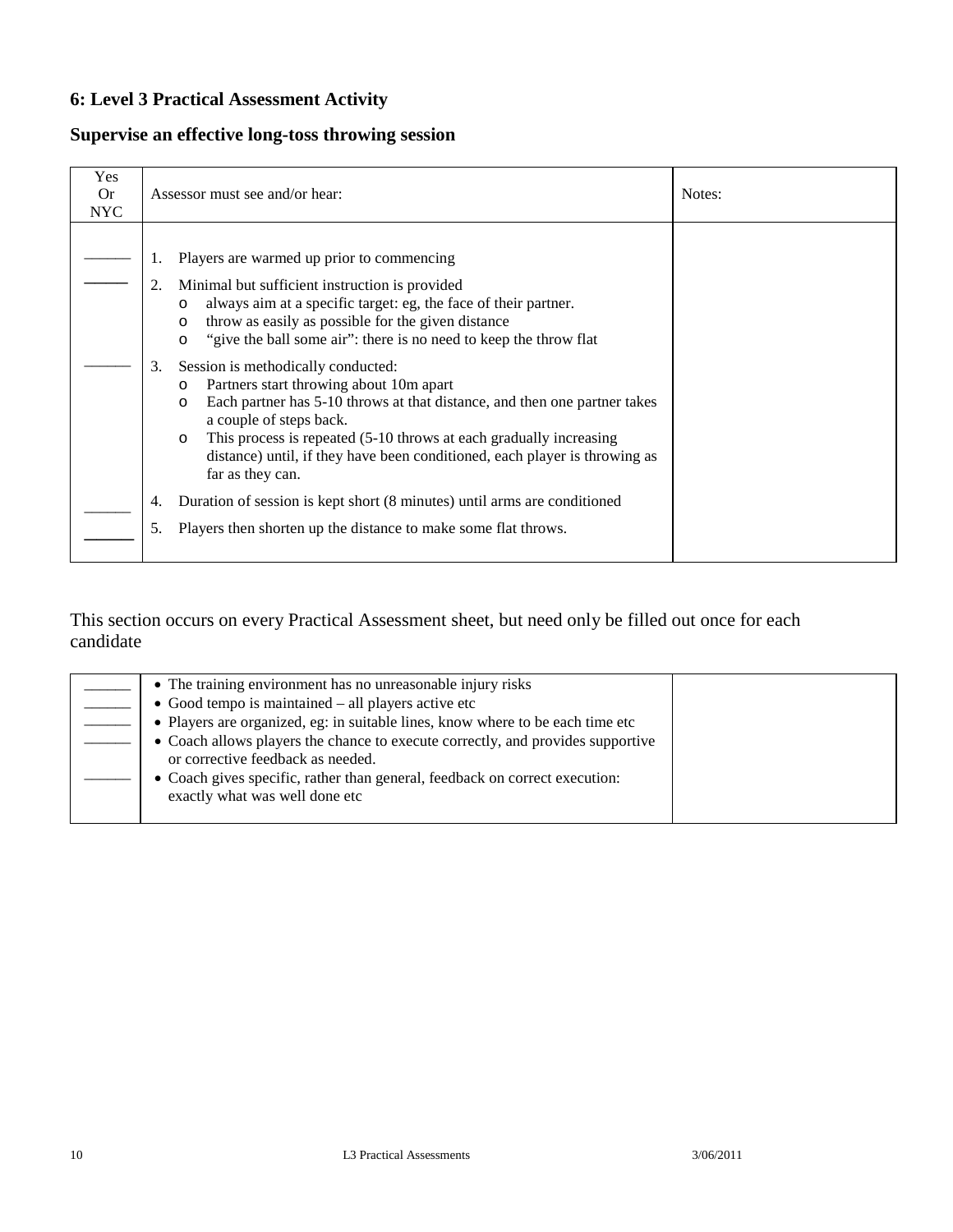## 6: Level 3 Practical Assessment Activity

## Supervise an effective long-toss throwing session

| Yes Or NYC | Assessor must see and/or hear: | Notes: |
|---|---|---|
| ______ | 1. Players are warmed up prior to commencing | |
| ______ | 2. Minimal but sufficient instruction is provided<br>o always aim at a specific target: eg, the face of their partner.<br>o throw as easily as possible for the given distance<br>o "give the ball some air": there is no need to keep the throw flat | |
| ______ | 3. Session is methodically conducted:<br>o Partners start throwing about 10m apart<br>o Each partner has 5-10 throws at that distance, and then one partner takes a couple of steps back.<br>o This process is repeated (5-10 throws at each gradually increasing distance) until, if they have been conditioned, each player is throwing as far as they can. | |
| ______ | 4. Duration of session is kept short (8 minutes) until arms are conditioned | |
| ______ | 5. Players then shorten up the distance to make some flat throws. | |

This section occurs on every Practical Assessment sheet, but need only be filled out once for each candidate

| | | |
|---|---|---|
| ______ | • The training environment has no unreasonable injury risks | |
| ______ | • Good tempo is maintained – all players active etc | |
| ______ | • Players are organized, eg: in suitable lines, know where to be each time etc | |
| ______ | • Coach allows players the chance to execute correctly, and provides supportive or corrective feedback as needed. | |
| ______ | • Coach gives specific, rather than general, feedback on correct execution: exactly what was well done etc | |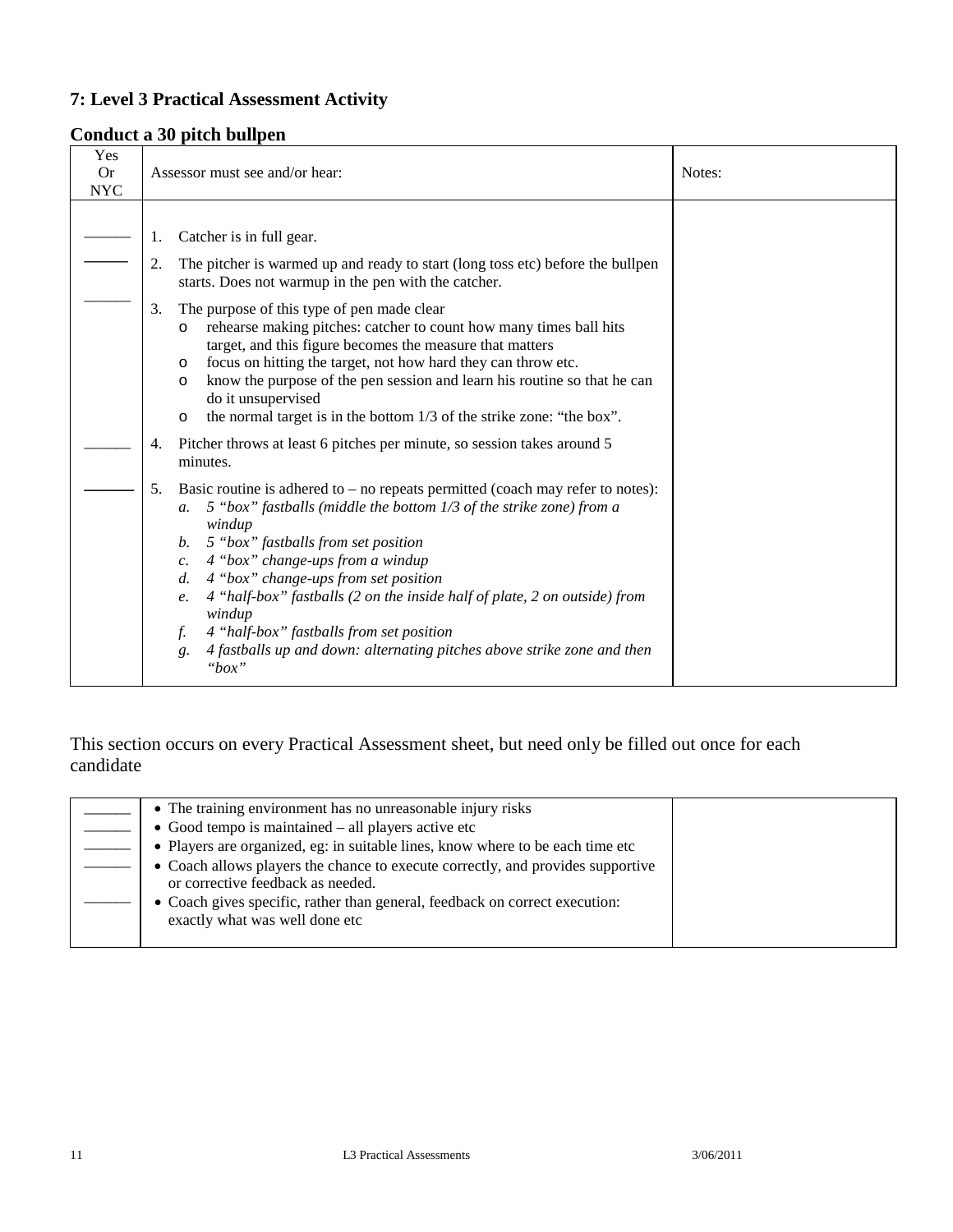## 7: Level 3 Practical Assessment Activity

### Conduct a 30 pitch bullpen

| Yes Or NYC | Assessor must see and/or hear: | Notes: |
|---|---|---|
| ______ | 1. Catcher is in full gear. | |
| ______ | 2. The pitcher is warmed up and ready to start (long toss etc) before the bullpen starts. Does not warmup in the pen with the catcher. | |
| ______ | 3. The purpose of this type of pen made clear<br>o rehearse making pitches: catcher to count how many times ball hits target, and this figure becomes the measure that matters<br>o focus on hitting the target, not how hard they can throw etc.<br>o know the purpose of the pen session and learn his routine so that he can do it unsupervised<br>o the normal target is in the bottom 1/3 of the strike zone: "the box". | |
| ______ | 4. Pitcher throws at least 6 pitches per minute, so session takes around 5 minutes. | |
| ______ | 5. Basic routine is adhered to – no repeats permitted (coach may refer to notes):<br>*a. 5 "box" fastballs (middle the bottom 1/3 of the strike zone) from a windup*<br>*b. 5 "box" fastballs from set position*<br>*c. 4 "box" change-ups from a windup*<br>*d. 4 "box" change-ups from set position*<br>*e. 4 "half-box" fastballs (2 on the inside half of plate, 2 on outside) from windup*<br>*f. 4 "half-box" fastballs from set position*<br>*g. 4 fastballs up and down: alternating pitches above strike zone and then "box"* | |

This section occurs on every Practical Assessment sheet, but need only be filled out once for each candidate

| | | |
|---|---|---|
| ______ | • The training environment has no unreasonable injury risks | |
| ______ | • Good tempo is maintained – all players active etc | |
| ______ | • Players are organized, eg: in suitable lines, know where to be each time etc | |
| ______ | • Coach allows players the chance to execute correctly, and provides supportive or corrective feedback as needed. | |
| ______ | • Coach gives specific, rather than general, feedback on correct execution: exactly what was well done etc | |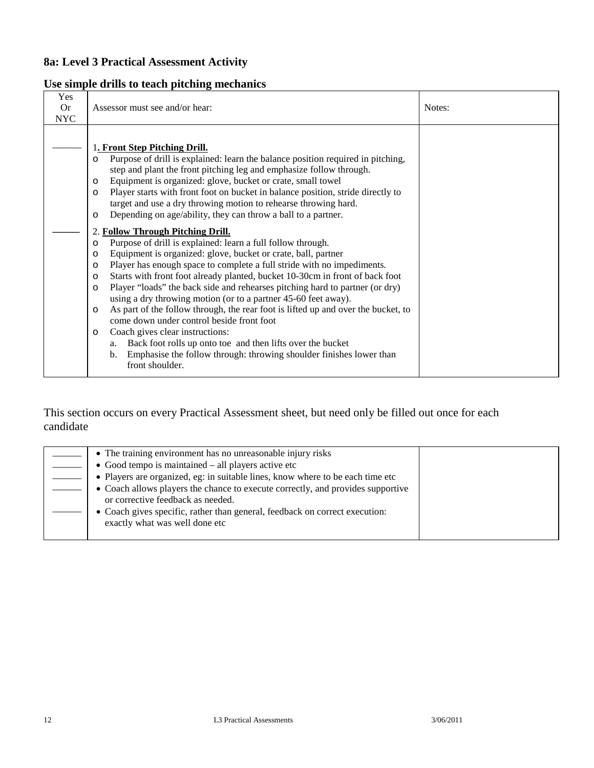### 8a: Level 3 Practical Assessment Activity

### Use simple drills to teach pitching mechanics

| Yes Or NYC | Assessor must see and/or hear: | Notes: |
|---|---|---|
| ______ | **1. Front Step Pitching Drill.**<br>o Purpose of drill is explained: learn the balance position required in pitching, step and plant the front pitching leg and emphasize follow through.<br>o Equipment is organized: glove, bucket or crate, small towel<br>o Player starts with front foot on bucket in balance position, stride directly to target and use a dry throwing motion to rehearse throwing hard.<br>o Depending on age/ability, they can throw a ball to a partner. | |
| ______ | 2. **Follow Through Pitching Drill.**<br>o Purpose of drill is explained: learn a full follow through.<br>o Equipment is organized: glove, bucket or crate, ball, partner<br>o Player has enough space to complete a full stride with no impediments.<br>o Starts with front foot already planted, bucket 10-30cm in front of back foot<br>o Player "loads" the back side and rehearses pitching hard to partner (or dry) using a dry throwing motion (or to a partner 45-60 feet away).<br>o As part of the follow through, the rear foot is lifted up and over the bucket, to come down under control beside front foot<br>o Coach gives clear instructions:<br>a. Back foot rolls up onto toe and then lifts over the bucket<br>b. Emphasise the follow through: throwing shoulder finishes lower than front shoulder. | |

This section occurs on every Practical Assessment sheet, but need only be filled out once for each candidate

| | | |
|---|---|---|
| ______<br>______<br>______<br>______<br>______ | • The training environment has no unreasonable injury risks<br>• Good tempo is maintained – all players active etc<br>• Players are organized, eg: in suitable lines, know where to be each time etc<br>• Coach allows players the chance to execute correctly, and provides supportive or corrective feedback as needed.<br>• Coach gives specific, rather than general, feedback on correct execution: exactly what was well done etc | |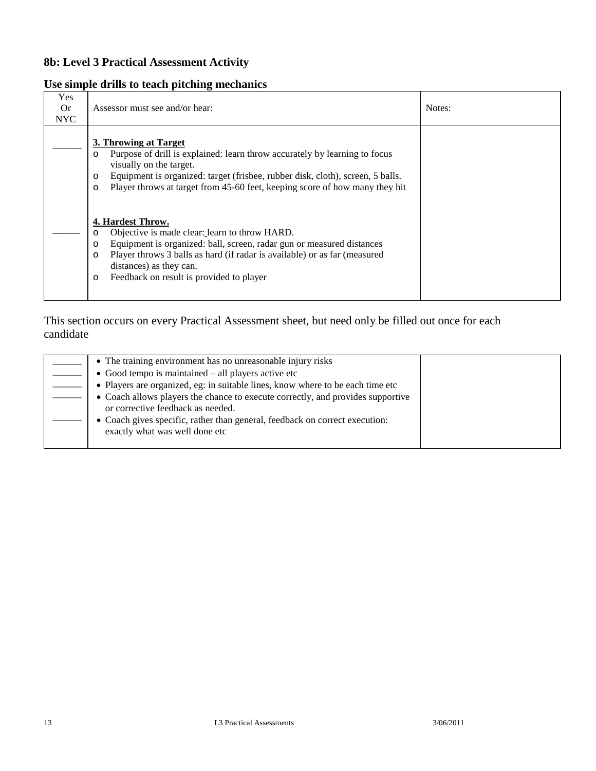### 8b: Level 3 Practical Assessment Activity

### Use simple drills to teach pitching mechanics

| Yes Or NYC | Assessor must see and/or hear: | Notes: |
|---|---|---|
| ______ | **3. Throwing at Target**<br>o Purpose of drill is explained: learn throw accurately by learning to focus visually on the target.<br>o Equipment is organized: target (frisbee, rubber disk, cloth), screen, 5 balls.<br>o Player throws at target from 45-60 feet, keeping score of how many they hit | |
| ______ | **4. Hardest Throw.**<br>o Objective is made clear: learn to throw HARD.<br>o Equipment is organized: ball, screen, radar gun or measured distances<br>o Player throws 3 balls as hard (if radar is available) or as far (measured distances) as they can.<br>o Feedback on result is provided to player | |

This section occurs on every Practical Assessment sheet, but need only be filled out once for each candidate

| | | |
|---|---|---|
| ______ | • The training environment has no unreasonable injury risks | |
| ______ | • Good tempo is maintained – all players active etc | |
| ______ | • Players are organized, eg: in suitable lines, know where to be each time etc | |
| ______ | • Coach allows players the chance to execute correctly, and provides supportive or corrective feedback as needed. | |
| ______ | • Coach gives specific, rather than general, feedback on correct execution: exactly what was well done etc | |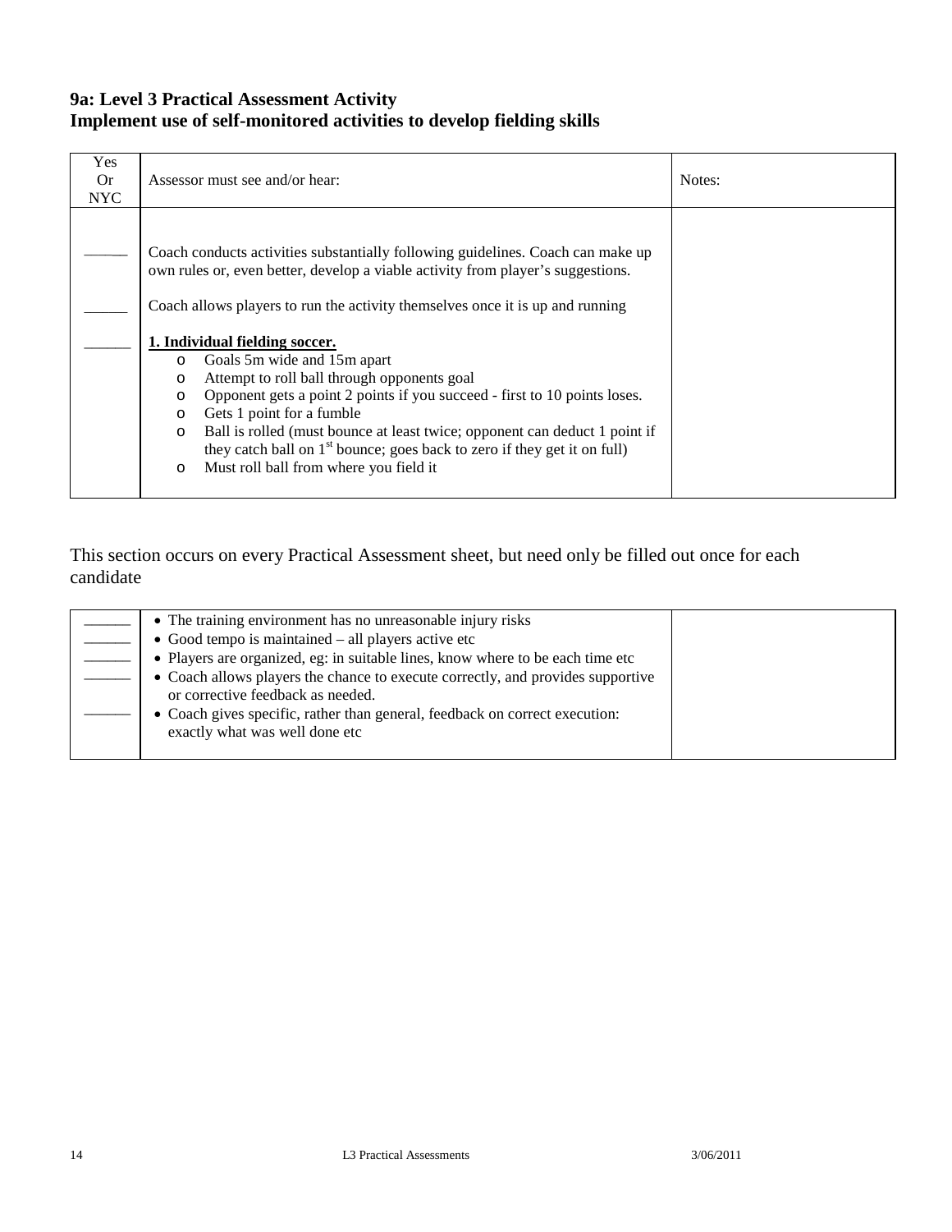## 9a: Level 3 Practical Assessment Activity
## Implement use of self-monitored activities to develop fielding skills

| Yes Or NYC | Assessor must see and/or hear: | Notes: |
|---|---|---|
| ______ | Coach conducts activities substantially following guidelines. Coach can make up own rules or, even better, develop a viable activity from player's suggestions. | |
| ______ | Coach allows players to run the activity themselves once it is up and running | |
| ______ | **1. Individual fielding soccer.**<br>o Goals 5m wide and 15m apart<br>o Attempt to roll ball through opponents goal<br>o Opponent gets a point 2 points if you succeed - first to 10 points loses.<br>o Gets 1 point for a fumble<br>o Ball is rolled (must bounce at least twice; opponent can deduct 1 point if they catch ball on 1st bounce; goes back to zero if they get it on full)<br>o Must roll ball from where you field it | |

This section occurs on every Practical Assessment sheet, but need only be filled out once for each candidate

| | | |
|---|---|---|
| ______ | • The training environment has no unreasonable injury risks | |
| ______ | • Good tempo is maintained – all players active etc | |
| ______ | • Players are organized, eg: in suitable lines, know where to be each time etc | |
| ______ | • Coach allows players the chance to execute correctly, and provides supportive or corrective feedback as needed. | |
| ______ | • Coach gives specific, rather than general, feedback on correct execution: exactly what was well done etc | |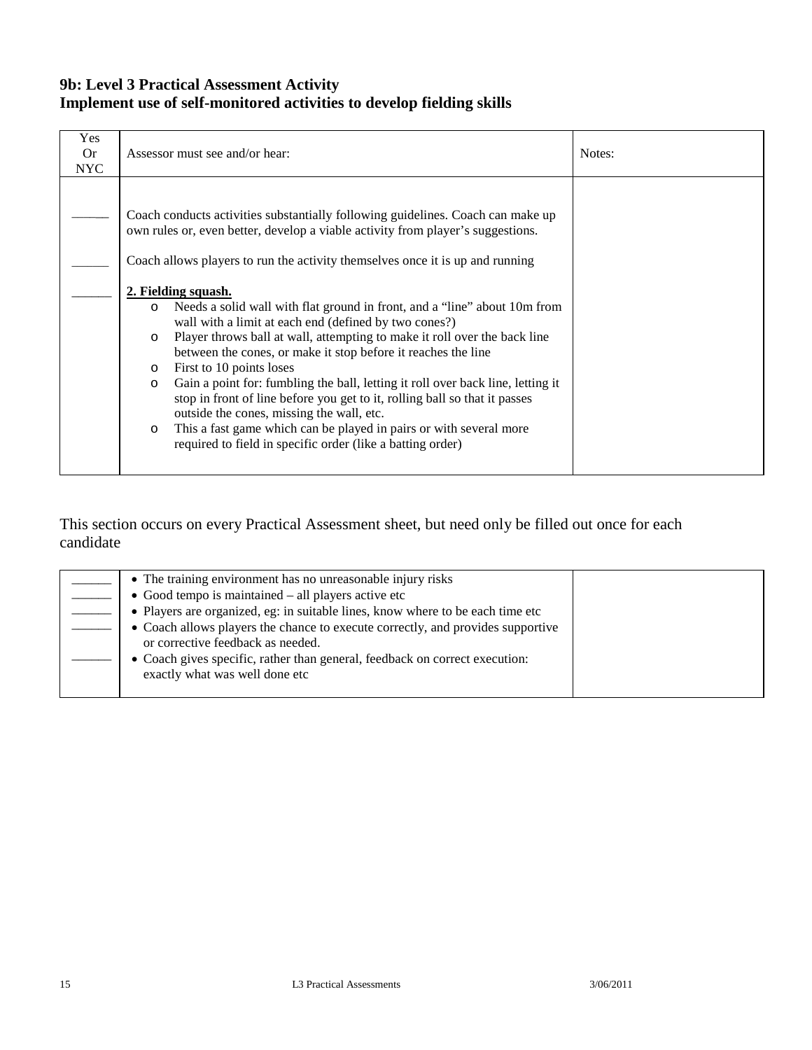# 9b: Level 3 Practical Assessment Activity
## Implement use of self-monitored activities to develop fielding skills

| Yes Or NYC | Assessor must see and/or hear: | Notes: |
|---|---|---|
| ______ | Coach conducts activities substantially following guidelines. Coach can make up own rules or, even better, develop a viable activity from player's suggestions. | |
| ______ | Coach allows players to run the activity themselves once it is up and running | |
| ______ | **2. Fielding squash.**<br>o Needs a solid wall with flat ground in front, and a "line" about 10m from wall with a limit at each end (defined by two cones?)<br>o Player throws ball at wall, attempting to make it roll over the back line between the cones, or make it stop before it reaches the line<br>o First to 10 points loses<br>o Gain a point for: fumbling the ball, letting it roll over back line, letting it stop in front of line before you get to it, rolling ball so that it passes outside the cones, missing the wall, etc.<br>o This a fast game which can be played in pairs or with several more required to field in specific order (like a batting order) | |

This section occurs on every Practical Assessment sheet, but need only be filled out once for each candidate

| | | |
|---|---|---|
| ______ | • The training environment has no unreasonable injury risks | |
| ______ | • Good tempo is maintained – all players active etc | |
| ______ | • Players are organized, eg: in suitable lines, know where to be each time etc | |
| ______ | • Coach allows players the chance to execute correctly, and provides supportive or corrective feedback as needed. | |
| ______ | • Coach gives specific, rather than general, feedback on correct execution: exactly what was well done etc | |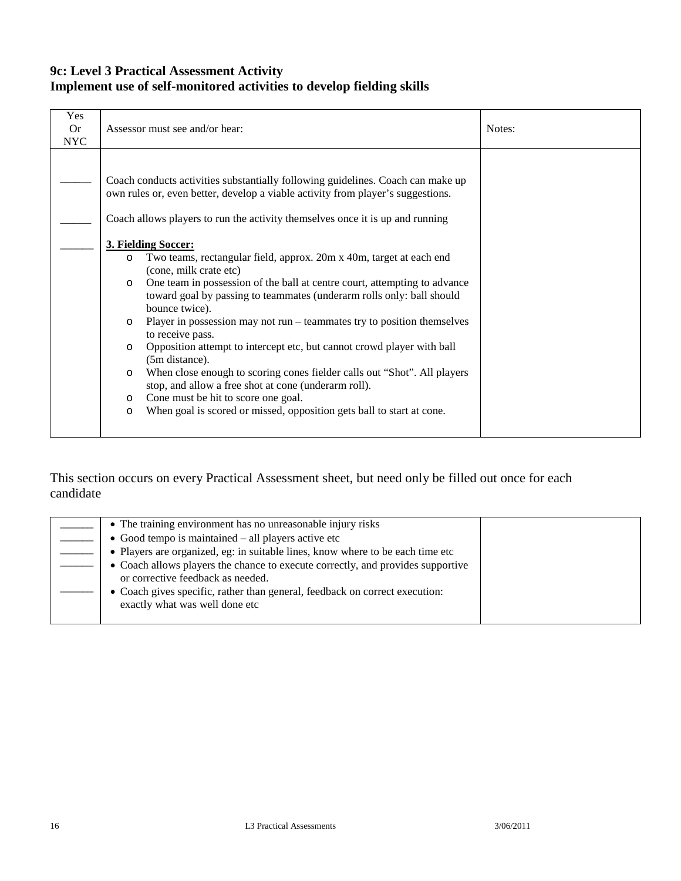### 9c: Level 3 Practical Assessment Activity
### Implement use of self-monitored activities to develop fielding skills

| Yes Or NYC | Assessor must see and/or hear: | Notes: |
|---|---|---|
| ______ | Coach conducts activities substantially following guidelines. Coach can make up own rules or, even better, develop a viable activity from player's suggestions. | |
| ______ | Coach allows players to run the activity themselves once it is up and running | |
| ______ | **3. Fielding Soccer:**<br>o Two teams, rectangular field, approx. 20m x 40m, target at each end (cone, milk crate etc)<br>o One team in possession of the ball at centre court, attempting to advance toward goal by passing to teammates (underarm rolls only: ball should bounce twice).<br>o Player in possession may not run – teammates try to position themselves to receive pass.<br>o Opposition attempt to intercept etc, but cannot crowd player with ball (5m distance).<br>o When close enough to scoring cones fielder calls out "Shot". All players stop, and allow a free shot at cone (underarm roll).<br>o Cone must be hit to score one goal.<br>o When goal is scored or missed, opposition gets ball to start at cone. | |

This section occurs on every Practical Assessment sheet, but need only be filled out once for each candidate

| | | |
|---|---|---|
| ______ | • The training environment has no unreasonable injury risks | |
| ______ | • Good tempo is maintained – all players active etc | |
| ______ | • Players are organized, eg: in suitable lines, know where to be each time etc | |
| ______ | • Coach allows players the chance to execute correctly, and provides supportive or corrective feedback as needed. | |
| ______ | • Coach gives specific, rather than general, feedback on correct execution: exactly what was well done etc | |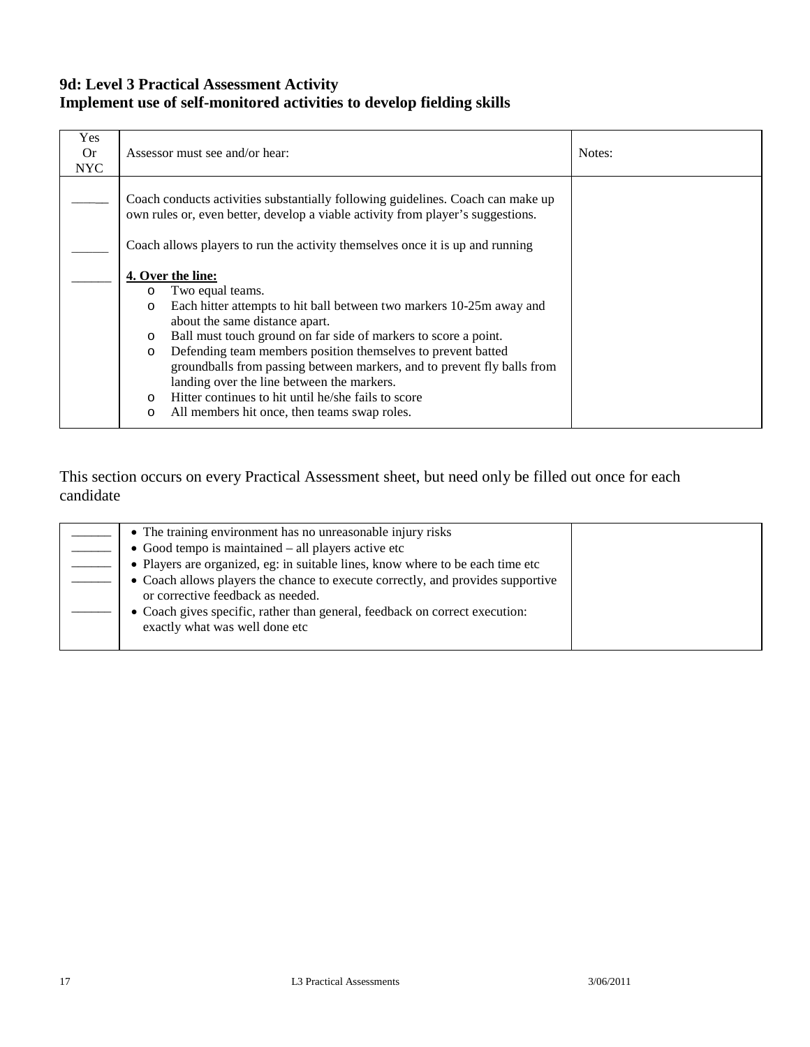## 9d: Level 3 Practical Assessment Activity
## Implement use of self-monitored activities to develop fielding skills

| Yes Or NYC | Assessor must see and/or hear: | Notes: |
|---|---|---|
| ______ | Coach conducts activities substantially following guidelines. Coach can make up own rules or, even better, develop a viable activity from player's suggestions. | |
| ______ | Coach allows players to run the activity themselves once it is up and running | |
| ______ | **4. Over the line:**<br>o Two equal teams.<br>o Each hitter attempts to hit ball between two markers 10-25m away and about the same distance apart.<br>o Ball must touch ground on far side of markers to score a point.<br>o Defending team members position themselves to prevent batted groundballs from passing between markers, and to prevent fly balls from landing over the line between the markers.<br>o Hitter continues to hit until he/she fails to score<br>o All members hit once, then teams swap roles. | |

This section occurs on every Practical Assessment sheet, but need only be filled out once for each candidate

| | | |
|---|---|---|
| ______ | • The training environment has no unreasonable injury risks | |
| ______ | • Good tempo is maintained – all players active etc | |
| ______ | • Players are organized, eg: in suitable lines, know where to be each time etc | |
| ______ | • Coach allows players the chance to execute correctly, and provides supportive or corrective feedback as needed. | |
| ______ | • Coach gives specific, rather than general, feedback on correct execution: exactly what was well done etc | |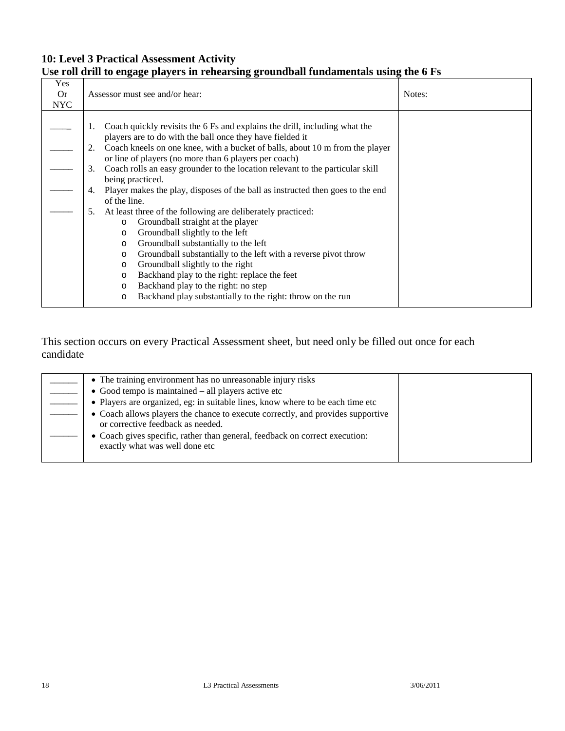## 10: Level 3 Practical Assessment Activity
## Use roll drill to engage players in rehearsing groundball fundamentals using the 6 Fs

| Yes Or NYC | Assessor must see and/or hear: | Notes: |
|---|---|---|
| _____ | 1. Coach quickly revisits the 6 Fs and explains the drill, including what the players are to do with the ball once they have fielded it | |
| _____ | 2. Coach kneels on one knee, with a bucket of balls, about 10 m from the player or line of players (no more than 6 players per coach) | |
| _____ | 3. Coach rolls an easy grounder to the location relevant to the particular skill being practiced. | |
| _____ | 4. Player makes the play, disposes of the ball as instructed then goes to the end of the line. | |
| _____ | 5. At least three of the following are deliberately practiced:<br>o Groundball straight at the player<br>o Groundball slightly to the left<br>o Groundball substantially to the left<br>o Groundball substantially to the left with a reverse pivot throw<br>o Groundball slightly to the right<br>o Backhand play to the right: replace the feet<br>o Backhand play to the right: no step<br>o Backhand play substantially to the right: throw on the run | |

This section occurs on every Practical Assessment sheet, but need only be filled out once for each candidate

| | | |
|---|---|---|
| ______ | • The training environment has no unreasonable injury risks | |
| ______ | • Good tempo is maintained – all players active etc | |
| ______ | • Players are organized, eg: in suitable lines, know where to be each time etc | |
| ______ | • Coach allows players the chance to execute correctly, and provides supportive or corrective feedback as needed. | |
| ______ | • Coach gives specific, rather than general, feedback on correct execution: exactly what was well done etc | |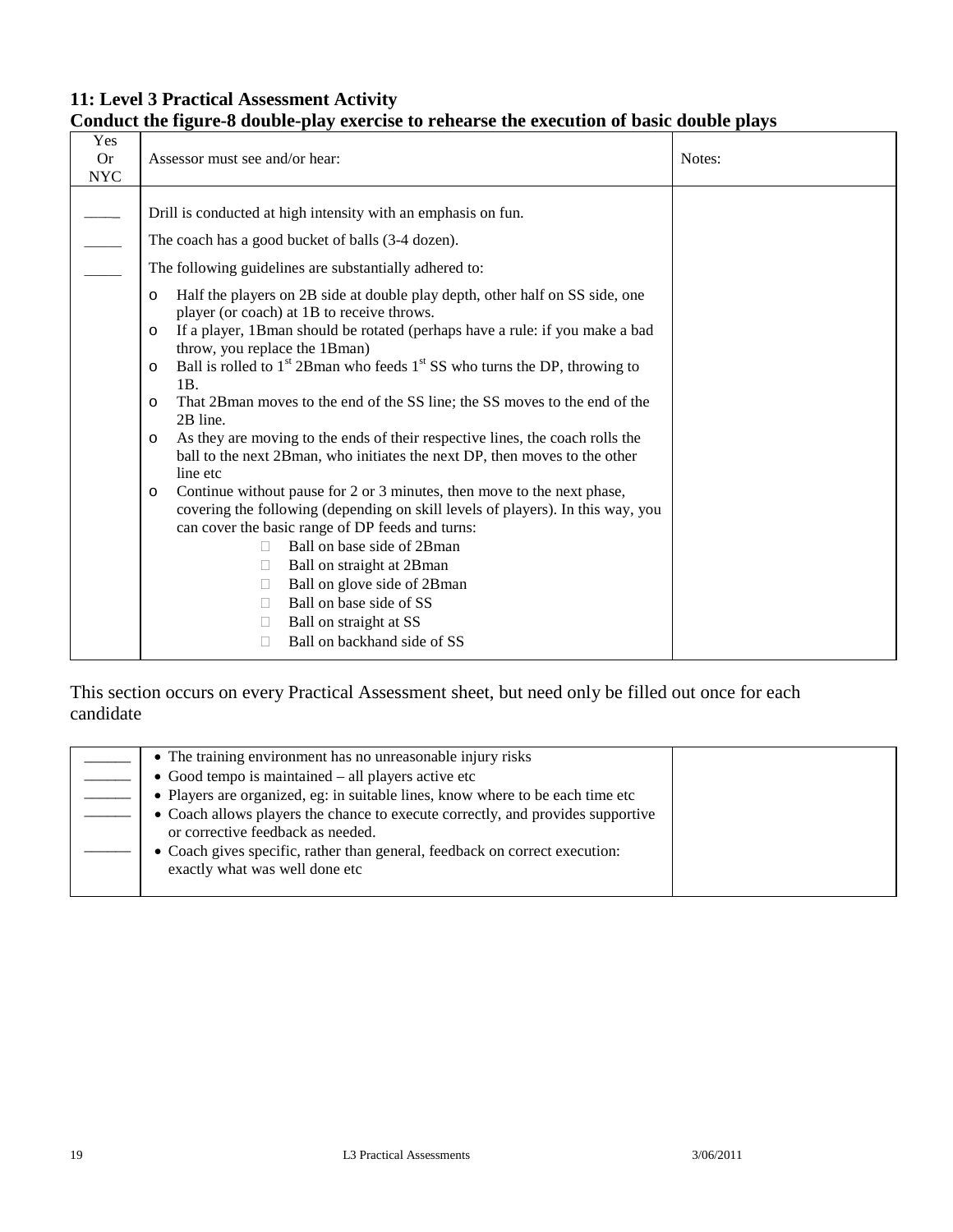# 11: Level 3 Practical Assessment Activity

## Conduct the figure-8 double-play exercise to rehearse the execution of basic double plays

| Yes Or NYC | Assessor must see and/or hear: | Notes: |
|---|---|---|
| _____ | Drill is conducted at high intensity with an emphasis on fun. | |
| _____ | The coach has a good bucket of balls (3-4 dozen). | |
| _____ | The following guidelines are substantially adhered to:<br>o Half the players on 2B side at double play depth, other half on SS side, one player (or coach) at 1B to receive throws.<br>o If a player, 1Bman should be rotated (perhaps have a rule: if you make a bad throw, you replace the 1Bman)<br>o Ball is rolled to 1st 2Bman who feeds 1st SS who turns the DP, throwing to 1B.<br>o That 2Bman moves to the end of the SS line; the SS moves to the end of the 2B line.<br>o As they are moving to the ends of their respective lines, the coach rolls the ball to the next 2Bman, who initiates the next DP, then moves to the other line etc<br>o Continue without pause for 2 or 3 minutes, then move to the next phase, covering the following (depending on skill levels of players). In this way, you can cover the basic range of DP feeds and turns:<br>  - Ball on base side of 2Bman<br>  - Ball on straight at 2Bman<br>  - Ball on glove side of 2Bman<br>  - Ball on base side of SS<br>  - Ball on straight at SS<br>  - Ball on backhand side of SS | |

This section occurs on every Practical Assessment sheet, but need only be filled out once for each candidate

| | | |
|---|---|---|
| ______ | • The training environment has no unreasonable injury risks | |
| ______ | • Good tempo is maintained – all players active etc | |
| ______ | • Players are organized, eg: in suitable lines, know where to be each time etc | |
| ______ | • Coach allows players the chance to execute correctly, and provides supportive or corrective feedback as needed. | |
| ______ | • Coach gives specific, rather than general, feedback on correct execution: exactly what was well done etc | |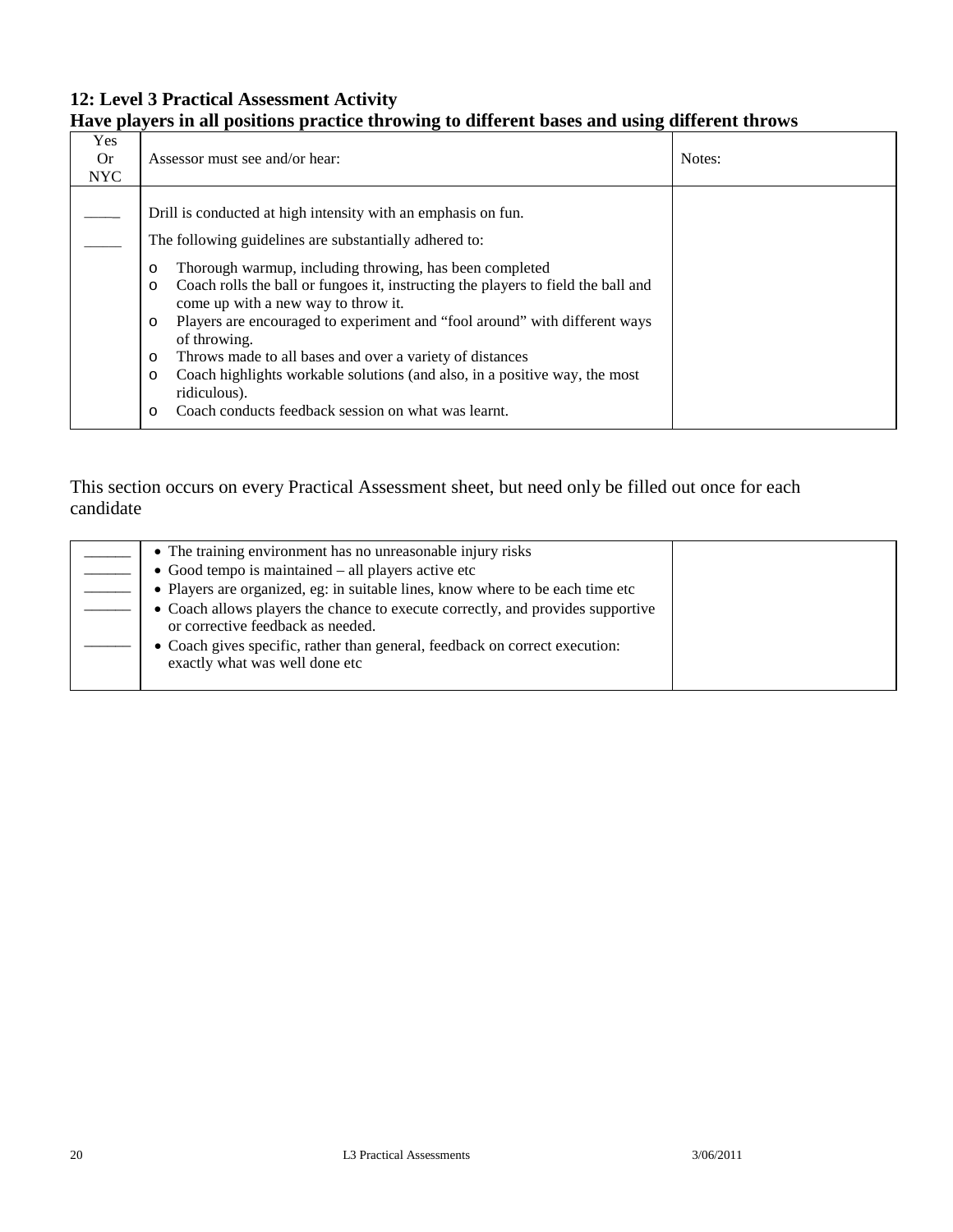## 12: Level 3 Practical Assessment Activity

## Have players in all positions practice throwing to different bases and using different throws

| Yes Or NYC | Assessor must see and/or hear: | Notes: |
|---|---|---|
| _____ | Drill is conducted at high intensity with an emphasis on fun. | |
| _____ | The following guidelines are substantially adhered to:<br>o Thorough warmup, including throwing, has been completed<br>o Coach rolls the ball or fungoes it, instructing the players to field the ball and come up with a new way to throw it.<br>o Players are encouraged to experiment and "fool around" with different ways of throwing.<br>o Throws made to all bases and over a variety of distances<br>o Coach highlights workable solutions (and also, in a positive way, the most ridiculous).<br>o Coach conducts feedback session on what was learnt. | |

This section occurs on every Practical Assessment sheet, but need only be filled out once for each candidate

| | | |
|---|---|---|
| ______ | • The training environment has no unreasonable injury risks | |
| ______ | • Good tempo is maintained – all players active etc | |
| ______ | • Players are organized, eg: in suitable lines, know where to be each time etc | |
| ______ | • Coach allows players the chance to execute correctly, and provides supportive or corrective feedback as needed. | |
| ______ | • Coach gives specific, rather than general, feedback on correct execution: exactly what was well done etc | |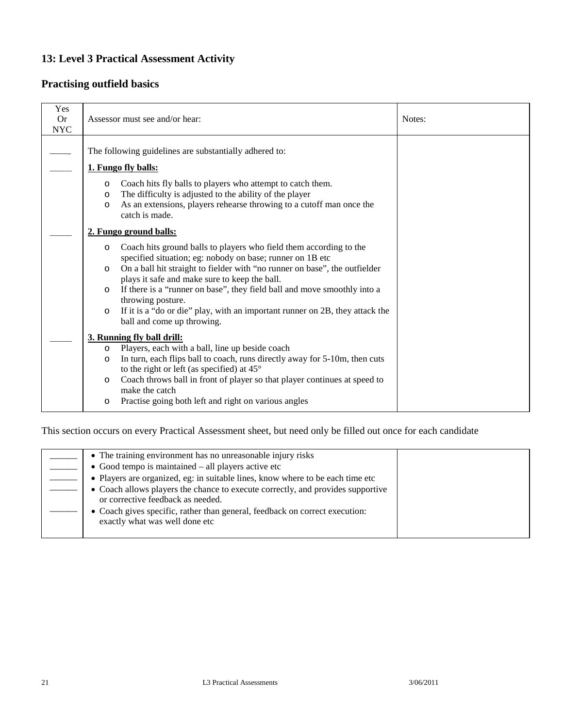## 13: Level 3 Practical Assessment Activity

## Practising outfield basics

| Yes Or NYC | Assessor must see and/or hear: | Notes: |
|---|---|---|
| _____ | The following guidelines are substantially adhered to: | |
| _____ | **1. Fungo fly balls:**<br>o Coach hits fly balls to players who attempt to catch them.<br>o The difficulty is adjusted to the ability of the player<br>o As an extensions, players rehearse throwing to a cutoff man once the catch is made. | |
| _____ | **2. Fungo ground balls:**<br>o Coach hits ground balls to players who field them according to the specified situation; eg: nobody on base; runner on 1B etc<br>o On a ball hit straight to fielder with "no runner on base", the outfielder plays it safe and make sure to keep the ball.<br>o If there is a "runner on base", they field ball and move smoothly into a throwing posture.<br>o If it is a "do or die" play, with an important runner on 2B, they attack the ball and come up throwing. | |
| _____ | **3. Running fly ball drill:**<br>o Players, each with a ball, line up beside coach<br>o In turn, each flips ball to coach, runs directly away for 5-10m, then cuts to the right or left (as specified) at 45°<br>o Coach throws ball in front of player so that player continues at speed to make the catch<br>o Practise going both left and right on various angles | |

This section occurs on every Practical Assessment sheet, but need only be filled out once for each candidate

| | | |
|---|---|---|
| ______ | • The training environment has no unreasonable injury risks | |
| ______ | • Good tempo is maintained – all players active etc | |
| ______ | • Players are organized, eg: in suitable lines, know where to be each time etc | |
| ______ | • Coach allows players the chance to execute correctly, and provides supportive or corrective feedback as needed. | |
| ______ | • Coach gives specific, rather than general, feedback on correct execution: exactly what was well done etc | |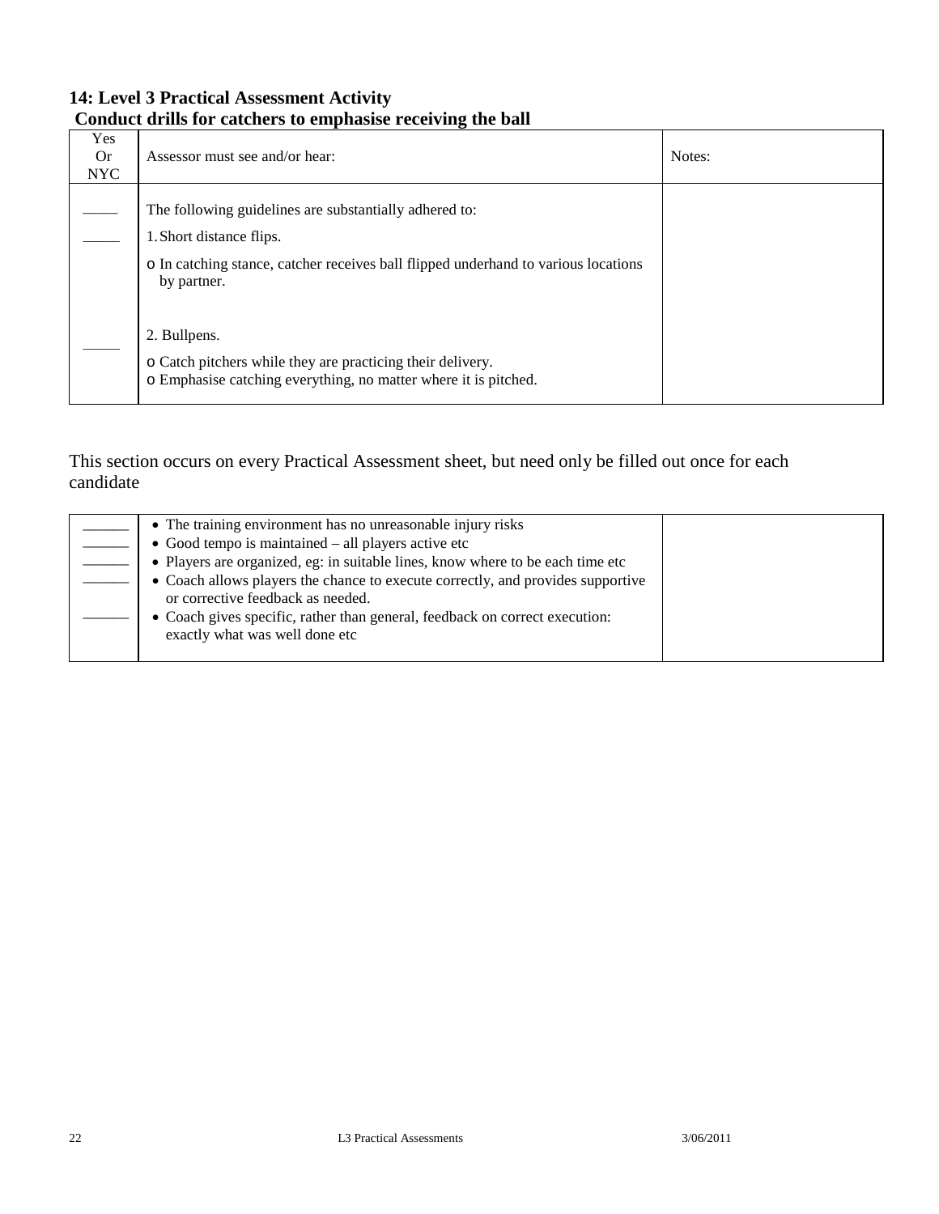### 14: Level 3 Practical Assessment Activity

### Conduct drills for catchers to emphasise receiving the ball

| Yes Or NYC | Assessor must see and/or hear: | Notes: |
| --- | --- | --- |
| _____ | The following guidelines are substantially adhered to: | |
| _____ | 1. Short distance flips.<br>o In catching stance, catcher receives ball flipped underhand to various locations by partner. | |
| _____ | 2. Bullpens.<br>o Catch pitchers while they are practicing their delivery.<br>o Emphasise catching everything, no matter where it is pitched. | |

This section occurs on every Practical Assessment sheet, but need only be filled out once for each candidate

| | | |
| --- | --- | --- |
| ______ | • The training environment has no unreasonable injury risks | |
| ______ | • Good tempo is maintained – all players active etc | |
| ______ | • Players are organized, eg: in suitable lines, know where to be each time etc | |
| ______ | • Coach allows players the chance to execute correctly, and provides supportive or corrective feedback as needed. | |
| ______ | • Coach gives specific, rather than general, feedback on correct execution: exactly what was well done etc | |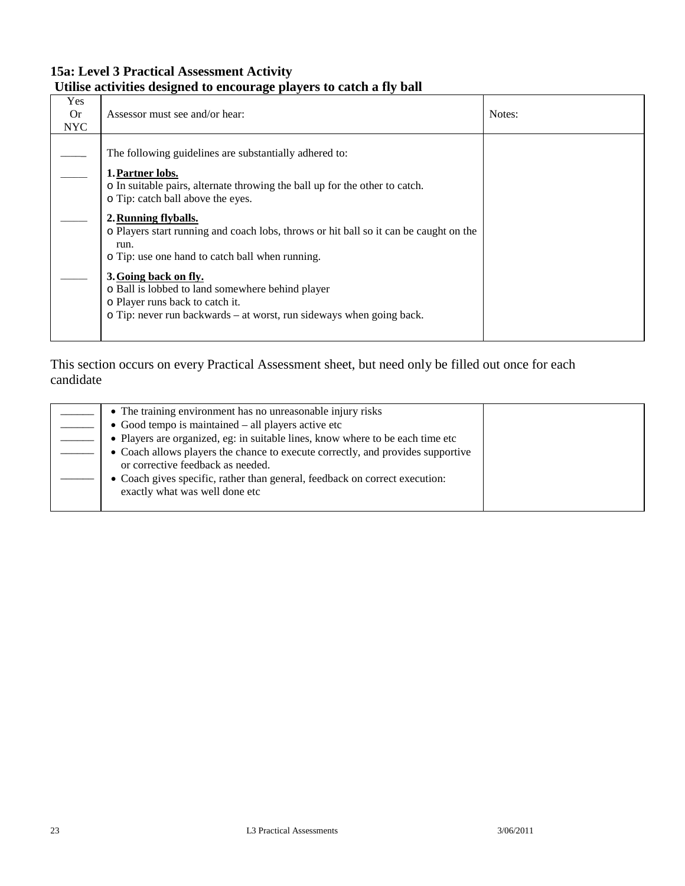## 15a: Level 3 Practical Assessment Activity

### Utilise activities designed to encourage players to catch a fly ball

| Yes Or NYC | Assessor must see and/or hear: | Notes: |
|---|---|---|
| _____ | The following guidelines are substantially adhered to: | |
| _____ | **1. Partner lobs.**<br>o In suitable pairs, alternate throwing the ball up for the other to catch.<br>o Tip: catch ball above the eyes. | |
| _____ | **2. Running flyballs.**<br>o Players start running and coach lobs, throws or hit ball so it can be caught on the run.<br>o Tip: use one hand to catch ball when running. | |
| _____ | **3. Going back on fly.**<br>o Ball is lobbed to land somewhere behind player<br>o Player runs back to catch it.<br>o Tip: never run backwards – at worst, run sideways when going back. | |

This section occurs on every Practical Assessment sheet, but need only be filled out once for each candidate

| | | |
|---|---|---|
| ______ | • The training environment has no unreasonable injury risks | |
| ______ | • Good tempo is maintained – all players active etc | |
| ______ | • Players are organized, eg: in suitable lines, know where to be each time etc | |
| ______ | • Coach allows players the chance to execute correctly, and provides supportive or corrective feedback as needed. | |
| ______ | • Coach gives specific, rather than general, feedback on correct execution: exactly what was well done etc | |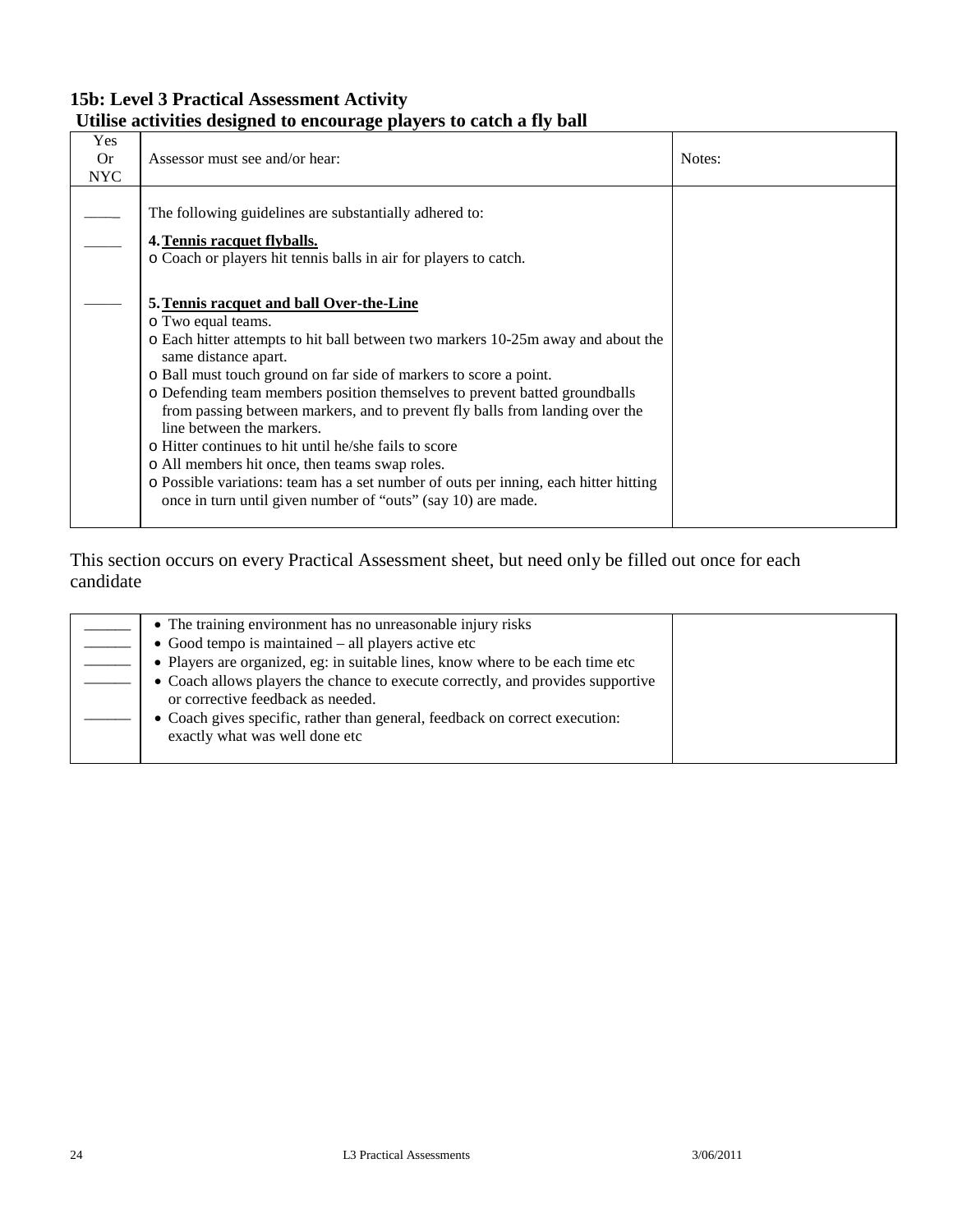### 15b: Level 3 Practical Assessment Activity

### Utilise activities designed to encourage players to catch a fly ball

| Yes Or NYC | Assessor must see and/or hear: | Notes: |
|---|---|---|
| ____ | The following guidelines are substantially adhered to: | |
| _____ | **4. Tennis racquet flyballs.**<br>o Coach or players hit tennis balls in air for players to catch. | |
| _____ | **5. Tennis racquet and ball Over-the-Line**<br>o Two equal teams.<br>o Each hitter attempts to hit ball between two markers 10-25m away and about the same distance apart.<br>o Ball must touch ground on far side of markers to score a point.<br>o Defending team members position themselves to prevent batted groundballs from passing between markers, and to prevent fly balls from landing over the line between the markers.<br>o Hitter continues to hit until he/she fails to score<br>o All members hit once, then teams swap roles.<br>o Possible variations: team has a set number of outs per inning, each hitter hitting once in turn until given number of "outs" (say 10) are made. | |

This section occurs on every Practical Assessment sheet, but need only be filled out once for each candidate

| | | |
|---|---|---|
| ______ | • The training environment has no unreasonable injury risks | |
| ______ | • Good tempo is maintained – all players active etc | |
| ______ | • Players are organized, eg: in suitable lines, know where to be each time etc | |
| ______ | • Coach allows players the chance to execute correctly, and provides supportive or corrective feedback as needed. | |
| ______ | • Coach gives specific, rather than general, feedback on correct execution: exactly what was well done etc | |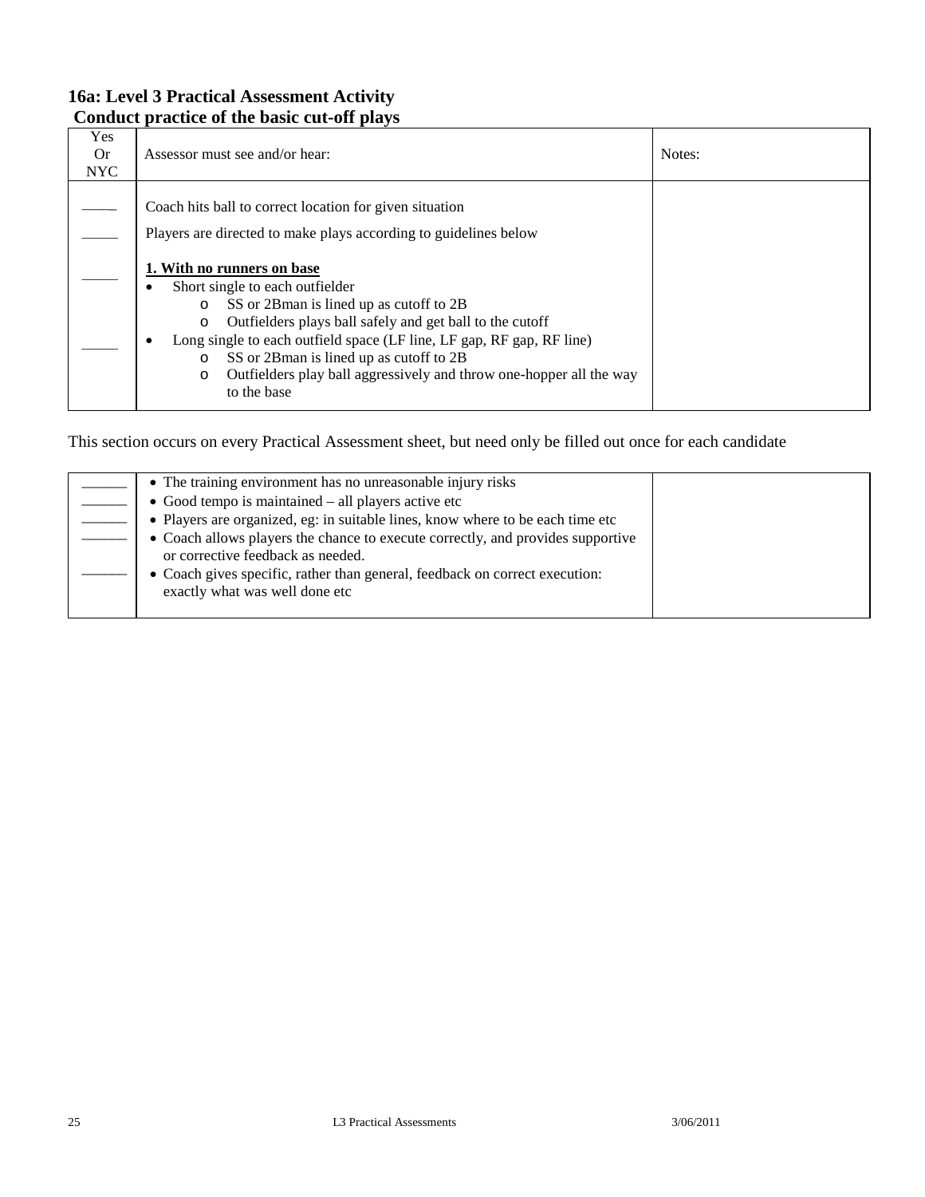### 16a: Level 3 Practical Assessment Activity
### Conduct practice of the basic cut-off plays

| Yes Or NYC | Assessor must see and/or hear: | Notes: |
|---|---|---|
| _____ | Coach hits ball to correct location for given situation | |
| _____ | Players are directed to make plays according to guidelines below | |
| _____ | **1. With no runners on base**<br>• Short single to each outfielder<br>  o SS or 2Bman is lined up as cutoff to 2B<br>  o Outfielders plays ball safely and get ball to the cutoff | |
| _____ | • Long single to each outfield space (LF line, LF gap, RF gap, RF line)<br>  o SS or 2Bman is lined up as cutoff to 2B<br>  o Outfielders play ball aggressively and throw one-hopper all the way to the base | |

This section occurs on every Practical Assessment sheet, but need only be filled out once for each candidate

| | | |
|---|---|---|
| ______ | • The training environment has no unreasonable injury risks | |
| ______ | • Good tempo is maintained – all players active etc | |
| ______ | • Players are organized, eg: in suitable lines, know where to be each time etc | |
| ______ | • Coach allows players the chance to execute correctly, and provides supportive or corrective feedback as needed. | |
| ______ | • Coach gives specific, rather than general, feedback on correct execution: exactly what was well done etc | |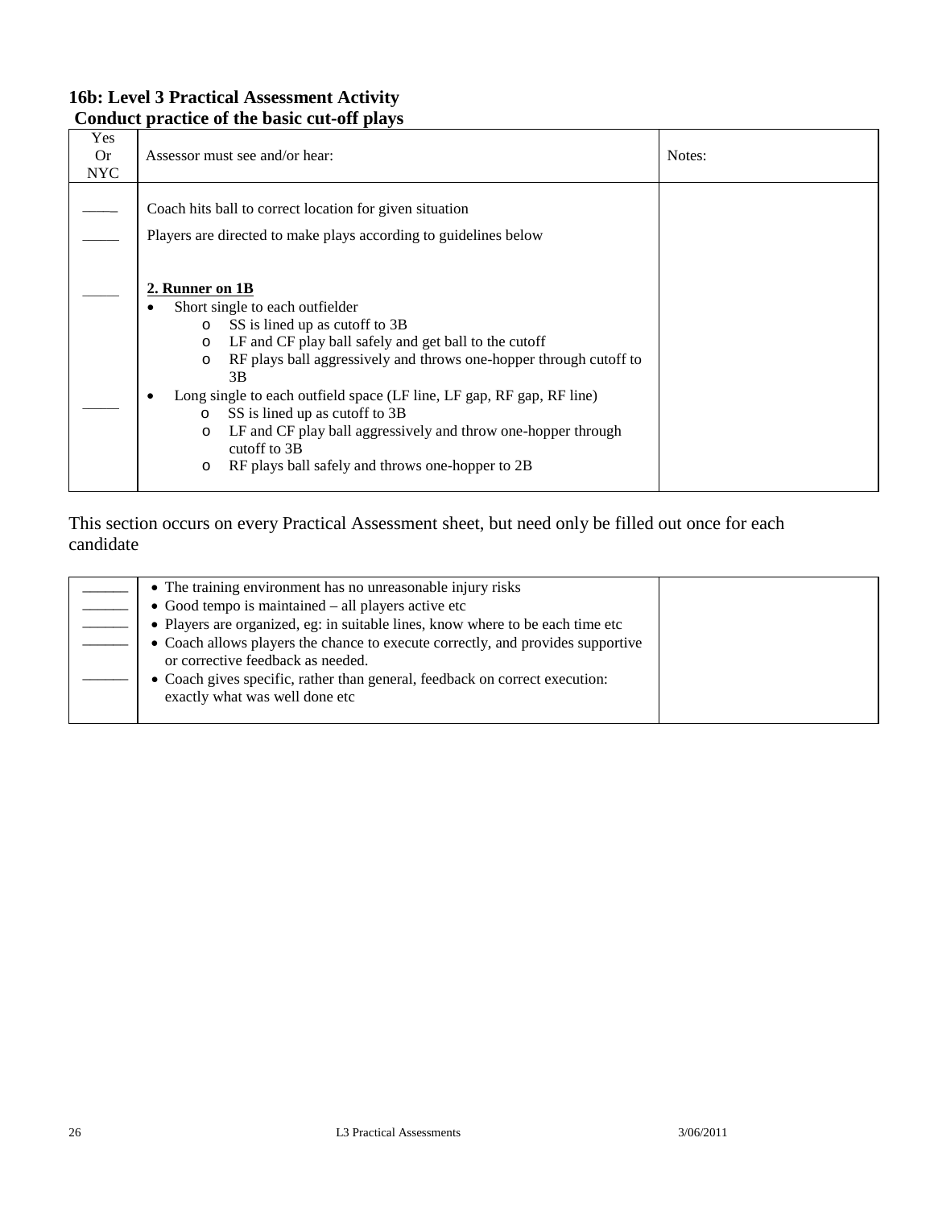### 16b: Level 3 Practical Assessment Activity
**Conduct practice of the basic cut-off plays**

| Yes Or NYC | Assessor must see and/or hear: | Notes: |
|---|---|---|
| _____ | Coach hits ball to correct location for given situation | |
| _____ | Players are directed to make plays according to guidelines below | |
| _____ | **2. Runner on 1B**<br>• Short single to each outfielder<br>&nbsp;&nbsp;&nbsp;&nbsp;o SS is lined up as cutoff to 3B<br>&nbsp;&nbsp;&nbsp;&nbsp;o LF and CF play ball safely and get ball to the cutoff<br>&nbsp;&nbsp;&nbsp;&nbsp;o RF plays ball aggressively and throws one-hopper through cutoff to 3B | |
| _____ | • Long single to each outfield space (LF line, LF gap, RF gap, RF line)<br>&nbsp;&nbsp;&nbsp;&nbsp;o SS is lined up as cutoff to 3B<br>&nbsp;&nbsp;&nbsp;&nbsp;o LF and CF play ball aggressively and throw one-hopper through cutoff to 3B<br>&nbsp;&nbsp;&nbsp;&nbsp;o RF plays ball safely and throws one-hopper to 2B | |

This section occurs on every Practical Assessment sheet, but need only be filled out once for each candidate

| | | |
|---|---|---|
| ______ | • The training environment has no unreasonable injury risks | |
| ______ | • Good tempo is maintained – all players active etc | |
| ______ | • Players are organized, eg: in suitable lines, know where to be each time etc | |
| ______ | • Coach allows players the chance to execute correctly, and provides supportive or corrective feedback as needed. | |
| ______ | • Coach gives specific, rather than general, feedback on correct execution: exactly what was well done etc | |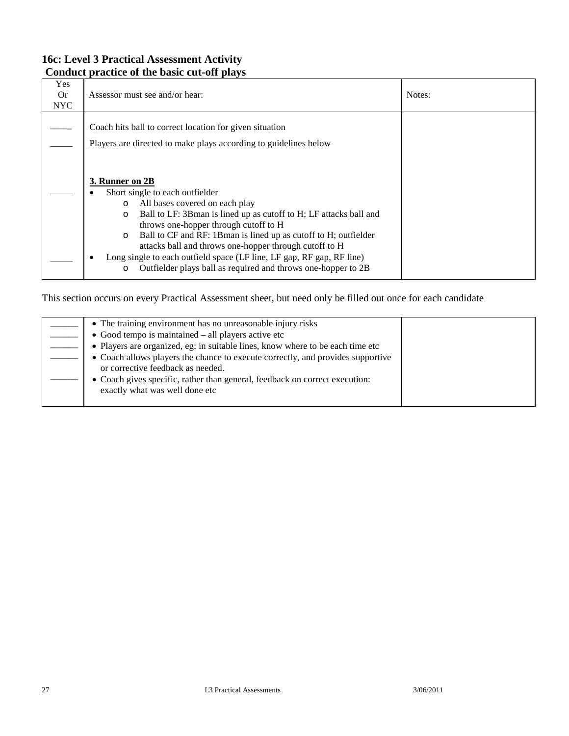### 16c: Level 3 Practical Assessment Activity

### Conduct practice of the basic cut-off plays

| Yes Or NYC | Assessor must see and/or hear: | Notes: |
|---|---|---|
| _____ | Coach hits ball to correct location for given situation | |
| _____ | Players are directed to make plays according to guidelines below | |
| _____ | **3. Runner on 2B**<br>• Short single to each outfielder<br>  o All bases covered on each play<br>  o Ball to LF: 3Bman is lined up as cutoff to H; LF attacks ball and throws one-hopper through cutoff to H<br>  o Ball to CF and RF: 1Bman is lined up as cutoff to H; outfielder attacks ball and throws one-hopper through cutoff to H | |
| _____ | • Long single to each outfield space (LF line, LF gap, RF gap, RF line)<br>  o Outfielder plays ball as required and throws one-hopper to 2B | |

This section occurs on every Practical Assessment sheet, but need only be filled out once for each candidate

| | | |
|---|---|---|
| ______ | • The training environment has no unreasonable injury risks | |
| ______ | • Good tempo is maintained – all players active etc | |
| ______ | • Players are organized, eg: in suitable lines, know where to be each time etc | |
| ______ | • Coach allows players the chance to execute correctly, and provides supportive or corrective feedback as needed. | |
| ______ | • Coach gives specific, rather than general, feedback on correct execution: exactly what was well done etc | |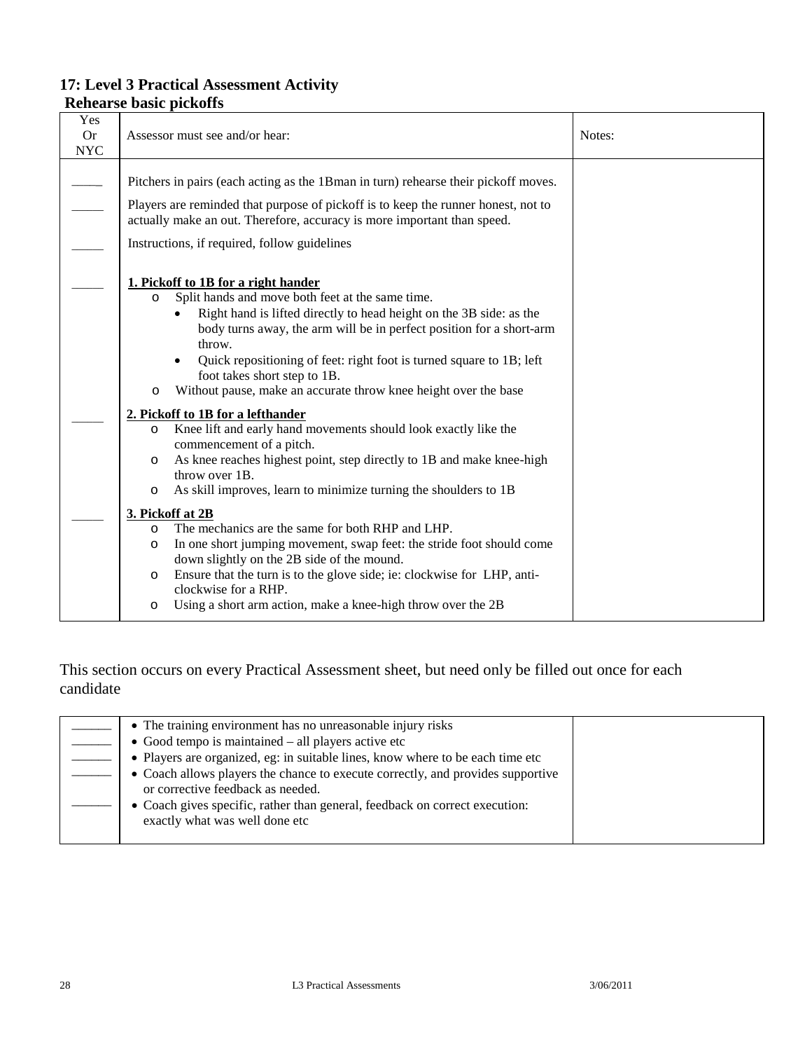## 17: Level 3 Practical Assessment Activity

### Rehearse basic pickoffs

| Yes Or NYC | Assessor must see and/or hear: | Notes: |
|---|---|---|
| _____ | Pitchers in pairs (each acting as the 1Bman in turn) rehearse their pickoff moves. | |
| _____ | Players are reminded that purpose of pickoff is to keep the runner honest, not to actually make an out. Therefore, accuracy is more important than speed. | |
| _____ | Instructions, if required, follow guidelines | |
| _____ | **1. Pickoff to 1B for a right hander**<br>o Split hands and move both feet at the same time.<br>• Right hand is lifted directly to head height on the 3B side: as the body turns away, the arm will be in perfect position for a short-arm throw.<br>• Quick repositioning of feet: right foot is turned square to 1B; left foot takes short step to 1B.<br>o Without pause, make an accurate throw knee height over the base | |
| _____ | **2. Pickoff to 1B for a lefthander**<br>o Knee lift and early hand movements should look exactly like the commencement of a pitch.<br>o As knee reaches highest point, step directly to 1B and make knee-high throw over 1B.<br>o As skill improves, learn to minimize turning the shoulders to 1B | |
| _____ | **3. Pickoff at 2B**<br>o The mechanics are the same for both RHP and LHP.<br>o In one short jumping movement, swap feet: the stride foot should come down slightly on the 2B side of the mound.<br>o Ensure that the turn is to the glove side; ie: clockwise for LHP, anti-clockwise for a RHP.<br>o Using a short arm action, make a knee-high throw over the 2B | |

This section occurs on every Practical Assessment sheet, but need only be filled out once for each candidate

| | | |
|---|---|---|
| ______ | • The training environment has no unreasonable injury risks | |
| ______ | • Good tempo is maintained – all players active etc | |
| ______ | • Players are organized, eg: in suitable lines, know where to be each time etc | |
| ______ | • Coach allows players the chance to execute correctly, and provides supportive or corrective feedback as needed. | |
| ______ | • Coach gives specific, rather than general, feedback on correct execution: exactly what was well done etc | |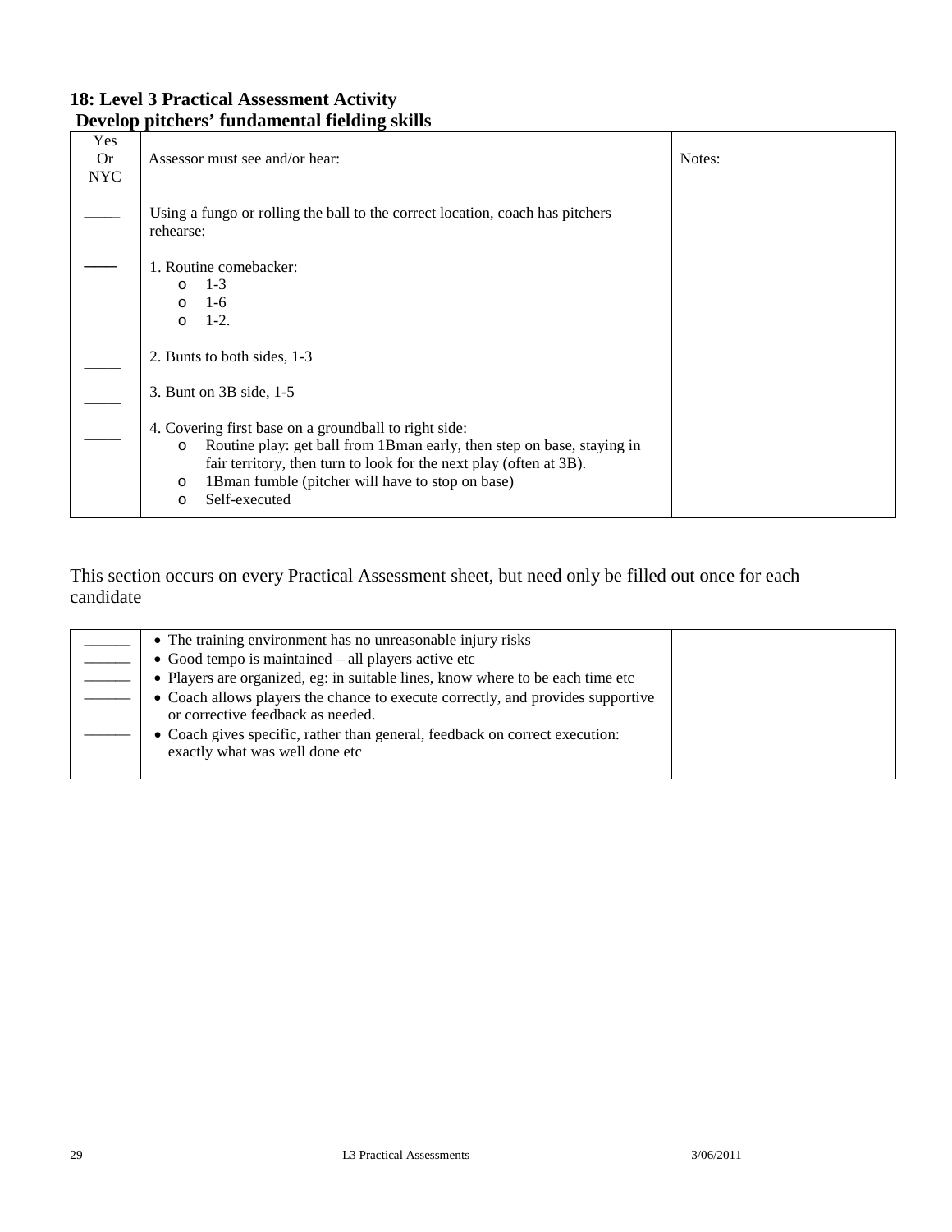## 18: Level 3 Practical Assessment Activity
## Develop pitchers' fundamental fielding skills

| Yes Or NYC | Assessor must see and/or hear: | Notes: |
|---|---|---|
| _____ | Using a fungo or rolling the ball to the correct location, coach has pitchers rehearse: | |
| _____ | 1. Routine comebacker:<br>o 1-3<br>o 1-6<br>o 1-2. | |
| _____ | 2. Bunts to both sides, 1-3 | |
| _____ | 3. Bunt on 3B side, 1-5 | |
| _____ | 4. Covering first base on a groundball to right side:<br>o Routine play: get ball from 1Bman early, then step on base, staying in fair territory, then turn to look for the next play (often at 3B).<br>o 1Bman fumble (pitcher will have to stop on base)<br>o Self-executed | |

This section occurs on every Practical Assessment sheet, but need only be filled out once for each candidate

| | | |
|---|---|---|
| ______ | • The training environment has no unreasonable injury risks | |
| ______ | • Good tempo is maintained – all players active etc | |
| ______ | • Players are organized, eg: in suitable lines, know where to be each time etc | |
| ______ | • Coach allows players the chance to execute correctly, and provides supportive or corrective feedback as needed. | |
| ______ | • Coach gives specific, rather than general, feedback on correct execution: exactly what was well done etc | |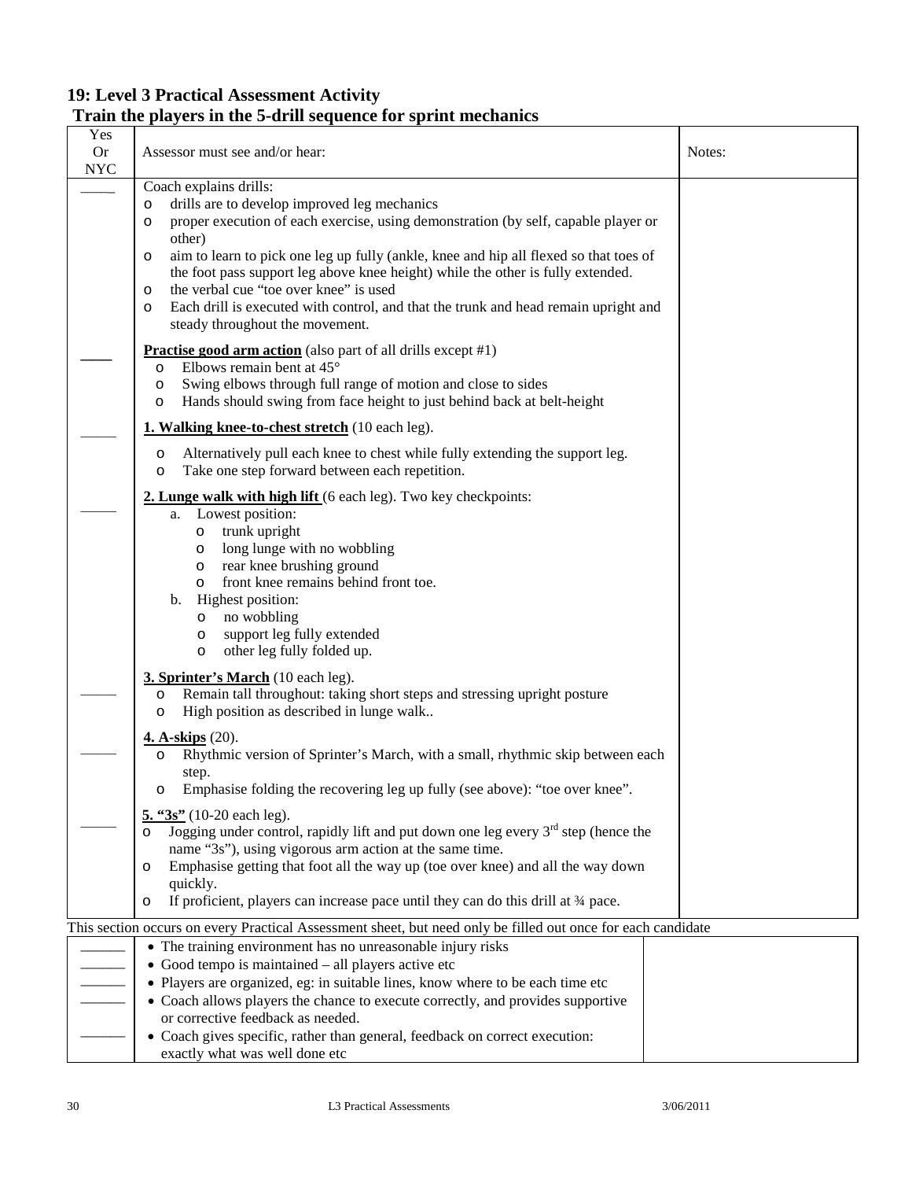## 19: Level 3 Practical Assessment Activity

### Train the players in the 5-drill sequence for sprint mechanics

| Yes Or NYC | Assessor must see and/or hear: | Notes: |
|---|---|---|
| _____ | Coach explains drills:<br>o drills are to develop improved leg mechanics<br>o proper execution of each exercise, using demonstration (by self, capable player or other)<br>o aim to learn to pick one leg up fully (ankle, knee and hip all flexed so that toes of the foot pass support leg above knee height) while the other is fully extended.<br>o the verbal cue "toe over knee" is used<br>o Each drill is executed with control, and that the trunk and head remain upright and steady throughout the movement. | |
| ____ | **Practise good arm action** (also part of all drills except #1)<br>o Elbows remain bent at 45°<br>o Swing elbows through full range of motion and close to sides<br>o Hands should swing from face height to just behind back at belt-height | |
| _____ | **1. Walking knee-to-chest stretch** (10 each leg).<br>o Alternatively pull each knee to chest while fully extending the support leg.<br>o Take one step forward between each repetition. | |
| _____ | **2. Lunge walk with high lift** (6 each leg). Two key checkpoints:<br>a. Lowest position:<br>o trunk upright<br>o long lunge with no wobbling<br>o rear knee brushing ground<br>o front knee remains behind front toe.<br>b. Highest position:<br>o no wobbling<br>o support leg fully extended<br>o other leg fully folded up. | |
| _____ | **3. Sprinter's March** (10 each leg).<br>o Remain tall throughout: taking short steps and stressing upright posture<br>o High position as described in lunge walk.. | |
| _____ | **4. A-skips** (20).<br>o Rhythmic version of Sprinter's March, with a small, rhythmic skip between each step.<br>o Emphasise folding the recovering leg up fully (see above): "toe over knee". | |
| _____ | **5. "3s"** (10-20 each leg).<br>o Jogging under control, rapidly lift and put down one leg every 3rd step (hence the name "3s"), using vigorous arm action at the same time.<br>o Emphasise getting that foot all the way up (toe over knee) and all the way down quickly.<br>o If proficient, players can increase pace until they can do this drill at ¾ pace. | |

This section occurs on every Practical Assessment sheet, but need only be filled out once for each candidate

| | | |
|---|---|---|
| ______ | • The training environment has no unreasonable injury risks | |
| ______ | • Good tempo is maintained – all players active etc | |
| ______ | • Players are organized, eg: in suitable lines, know where to be each time etc | |
| ______ | • Coach allows players the chance to execute correctly, and provides supportive or corrective feedback as needed. | |
| ______ | • Coach gives specific, rather than general, feedback on correct execution: exactly what was well done etc | |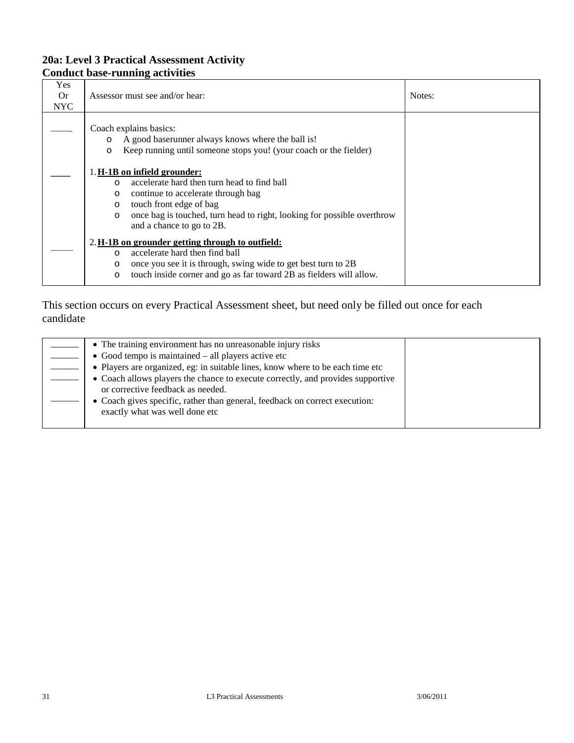**20a: Level 3 Practical Assessment Activity**
**Conduct base-running activities**

| Yes Or NYC | Assessor must see and/or hear: | Notes: |
|---|---|---|
| \_\_\_\_ | Coach explains basics:<br>o A good baserunner always knows where the ball is!<br>o Keep running until someone stops you! (your coach or the fielder) | |
| \_\_\_\_ | 1. **<u>H-1B on infield grounder:</u>**<br>o accelerate hard then turn head to find ball<br>o continue to accelerate through bag<br>o touch front edge of bag<br>o once bag is touched, turn head to right, looking for possible overthrow and a chance to go to 2B. | |
| \_\_\_\_ | 2. **<u>H-1B on grounder getting through to outfield:</u>**<br>o accelerate hard then find ball<br>o once you see it is through, swing wide to get best turn to 2B<br>o touch inside corner and go as far toward 2B as fielders will allow. | |

This section occurs on every Practical Assessment sheet, but need only be filled out once for each candidate

| | | |
|---|---|---|
| \_\_\_\_ | • The training environment has no unreasonable injury risks | |
| \_\_\_\_ | • Good tempo is maintained – all players active etc | |
| \_\_\_\_ | • Players are organized, eg: in suitable lines, know where to be each time etc | |
| \_\_\_\_ | • Coach allows players the chance to execute correctly, and provides supportive or corrective feedback as needed. | |
| \_\_\_\_ | • Coach gives specific, rather than general, feedback on correct execution: exactly what was well done etc | |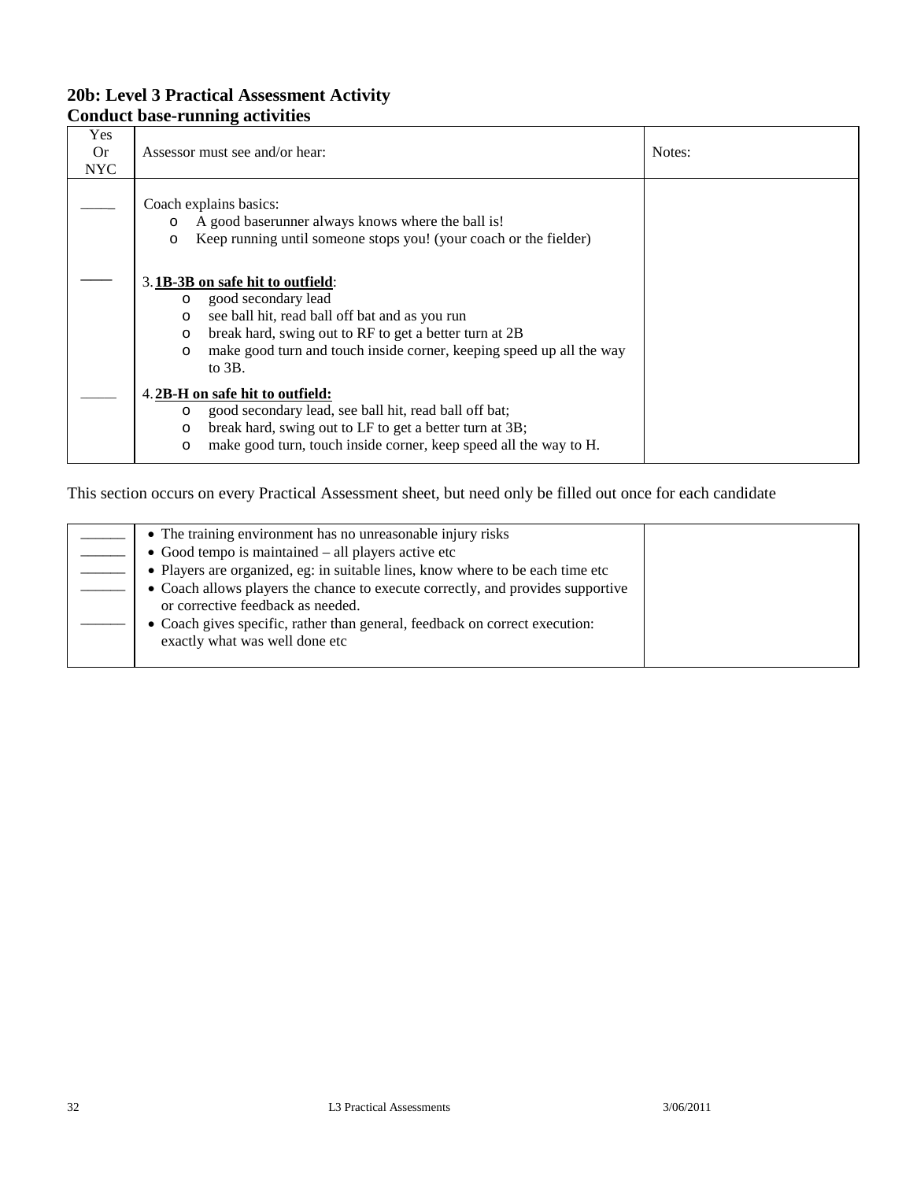## 20b: Level 3 Practical Assessment Activity
### Conduct base-running activities

| Yes Or NYC | Assessor must see and/or hear: | Notes: |
|---|---|---|
| ____ | Coach explains basics:<br>o A good baserunner always knows where the ball is!<br>o Keep running until someone stops you! (your coach or the fielder) | |
| ____ | 3. **<u>1B-3B on safe hit to outfield</u>**:<br>o good secondary lead<br>o see ball hit, read ball off bat and as you run<br>o break hard, swing out to RF to get a better turn at 2B<br>o make good turn and touch inside corner, keeping speed up all the way to 3B. | |
| ____ | 4. **<u>2B-H on safe hit to outfield:</u>**<br>o good secondary lead, see ball hit, read ball off bat;<br>o break hard, swing out to LF to get a better turn at 3B;<br>o make good turn, touch inside corner, keep speed all the way to H. | |

This section occurs on every Practical Assessment sheet, but need only be filled out once for each candidate

| | | |
|---|---|---|
| ______ | • The training environment has no unreasonable injury risks | |
| ______ | • Good tempo is maintained – all players active etc | |
| ______ | • Players are organized, eg: in suitable lines, know where to be each time etc | |
| ______ | • Coach allows players the chance to execute correctly, and provides supportive or corrective feedback as needed. | |
| ______ | • Coach gives specific, rather than general, feedback on correct execution: exactly what was well done etc | |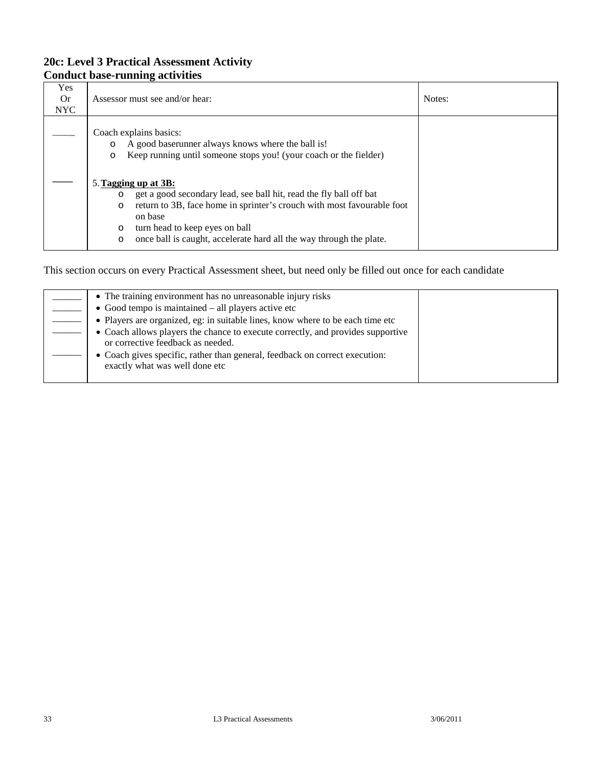## 20c: Level 3 Practical Assessment Activity
## Conduct base-running activities

| Yes Or NYC | Assessor must see and/or hear: | Notes: |
|---|---|---|
| ____ | Coach explains basics:<br>o A good baserunner always knows where the ball is!<br>o Keep running until someone stops you! (your coach or the fielder) | |
| ____ | 5. **<u>Tagging up at 3B:</u>**<br>o get a good secondary lead, see ball hit, read the fly ball off bat<br>o return to 3B, face home in sprinter's crouch with most favourable foot on base<br>o turn head to keep eyes on ball<br>o once ball is caught, accelerate hard all the way through the plate. | |

This section occurs on every Practical Assessment sheet, but need only be filled out once for each candidate

| | | |
|---|---|---|
| ______ | • The training environment has no unreasonable injury risks | |
| ______ | • Good tempo is maintained – all players active etc | |
| ______ | • Players are organized, eg: in suitable lines, know where to be each time etc | |
| ______ | • Coach allows players the chance to execute correctly, and provides supportive or corrective feedback as needed. | |
| ______ | • Coach gives specific, rather than general, feedback on correct execution: exactly what was well done etc | |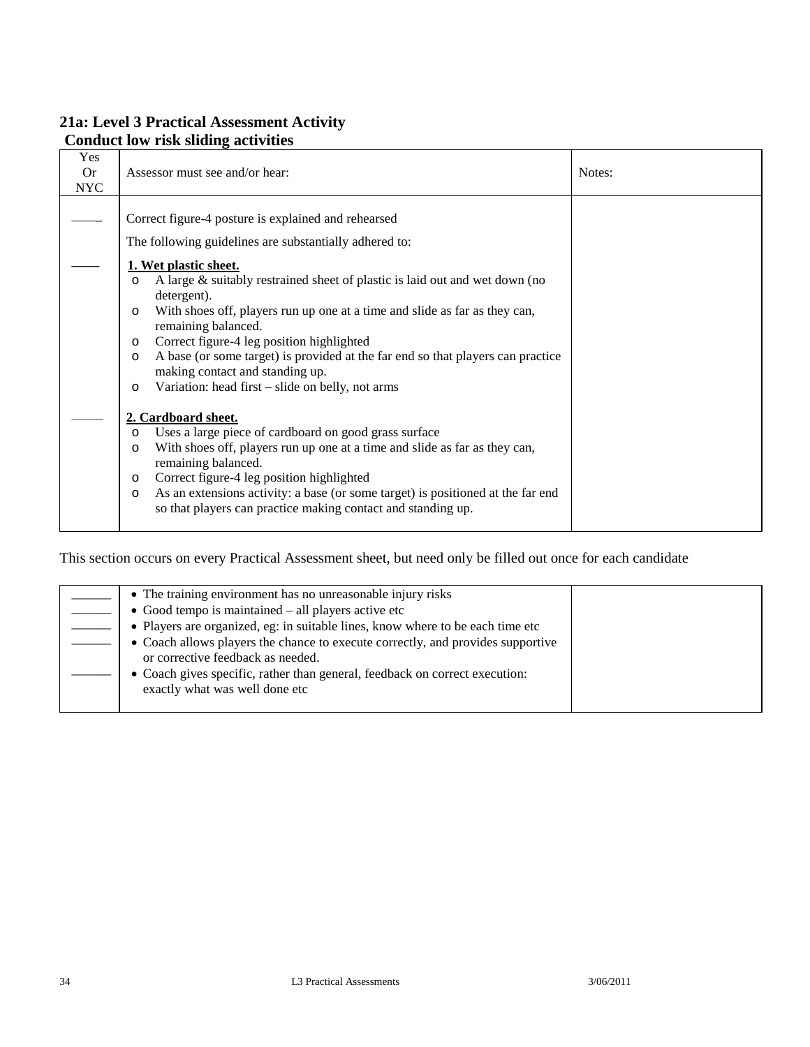## 21a: Level 3 Practical Assessment Activity

### Conduct low risk sliding activities

| Yes Or NYC | Assessor must see and/or hear: | Notes: |
|---|---|---|
| \_\_\_\_ | Correct figure-4 posture is explained and rehearsed<br><br>The following guidelines are substantially adhered to: | |
| \_\_\_\_ | **1. Wet plastic sheet.**<br>o A large & suitably restrained sheet of plastic is laid out and wet down (no detergent).<br>o With shoes off, players run up one at a time and slide as far as they can, remaining balanced.<br>o Correct figure-4 leg position highlighted<br>o A base (or some target) is provided at the far end so that players can practice making contact and standing up.<br>o Variation: head first – slide on belly, not arms | |
| \_\_\_\_ | **2. Cardboard sheet.**<br>o Uses a large piece of cardboard on good grass surface<br>o With shoes off, players run up one at a time and slide as far as they can, remaining balanced.<br>o Correct figure-4 leg position highlighted<br>o As an extensions activity: a base (or some target) is positioned at the far end so that players can practice making contact and standing up. | |

This section occurs on every Practical Assessment sheet, but need only be filled out once for each candidate

| | | |
|---|---|---|
| \_\_\_\_\_\_ | • The training environment has no unreasonable injury risks | |
| \_\_\_\_\_\_ | • Good tempo is maintained – all players active etc | |
| \_\_\_\_\_\_ | • Players are organized, eg: in suitable lines, know where to be each time etc | |
| \_\_\_\_\_\_ | • Coach allows players the chance to execute correctly, and provides supportive or corrective feedback as needed. | |
| \_\_\_\_\_\_ | • Coach gives specific, rather than general, feedback on correct execution: exactly what was well done etc | |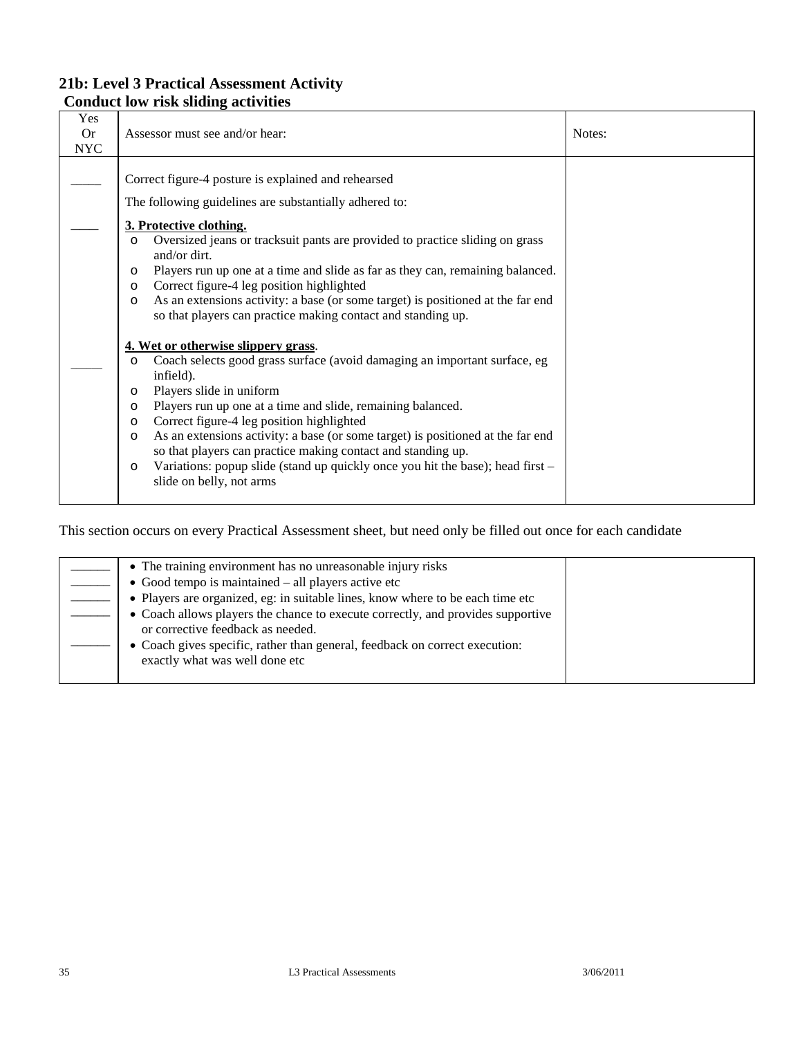## 21b: Level 3 Practical Assessment Activity

### Conduct low risk sliding activities

| Yes Or NYC | Assessor must see and/or hear: | Notes: |
|---|---|---|
| _____ | Correct figure-4 posture is explained and rehearsed<br><br>The following guidelines are substantially adhered to: | |
| _____ | **3. Protective clothing.**<br>o Oversized jeans or tracksuit pants are provided to practice sliding on grass and/or dirt.<br>o Players run up one at a time and slide as far as they can, remaining balanced.<br>o Correct figure-4 leg position highlighted<br>o As an extensions activity: a base (or some target) is positioned at the far end so that players can practice making contact and standing up. | |
| _____ | **4. Wet or otherwise slippery grass**.<br>o Coach selects good grass surface (avoid damaging an important surface, eg infield).<br>o Players slide in uniform<br>o Players run up one at a time and slide, remaining balanced.<br>o Correct figure-4 leg position highlighted<br>o As an extensions activity: a base (or some target) is positioned at the far end so that players can practice making contact and standing up.<br>o Variations: popup slide (stand up quickly once you hit the base); head first – slide on belly, not arms | |

This section occurs on every Practical Assessment sheet, but need only be filled out once for each candidate

| | | |
|---|---|---|
| ______ | • The training environment has no unreasonable injury risks | |
| ______ | • Good tempo is maintained – all players active etc | |
| ______ | • Players are organized, eg: in suitable lines, know where to be each time etc | |
| ______ | • Coach allows players the chance to execute correctly, and provides supportive or corrective feedback as needed. | |
| ______ | • Coach gives specific, rather than general, feedback on correct execution: exactly what was well done etc | |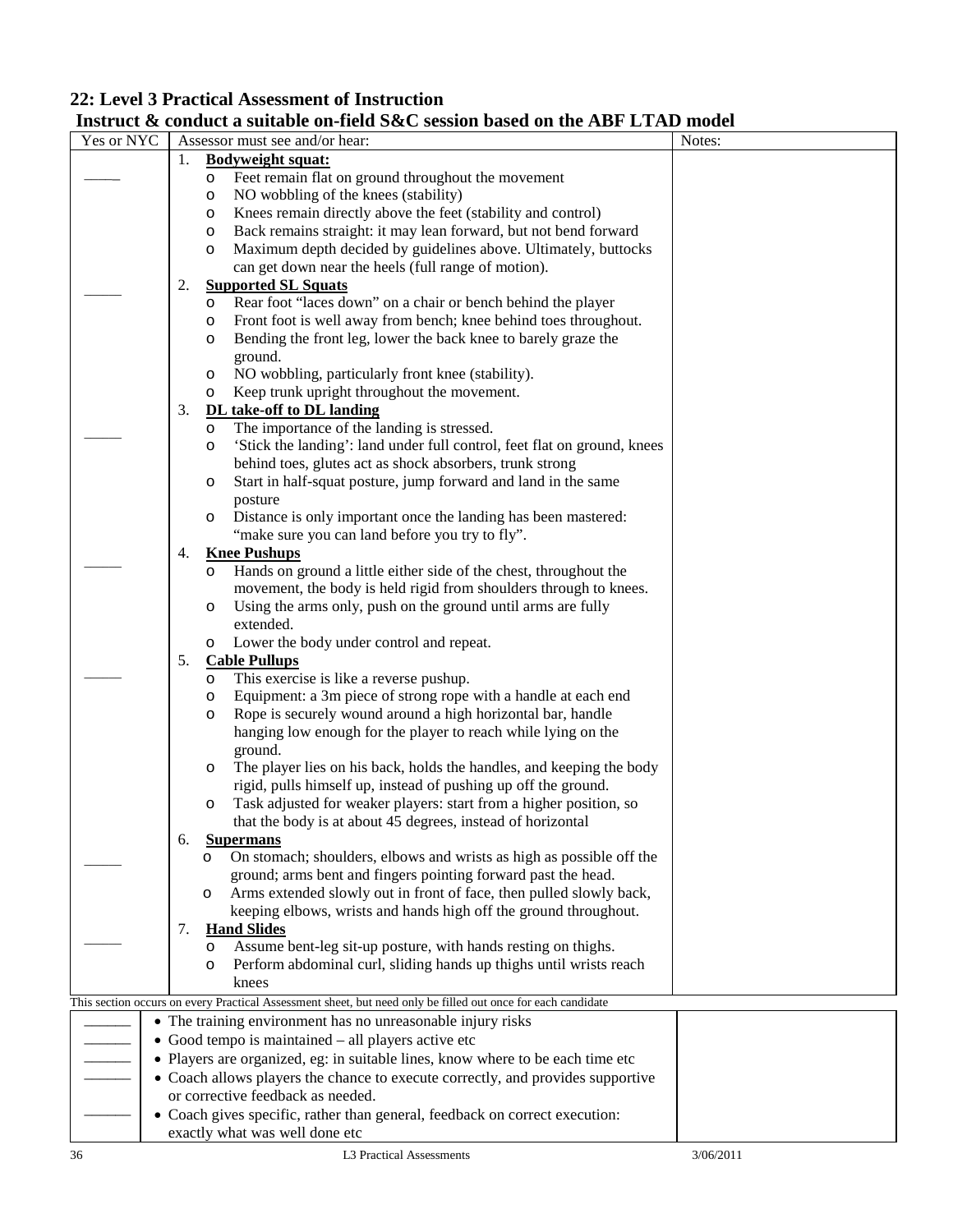## 22: Level 3 Practical Assessment of Instruction

### Instruct & conduct a suitable on-field S&C session based on the ABF LTAD model

| Yes or NYC | Assessor must see and/or hear: | Notes: |
|---|---|---|
| _____ | 1. **Bodyweight squat:**<br>o Feet remain flat on ground throughout the movement<br>o NO wobbling of the knees (stability)<br>o Knees remain directly above the feet (stability and control)<br>o Back remains straight: it may lean forward, but not bend forward<br>o Maximum depth decided by guidelines above. Ultimately, buttocks can get down near the heels (full range of motion). | |
| _____ | 2. **Supported SL Squats**<br>o Rear foot "laces down" on a chair or bench behind the player<br>o Front foot is well away from bench; knee behind toes throughout.<br>o Bending the front leg, lower the back knee to barely graze the ground.<br>o NO wobbling, particularly front knee (stability).<br>o Keep trunk upright throughout the movement. | |
| _____ | 3. **DL take-off to DL landing**<br>o The importance of the landing is stressed.<br>o 'Stick the landing': land under full control, feet flat on ground, knees behind toes, glutes act as shock absorbers, trunk strong<br>o Start in half-squat posture, jump forward and land in the same posture<br>o Distance is only important once the landing has been mastered: "make sure you can land before you try to fly". | |
| _____ | 4. **Knee Pushups**<br>o Hands on ground a little either side of the chest, throughout the movement, the body is held rigid from shoulders through to knees.<br>o Using the arms only, push on the ground until arms are fully extended.<br>o Lower the body under control and repeat. | |
| _____ | 5. **Cable Pullups**<br>o This exercise is like a reverse pushup.<br>o Equipment: a 3m piece of strong rope with a handle at each end<br>o Rope is securely wound around a high horizontal bar, handle hanging low enough for the player to reach while lying on the ground.<br>o The player lies on his back, holds the handles, and keeping the body rigid, pulls himself up, instead of pushing up off the ground.<br>o Task adjusted for weaker players: start from a higher position, so that the body is at about 45 degrees, instead of horizontal | |
| _____ | 6. **Supermans**<br>o On stomach; shoulders, elbows and wrists as high as possible off the ground; arms bent and fingers pointing forward past the head.<br>o Arms extended slowly out in front of face, then pulled slowly back, keeping elbows, wrists and hands high off the ground throughout. | |
| _____ | 7. **Hand Slides**<br>o Assume bent-leg sit-up posture, with hands resting on thighs.<br>o Perform abdominal curl, sliding hands up thighs until wrists reach knees | |

This section occurs on every Practical Assessment sheet, but need only be filled out once for each candidate

| | | |
|---|---|---|
| ______ | • The training environment has no unreasonable injury risks | |
| ______ | • Good tempo is maintained – all players active etc | |
| ______ | • Players are organized, eg: in suitable lines, know where to be each time etc | |
| ______ | • Coach allows players the chance to execute correctly, and provides supportive or corrective feedback as needed. | |
| ______ | • Coach gives specific, rather than general, feedback on correct execution: exactly what was well done etc | |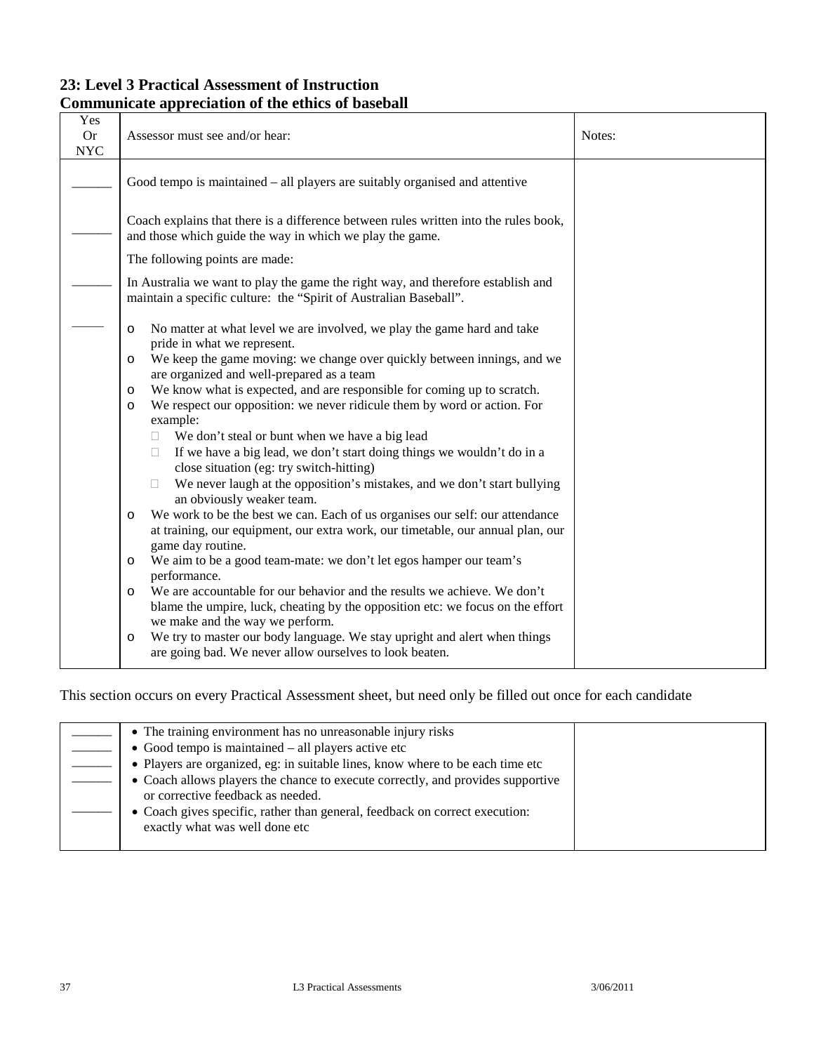## 23: Level 3 Practical Assessment of Instruction
## Communicate appreciation of the ethics of baseball

| Yes Or NYC | Assessor must see and/or hear: | Notes: |
|---|---|---|
| ______ | Good tempo is maintained – all players are suitably organised and attentive | |
| ______ | Coach explains that there is a difference between rules written into the rules book, and those which guide the way in which we play the game. | |
| | The following points are made: | |
| ______ | In Australia we want to play the game the right way, and therefore establish and maintain a specific culture: the "Spirit of Australian Baseball". | |
| _____ | o No matter at what level we are involved, we play the game hard and take pride in what we represent.<br>o We keep the game moving: we change over quickly between innings, and we are organized and well-prepared as a team<br>o We know what is expected, and are responsible for coming up to scratch.<br>o We respect our opposition: we never ridicule them by word or action. For example:<br>&nbsp;&nbsp;&nbsp;&nbsp;▪ We don't steal or bunt when we have a big lead<br>&nbsp;&nbsp;&nbsp;&nbsp;▪ If we have a big lead, we don't start doing things we wouldn't do in a close situation (eg: try switch-hitting)<br>&nbsp;&nbsp;&nbsp;&nbsp;▪ We never laugh at the opposition's mistakes, and we don't start bullying an obviously weaker team.<br>o We work to be the best we can. Each of us organises our self: our attendance at training, our equipment, our extra work, our timetable, our annual plan, our game day routine.<br>o We aim to be a good team-mate: we don't let egos hamper our team's performance.<br>o We are accountable for our behavior and the results we achieve. We don't blame the umpire, luck, cheating by the opposition etc: we focus on the effort we make and the way we perform.<br>o We try to master our body language. We stay upright and alert when things are going bad. We never allow ourselves to look beaten. | |

This section occurs on every Practical Assessment sheet, but need only be filled out once for each candidate

| | | |
|---|---|---|
| ______ | • The training environment has no unreasonable injury risks | |
| ______ | • Good tempo is maintained – all players active etc | |
| ______ | • Players are organized, eg: in suitable lines, know where to be each time etc | |
| ______ | • Coach allows players the chance to execute correctly, and provides supportive or corrective feedback as needed. | |
| ______ | • Coach gives specific, rather than general, feedback on correct execution: exactly what was well done etc | |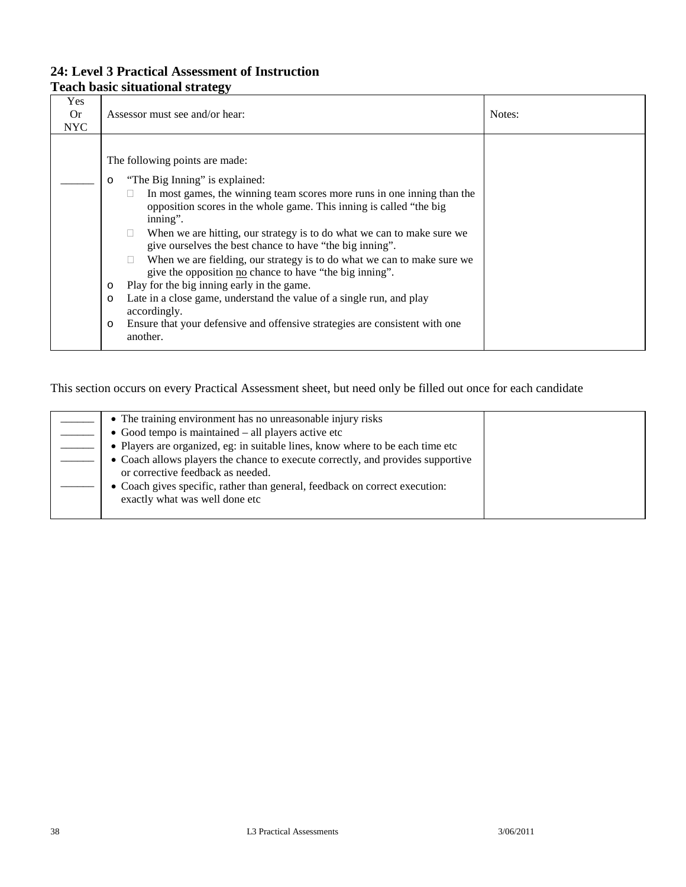## 24: Level 3 Practical Assessment of Instruction

### Teach basic situational strategy

| Yes Or NYC | Assessor must see and/or hear: | Notes: |
|---|---|---|
| ______ | The following points are made:<br>o "The Big Inning" is explained:<br>&nbsp;&nbsp;&nbsp;&nbsp;▪ In most games, the winning team scores more runs in one inning than the opposition scores in the whole game. This inning is called "the big inning".<br>&nbsp;&nbsp;&nbsp;&nbsp;▪ When we are hitting, our strategy is to do what we can to make sure we give ourselves the best chance to have "the big inning".<br>&nbsp;&nbsp;&nbsp;&nbsp;▪ When we are fielding, our strategy is to do what we can to make sure we give the opposition <u>no</u> chance to have "the big inning".<br>o Play for the big inning early in the game.<br>o Late in a close game, understand the value of a single run, and play accordingly.<br>o Ensure that your defensive and offensive strategies are consistent with one another. | |

This section occurs on every Practical Assessment sheet, but need only be filled out once for each candidate

| | | |
|---|---|---|
| ______ | • The training environment has no unreasonable injury risks | |
| ______ | • Good tempo is maintained – all players active etc | |
| ______ | • Players are organized, eg: in suitable lines, know where to be each time etc | |
| ______ | • Coach allows players the chance to execute correctly, and provides supportive or corrective feedback as needed. | |
| ______ | • Coach gives specific, rather than general, feedback on correct execution: exactly what was well done etc | |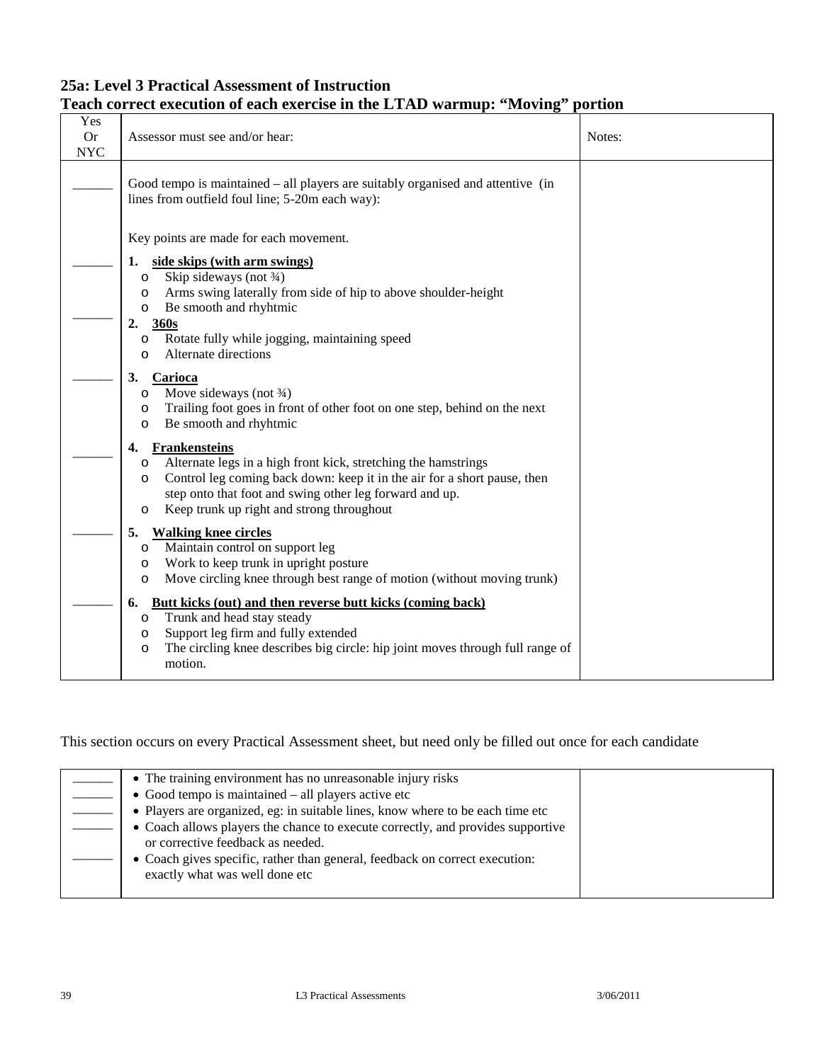## 25a: Level 3 Practical Assessment of Instruction
## Teach correct execution of each exercise in the LTAD warmup: "Moving" portion

| Yes Or NYC | Assessor must see and/or hear: | Notes: |
|---|---|---|
| ______ | Good tempo is maintained – all players are suitably organised and attentive (in lines from outfield foul line; 5-20m each way):<br><br>Key points are made for each movement. | |
| ______ | **1. <u>side skips (with arm swings)</u>**<br>o Skip sideways (not ¾)<br>o Arms swing laterally from side of hip to above shoulder-height<br>o Be smooth and rhyhtmic | |
| ______ | **2. <u>360s</u>**<br>o Rotate fully while jogging, maintaining speed<br>o Alternate directions | |
| ______ | **3. <u>Carioca</u>**<br>o Move sideways (not ¾)<br>o Trailing foot goes in front of other foot on one step, behind on the next<br>o Be smooth and rhyhtmic | |
| ______ | **4. <u>Frankensteins</u>**<br>o Alternate legs in a high front kick, stretching the hamstrings<br>o Control leg coming back down: keep it in the air for a short pause, then step onto that foot and swing other leg forward and up.<br>o Keep trunk up right and strong throughout | |
| ______ | **5. <u>Walking knee circles</u>**<br>o Maintain control on support leg<br>o Work to keep trunk in upright posture<br>o Move circling knee through best range of motion (without moving trunk) | |
| ______ | **6. <u>Butt kicks (out) and then reverse butt kicks (coming back)</u>**<br>o Trunk and head stay steady<br>o Support leg firm and fully extended<br>o The circling knee describes big circle: hip joint moves through full range of motion. | |

This section occurs on every Practical Assessment sheet, but need only be filled out once for each candidate

| | | |
|---|---|---|
| ______ | • The training environment has no unreasonable injury risks | |
| ______ | • Good tempo is maintained – all players active etc | |
| ______ | • Players are organized, eg: in suitable lines, know where to be each time etc | |
| ______ | • Coach allows players the chance to execute correctly, and provides supportive or corrective feedback as needed. | |
| ______ | • Coach gives specific, rather than general, feedback on correct execution: exactly what was well done etc | |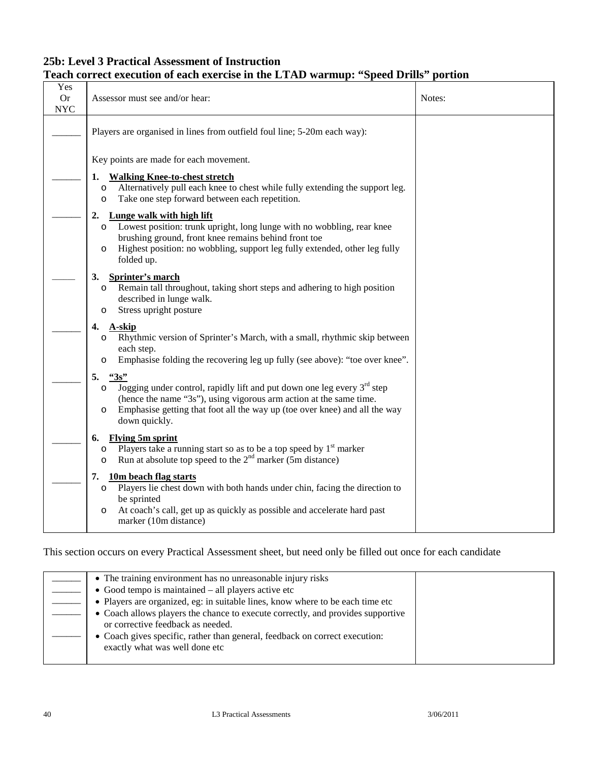## 25b: Level 3 Practical Assessment of Instruction

## Teach correct execution of each exercise in the LTAD warmup: "Speed Drills" portion

| Yes Or NYC | Assessor must see and/or hear: | Notes: |
|---|---|---|
| ______ | Players are organised in lines from outfield foul line; 5-20m each way): | |
| | Key points are made for each movement. | |
| ______ | **1. Walking Knee-to-chest stretch**<br>o Alternatively pull each knee to chest while fully extending the support leg.<br>o Take one step forward between each repetition. | |
| ______ | **2. Lunge walk with high lift**<br>o Lowest position: trunk upright, long lunge with no wobbling, rear knee brushing ground, front knee remains behind front toe<br>o Highest position: no wobbling, support leg fully extended, other leg fully folded up. | |
| _____ | **3. Sprinter's march**<br>o Remain tall throughout, taking short steps and adhering to high position described in lunge walk.<br>o Stress upright posture | |
| ______ | **4. A-skip**<br>o Rhythmic version of Sprinter's March, with a small, rhythmic skip between each step.<br>o Emphasise folding the recovering leg up fully (see above): "toe over knee". | |
| ______ | **5. "3s"**<br>o Jogging under control, rapidly lift and put down one leg every 3rd step (hence the name "3s"), using vigorous arm action at the same time.<br>o Emphasise getting that foot all the way up (toe over knee) and all the way down quickly. | |
| ______ | **6. Flying 5m sprint**<br>o Players take a running start so as to be a top speed by 1st marker<br>o Run at absolute top speed to the 2nd marker (5m distance) | |
| ______ | **7. 10m beach flag starts**<br>o Players lie chest down with both hands under chin, facing the direction to be sprinted<br>o At coach's call, get up as quickly as possible and accelerate hard past marker (10m distance) | |

This section occurs on every Practical Assessment sheet, but need only be filled out once for each candidate

| | | |
|---|---|---|
| ______<br>______<br>______<br>______<br><br>______ | • The training environment has no unreasonable injury risks<br>• Good tempo is maintained – all players active etc<br>• Players are organized, eg: in suitable lines, know where to be each time etc<br>• Coach allows players the chance to execute correctly, and provides supportive or corrective feedback as needed.<br>• Coach gives specific, rather than general, feedback on correct execution: exactly what was well done etc | |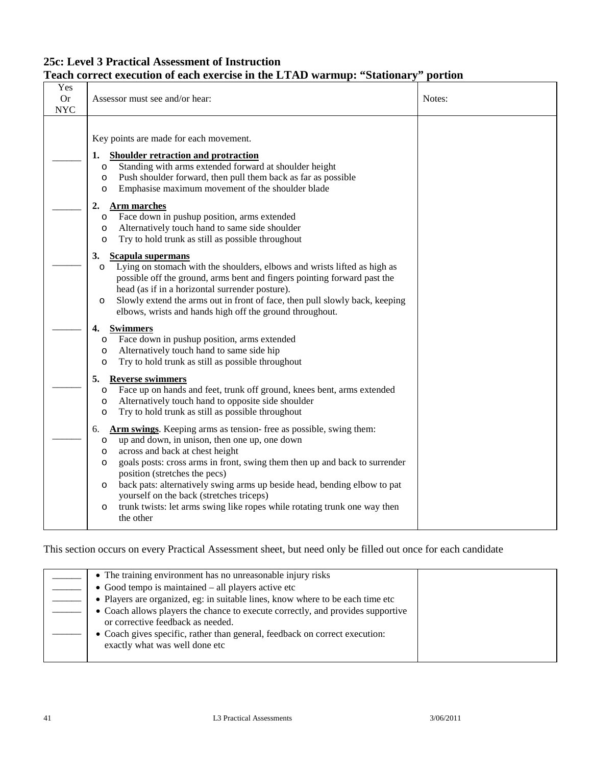## 25c: Level 3 Practical Assessment of Instruction
## Teach correct execution of each exercise in the LTAD warmup: "Stationary" portion

| Yes Or NYC | Assessor must see and/or hear: | Notes: |
|---|---|---|
| | Key points are made for each movement. | |
| ______ | **1. Shoulder retraction and protraction**<br>o Standing with arms extended forward at shoulder height<br>o Push shoulder forward, then pull them back as far as possible<br>o Emphasise maximum movement of the shoulder blade | |
| ______ | **2. Arm marches**<br>o Face down in pushup position, arms extended<br>o Alternatively touch hand to same side shoulder<br>o Try to hold trunk as still as possible throughout | |
| ______ | **3. Scapula supermans**<br>o Lying on stomach with the shoulders, elbows and wrists lifted as high as possible off the ground, arms bent and fingers pointing forward past the head (as if in a horizontal surrender posture).<br>o Slowly extend the arms out in front of face, then pull slowly back, keeping elbows, wrists and hands high off the ground throughout. | |
| ______ | **4. Swimmers**<br>o Face down in pushup position, arms extended<br>o Alternatively touch hand to same side hip<br>o Try to hold trunk as still as possible throughout | |
| ______ | **5. Reverse swimmers**<br>o Face up on hands and feet, trunk off ground, knees bent, arms extended<br>o Alternatively touch hand to opposite side shoulder<br>o Try to hold trunk as still as possible throughout | |
| ______ | 6. **Arm swings**. Keeping arms as tension- free as possible, swing them:<br>o up and down, in unison, then one up, one down<br>o across and back at chest height<br>o goals posts: cross arms in front, swing them then up and back to surrender position (stretches the pecs)<br>o back pats: alternatively swing arms up beside head, bending elbow to pat yourself on the back (stretches triceps)<br>o trunk twists: let arms swing like ropes while rotating trunk one way then the other | |

This section occurs on every Practical Assessment sheet, but need only be filled out once for each candidate

| | | |
|---|---|---|
| ______ | • The training environment has no unreasonable injury risks | |
| ______ | • Good tempo is maintained – all players active etc | |
| ______ | • Players are organized, eg: in suitable lines, know where to be each time etc | |
| ______ | • Coach allows players the chance to execute correctly, and provides supportive or corrective feedback as needed. | |
| ______ | • Coach gives specific, rather than general, feedback on correct execution: exactly what was well done etc | |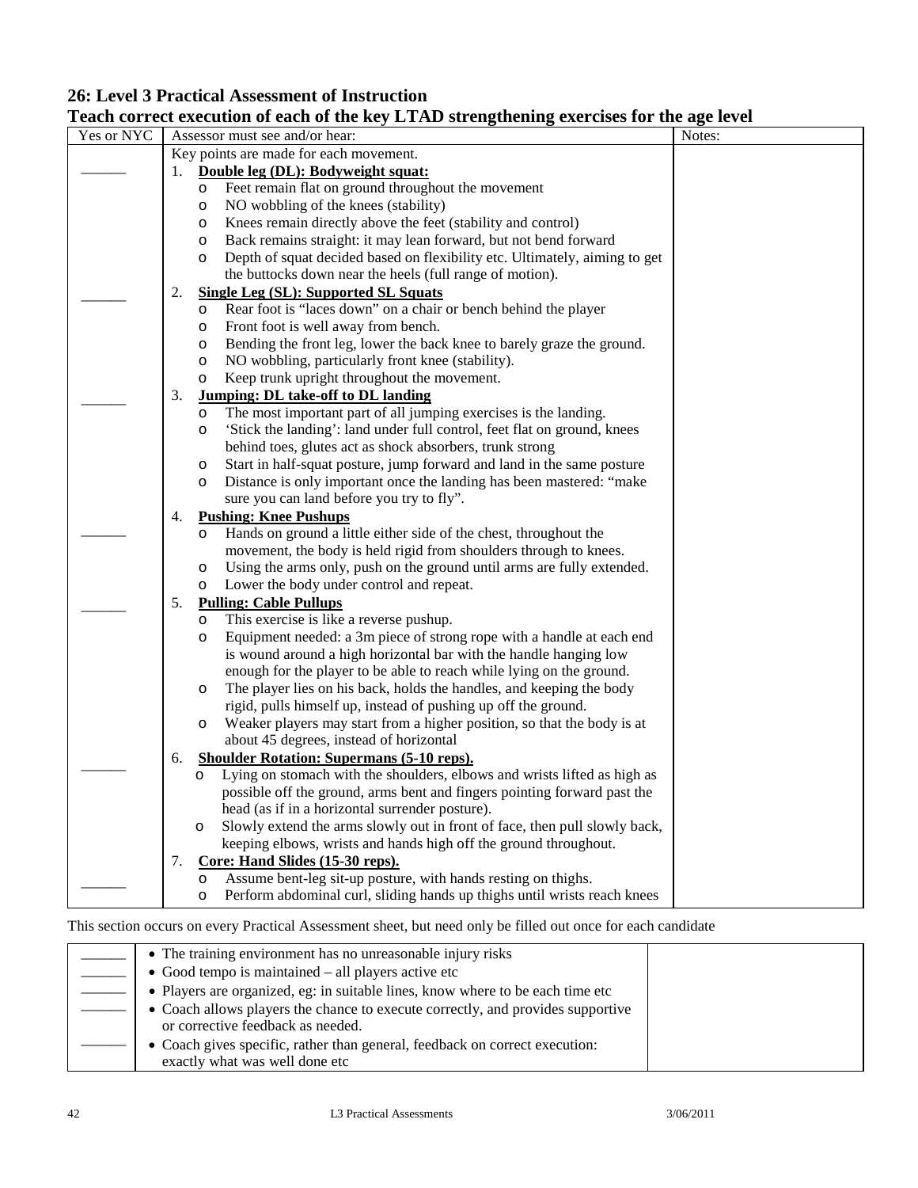## 26: Level 3 Practical Assessment of Instruction

### Teach correct execution of each of the key LTAD strengthening exercises for the age level

| Yes or NYC | Assessor must see and/or hear: | Notes: |
|---|---|---|
| | Key points are made for each movement. | |
| ______ | 1. **Double leg (DL): Bodyweight squat:**<br>o Feet remain flat on ground throughout the movement<br>o NO wobbling of the knees (stability)<br>o Knees remain directly above the feet (stability and control)<br>o Back remains straight: it may lean forward, but not bend forward<br>o Depth of squat decided based on flexibility etc. Ultimately, aiming to get the buttocks down near the heels (full range of motion). | |
| ______ | 2. **Single Leg (SL): Supported SL Squats**<br>o Rear foot is "laces down" on a chair or bench behind the player<br>o Front foot is well away from bench.<br>o Bending the front leg, lower the back knee to barely graze the ground.<br>o NO wobbling, particularly front knee (stability).<br>o Keep trunk upright throughout the movement. | |
| ______ | 3. **Jumping: DL take-off to DL landing**<br>o The most important part of all jumping exercises is the landing.<br>o 'Stick the landing': land under full control, feet flat on ground, knees behind toes, glutes act as shock absorbers, trunk strong<br>o Start in half-squat posture, jump forward and land in the same posture<br>o Distance is only important once the landing has been mastered: "make sure you can land before you try to fly". | |
| ______ | 4. **Pushing: Knee Pushups**<br>o Hands on ground a little either side of the chest, throughout the movement, the body is held rigid from shoulders through to knees.<br>o Using the arms only, push on the ground until arms are fully extended.<br>o Lower the body under control and repeat. | |
| ______ | 5. **Pulling: Cable Pullups**<br>o This exercise is like a reverse pushup.<br>o Equipment needed: a 3m piece of strong rope with a handle at each end is wound around a high horizontal bar with the handle hanging low enough for the player to be able to reach while lying on the ground.<br>o The player lies on his back, holds the handles, and keeping the body rigid, pulls himself up, instead of pushing up off the ground.<br>o Weaker players may start from a higher position, so that the body is at about 45 degrees, instead of horizontal | |
| ______ | 6. **Shoulder Rotation: Supermans (5-10 reps).**<br>o Lying on stomach with the shoulders, elbows and wrists lifted as high as possible off the ground, arms bent and fingers pointing forward past the head (as if in a horizontal surrender posture).<br>o Slowly extend the arms slowly out in front of face, then pull slowly back, keeping elbows, wrists and hands high off the ground throughout. | |
| ______ | 7. **Core: Hand Slides (15-30 reps).**<br>o Assume bent-leg sit-up posture, with hands resting on thighs.<br>o Perform abdominal curl, sliding hands up thighs until wrists reach knees | |

This section occurs on every Practical Assessment sheet, but need only be filled out once for each candidate

| | | |
|---|---|---|
| ______ | • The training environment has no unreasonable injury risks | |
| ______ | • Good tempo is maintained – all players active etc | |
| ______ | • Players are organized, eg: in suitable lines, know where to be each time etc | |
| ______ | • Coach allows players the chance to execute correctly, and provides supportive or corrective feedback as needed. | |
| ______ | • Coach gives specific, rather than general, feedback on correct execution: exactly what was well done etc | |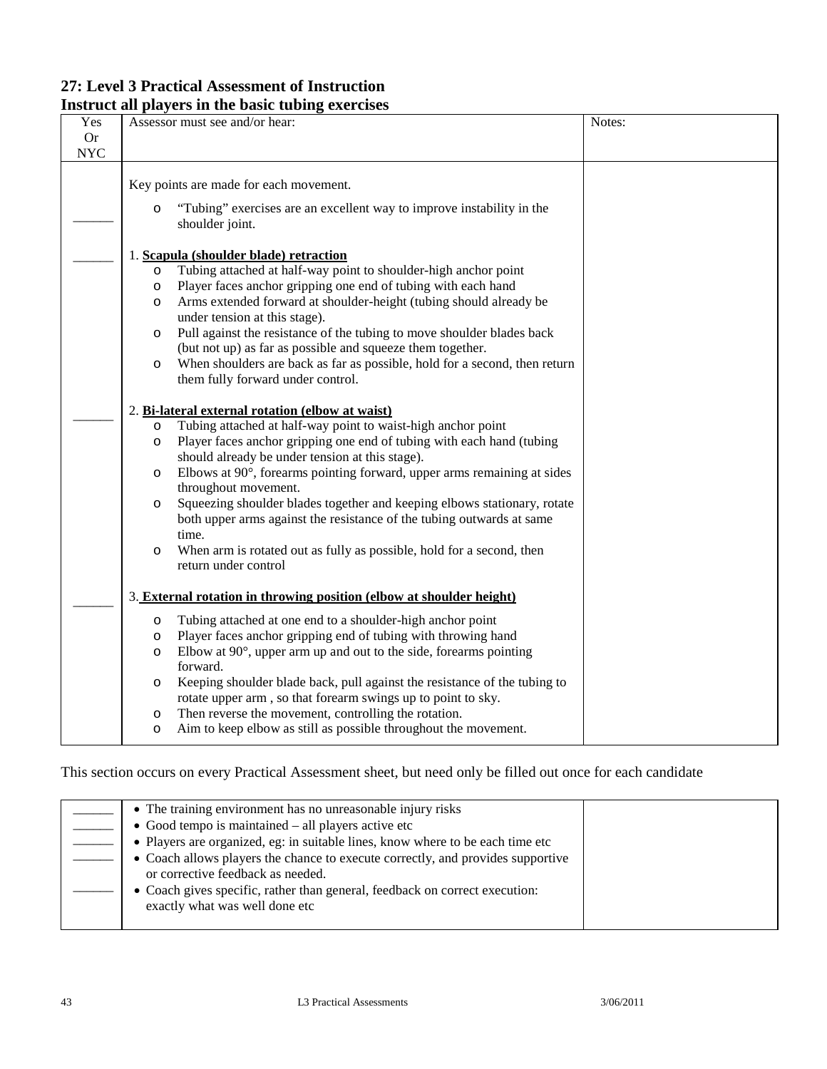## 27: Level 3 Practical Assessment of Instruction

## Instruct all players in the basic tubing exercises

| Yes Or NYC | Assessor must see and/or hear: | Notes: |
|---|---|---|
| | Key points are made for each movement. | |
| ______ | ○ "Tubing" exercises are an excellent way to improve instability in the shoulder joint. | |
| ______ | 1. **Scapula (shoulder blade) retraction**<br>○ Tubing attached at half-way point to shoulder-high anchor point<br>○ Player faces anchor gripping one end of tubing with each hand<br>○ Arms extended forward at shoulder-height (tubing should already be under tension at this stage).<br>○ Pull against the resistance of the tubing to move shoulder blades back (but not up) as far as possible and squeeze them together.<br>○ When shoulders are back as far as possible, hold for a second, then return them fully forward under control. | |
| ______ | 2. **Bi-lateral external rotation (elbow at waist)**<br>○ Tubing attached at half-way point to waist-high anchor point<br>○ Player faces anchor gripping one end of tubing with each hand (tubing should already be under tension at this stage).<br>○ Elbows at 90°, forearms pointing forward, upper arms remaining at sides throughout movement.<br>○ Squeezing shoulder blades together and keeping elbows stationary, rotate both upper arms against the resistance of the tubing outwards at same time.<br>○ When arm is rotated out as fully as possible, hold for a second, then return under control | |
| ______ | 3. **External rotation in throwing position (elbow at shoulder height)**<br>○ Tubing attached at one end to a shoulder-high anchor point<br>○ Player faces anchor gripping end of tubing with throwing hand<br>○ Elbow at 90°, upper arm up and out to the side, forearms pointing forward.<br>○ Keeping shoulder blade back, pull against the resistance of the tubing to rotate upper arm , so that forearm swings up to point to sky.<br>○ Then reverse the movement, controlling the rotation.<br>○ Aim to keep elbow as still as possible throughout the movement. | |

This section occurs on every Practical Assessment sheet, but need only be filled out once for each candidate

| | | |
|---|---|---|
| ______ | • The training environment has no unreasonable injury risks | |
| ______ | • Good tempo is maintained – all players active etc | |
| ______ | • Players are organized, eg: in suitable lines, know where to be each time etc | |
| ______ | • Coach allows players the chance to execute correctly, and provides supportive or corrective feedback as needed. | |
| ______ | • Coach gives specific, rather than general, feedback on correct execution: exactly what was well done etc | |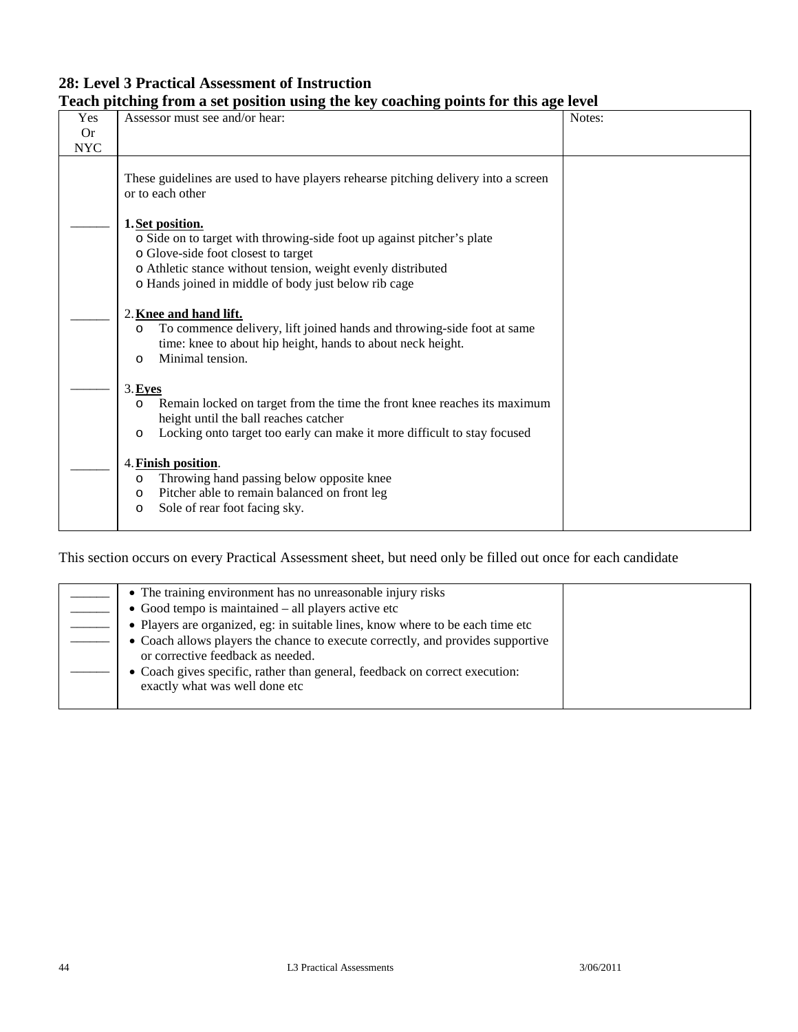## 28: Level 3 Practical Assessment of Instruction

### Teach pitching from a set position using the key coaching points for this age level

| Yes Or NYC | Assessor must see and/or hear: | Notes: |
|---|---|---|
| | These guidelines are used to have players rehearse pitching delivery into a screen or to each other | |
| ______ | **1. Set position.**<br>o Side on to target with throwing-side foot up against pitcher's plate<br>o Glove-side foot closest to target<br>o Athletic stance without tension, weight evenly distributed<br>o Hands joined in middle of body just below rib cage | |
| ______ | **2. Knee and hand lift.**<br>o To commence delivery, lift joined hands and throwing-side foot at same time: knee to about hip height, hands to about neck height.<br>o Minimal tension. | |
| ______ | **3. Eyes**<br>o Remain locked on target from the time the front knee reaches its maximum height until the ball reaches catcher<br>o Locking onto target too early can make it more difficult to stay focused | |
| ______ | **4. Finish position**.<br>o Throwing hand passing below opposite knee<br>o Pitcher able to remain balanced on front leg<br>o Sole of rear foot facing sky. | |

This section occurs on every Practical Assessment sheet, but need only be filled out once for each candidate

| | | |
|---|---|---|
| ______ | • The training environment has no unreasonable injury risks | |
| ______ | • Good tempo is maintained – all players active etc | |
| ______ | • Players are organized, eg: in suitable lines, know where to be each time etc | |
| ______ | • Coach allows players the chance to execute correctly, and provides supportive or corrective feedback as needed. | |
| ______ | • Coach gives specific, rather than general, feedback on correct execution: exactly what was well done etc | |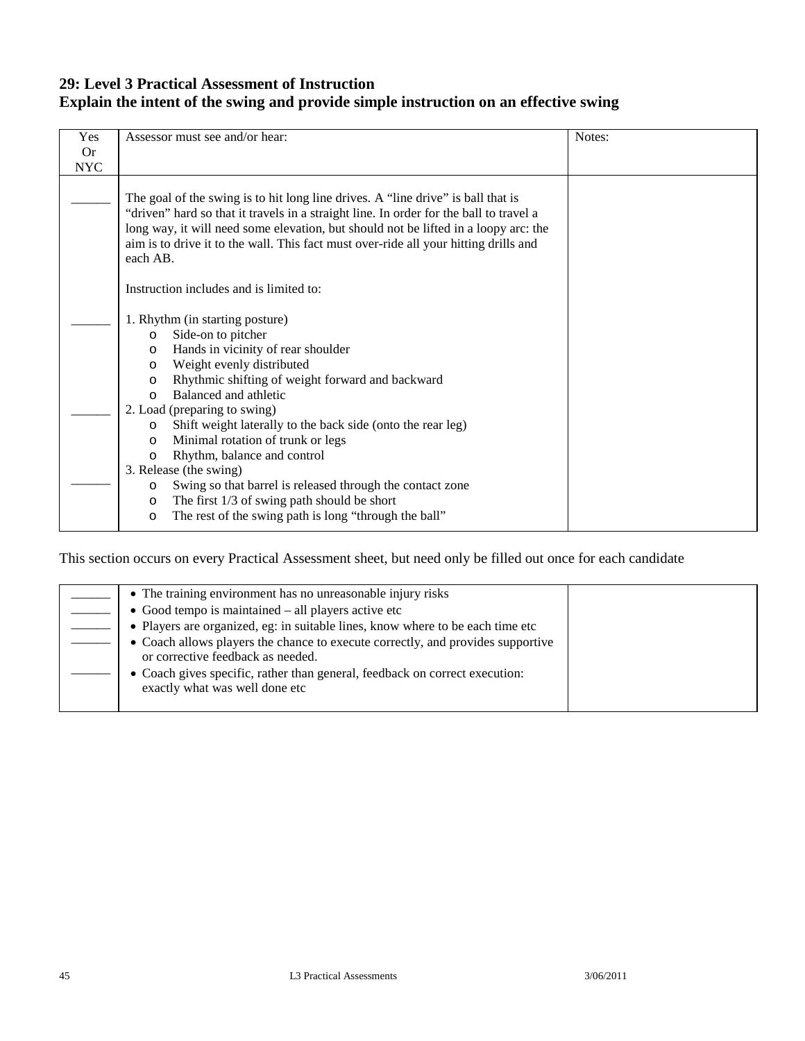## 29: Level 3 Practical Assessment of Instruction
## Explain the intent of the swing and provide simple instruction on an effective swing

| Yes Or NYC | Assessor must see and/or hear: | Notes: |
|---|---|---|
| ______ | The goal of the swing is to hit long line drives. A "line drive" is ball that is "driven" hard so that it travels in a straight line. In order for the ball to travel a long way, it will need some elevation, but should not be lifted in a loopy arc: the aim is to drive it to the wall. This fact must over-ride all your hitting drills and each AB. | |
| | Instruction includes and is limited to: | |
| ______ | 1. Rhythm (in starting posture)<br>o Side-on to pitcher<br>o Hands in vicinity of rear shoulder<br>o Weight evenly distributed<br>o Rhythmic shifting of weight forward and backward<br>o Balanced and athletic | |
| ______ | 2. Load (preparing to swing)<br>o Shift weight laterally to the back side (onto the rear leg)<br>o Minimal rotation of trunk or legs<br>o Rhythm, balance and control | |
| ______ | 3. Release (the swing)<br>o Swing so that barrel is released through the contact zone<br>o The first 1/3 of swing path should be short<br>o The rest of the swing path is long "through the ball" | |

This section occurs on every Practical Assessment sheet, but need only be filled out once for each candidate

| | | |
|---|---|---|
| ______ | • The training environment has no unreasonable injury risks | |
| ______ | • Good tempo is maintained – all players active etc | |
| ______ | • Players are organized, eg: in suitable lines, know where to be each time etc | |
| ______ | • Coach allows players the chance to execute correctly, and provides supportive or corrective feedback as needed. | |
| ______ | • Coach gives specific, rather than general, feedback on correct execution: exactly what was well done etc | |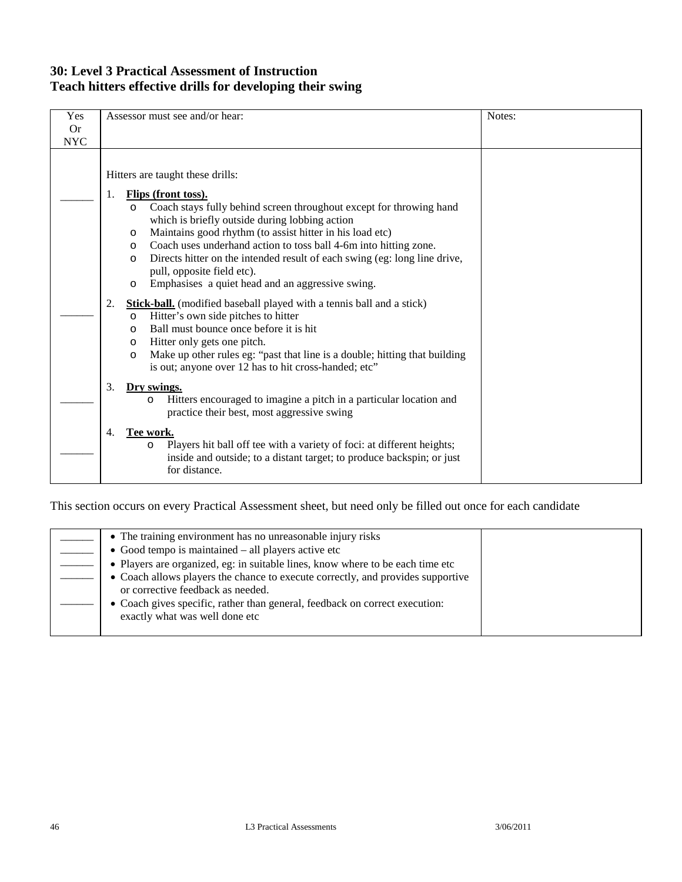## 30: Level 3 Practical Assessment of Instruction
## Teach hitters effective drills for developing their swing

| Yes Or NYC | Assessor must see and/or hear: | Notes: |
|---|---|---|
| | Hitters are taught these drills: | |
| ______ | 1. **Flips (front toss).**<br>o Coach stays fully behind screen throughout except for throwing hand which is briefly outside during lobbing action<br>o Maintains good rhythm (to assist hitter in his load etc)<br>o Coach uses underhand action to toss ball 4-6m into hitting zone.<br>o Directs hitter on the intended result of each swing (eg: long line drive, pull, opposite field etc).<br>o Emphasises a quiet head and an aggressive swing. | |
| ______ | 2. **Stick-ball.** (modified baseball played with a tennis ball and a stick)<br>o Hitter's own side pitches to hitter<br>o Ball must bounce once before it is hit<br>o Hitter only gets one pitch.<br>o Make up other rules eg: "past that line is a double; hitting that building is out; anyone over 12 has to hit cross-handed; etc" | |
| ______ | 3. **Dry swings.**<br>o Hitters encouraged to imagine a pitch in a particular location and practice their best, most aggressive swing | |
| ______ | 4. **Tee work.**<br>o Players hit ball off tee with a variety of foci: at different heights; inside and outside; to a distant target; to produce backspin; or just for distance. | |

This section occurs on every Practical Assessment sheet, but need only be filled out once for each candidate

| | | |
|---|---|---|
| ______ | • The training environment has no unreasonable injury risks | |
| ______ | • Good tempo is maintained – all players active etc | |
| ______ | • Players are organized, eg: in suitable lines, know where to be each time etc | |
| ______ | • Coach allows players the chance to execute correctly, and provides supportive or corrective feedback as needed. | |
| ______ | • Coach gives specific, rather than general, feedback on correct execution: exactly what was well done etc | |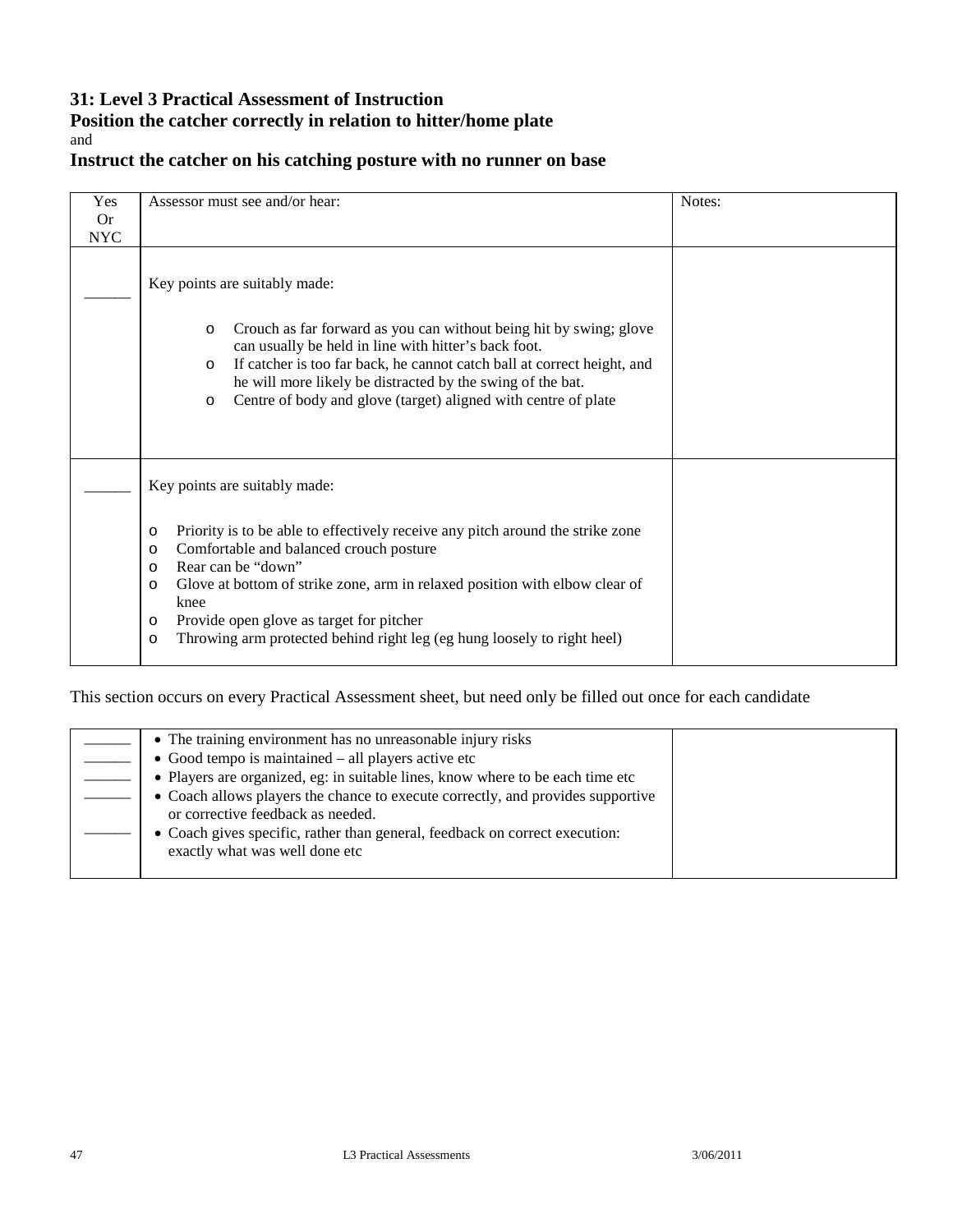### 31: Level 3 Practical Assessment of Instruction
### Position the catcher correctly in relation to hitter/home plate
and
### Instruct the catcher on his catching posture with no runner on base

| Yes Or NYC | Assessor must see and/or hear: | Notes: |
|---|---|---|
| ______ | Key points are suitably made:<br><br>o Crouch as far forward as you can without being hit by swing; glove can usually be held in line with hitter's back foot.<br>o If catcher is too far back, he cannot catch ball at correct height, and he will more likely be distracted by the swing of the bat.<br>o Centre of body and glove (target) aligned with centre of plate | |
| ______ | Key points are suitably made:<br><br>o Priority is to be able to effectively receive any pitch around the strike zone<br>o Comfortable and balanced crouch posture<br>o Rear can be "down"<br>o Glove at bottom of strike zone, arm in relaxed position with elbow clear of knee<br>o Provide open glove as target for pitcher<br>o Throwing arm protected behind right leg (eg hung loosely to right heel) | |

This section occurs on every Practical Assessment sheet, but need only be filled out once for each candidate

| | | |
|---|---|---|
| ______<br>______<br>______<br>______<br><br>______ | • The training environment has no unreasonable injury risks<br>• Good tempo is maintained – all players active etc<br>• Players are organized, eg: in suitable lines, know where to be each time etc<br>• Coach allows players the chance to execute correctly, and provides supportive or corrective feedback as needed.<br>• Coach gives specific, rather than general, feedback on correct execution: exactly what was well done etc | |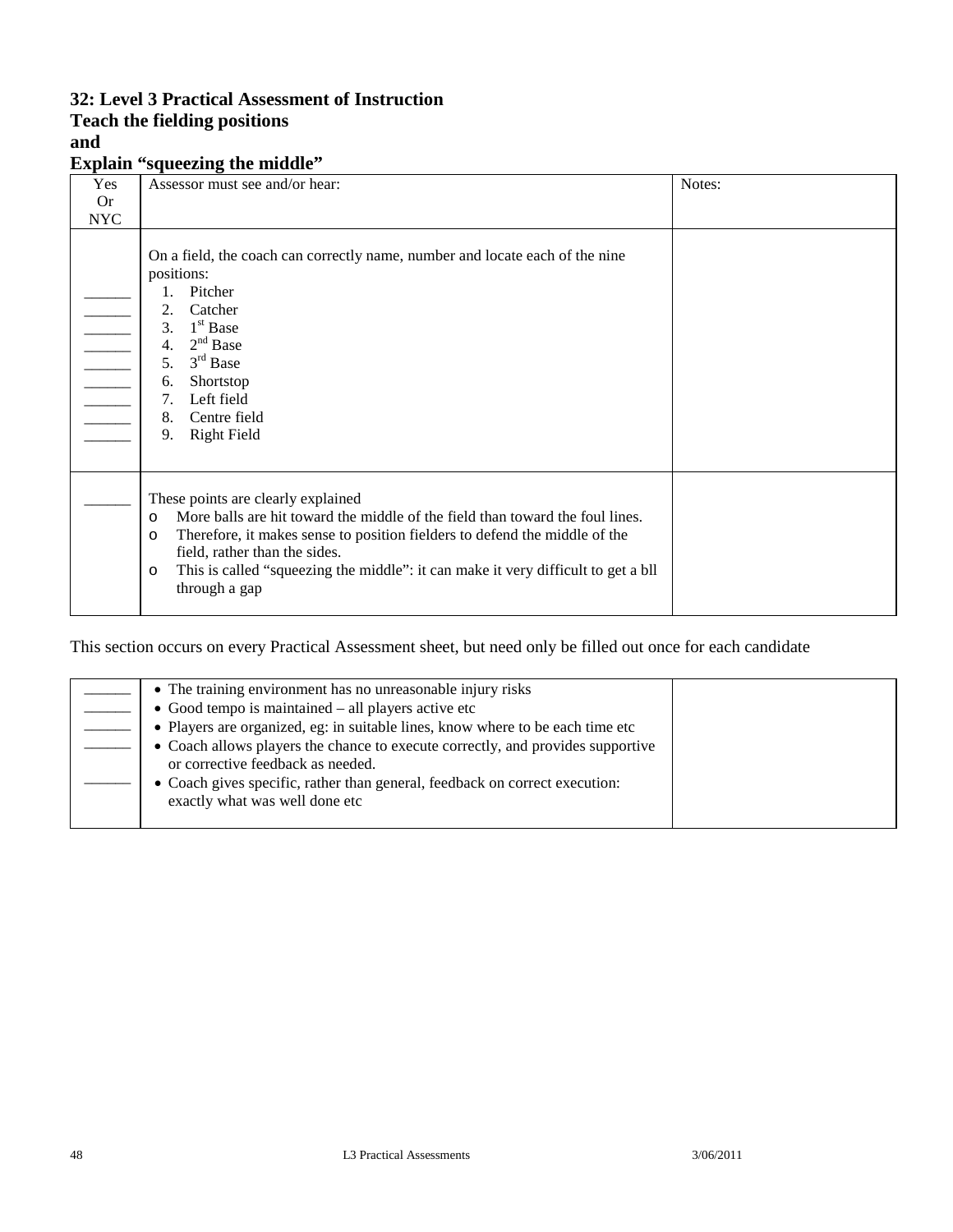### 32: Level 3 Practical Assessment of Instruction
### Teach the fielding positions
### and
### Explain "squeezing the middle"

| Yes Or NYC | Assessor must see and/or hear: | Notes: |
|---|---|---|
| ______<br>______<br>______<br>______<br>______<br>______<br>______<br>______<br>______ | On a field, the coach can correctly name, number and locate each of the nine positions:<br>1. Pitcher<br>2. Catcher<br>3. 1st Base<br>4. 2nd Base<br>5. 3rd Base<br>6. Shortstop<br>7. Left field<br>8. Centre field<br>9. Right Field | |
| ______ | These points are clearly explained<br>o More balls are hit toward the middle of the field than toward the foul lines.<br>o Therefore, it makes sense to position fielders to defend the middle of the field, rather than the sides.<br>o This is called "squeezing the middle": it can make it very difficult to get a bll through a gap | |

This section occurs on every Practical Assessment sheet, but need only be filled out once for each candidate

| | | |
|---|---|---|
| ______<br>______<br>______<br>______<br><br>______ | • The training environment has no unreasonable injury risks<br>• Good tempo is maintained – all players active etc<br>• Players are organized, eg: in suitable lines, know where to be each time etc<br>• Coach allows players the chance to execute correctly, and provides supportive or corrective feedback as needed.<br>• Coach gives specific, rather than general, feedback on correct execution: exactly what was well done etc | |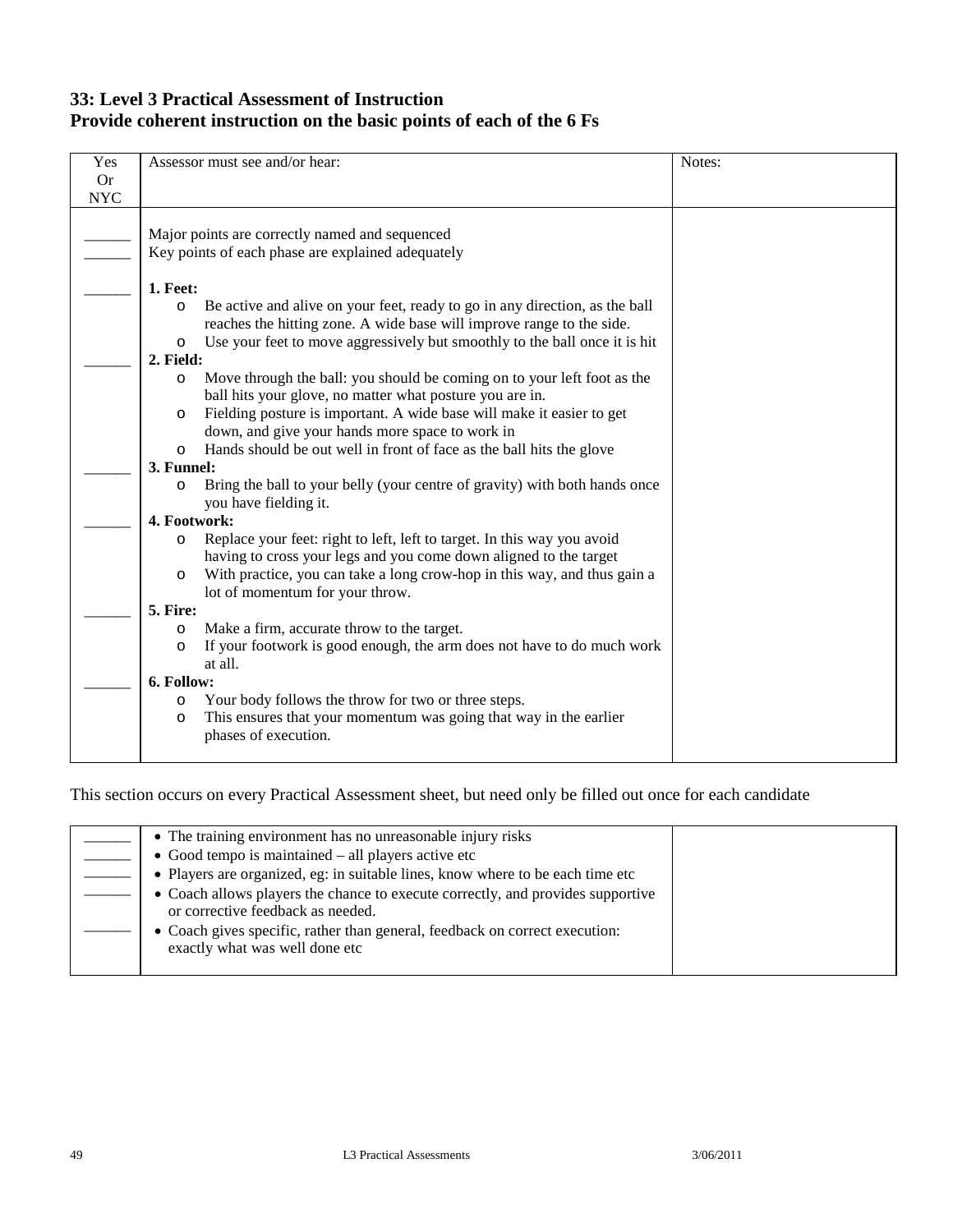## 33: Level 3 Practical Assessment of Instruction
## Provide coherent instruction on the basic points of each of the 6 Fs

| Yes Or NYC | Assessor must see and/or hear: | Notes: |
|---|---|---|
| ______ | Major points are correctly named and sequenced | |
| ______ | Key points of each phase are explained adequately | |
| ______ | **1. Feet:**<br>o Be active and alive on your feet, ready to go in any direction, as the ball reaches the hitting zone. A wide base will improve range to the side.<br>o Use your feet to move aggressively but smoothly to the ball once it is hit | |
| ______ | **2. Field:**<br>o Move through the ball: you should be coming on to your left foot as the ball hits your glove, no matter what posture you are in.<br>o Fielding posture is important. A wide base will make it easier to get down, and give your hands more space to work in<br>o Hands should be out well in front of face as the ball hits the glove | |
| ______ | **3. Funnel:**<br>o Bring the ball to your belly (your centre of gravity) with both hands once you have fielding it. | |
| ______ | **4. Footwork:**<br>o Replace your feet: right to left, left to target. In this way you avoid having to cross your legs and you come down aligned to the target<br>o With practice, you can take a long crow-hop in this way, and thus gain a lot of momentum for your throw. | |
| ______ | **5. Fire:**<br>o Make a firm, accurate throw to the target.<br>o If your footwork is good enough, the arm does not have to do much work at all. | |
| ______ | **6. Follow:**<br>o Your body follows the throw for two or three steps.<br>o This ensures that your momentum was going that way in the earlier phases of execution. | |

This section occurs on every Practical Assessment sheet, but need only be filled out once for each candidate

| | | |
|---|---|---|
| ______ | • The training environment has no unreasonable injury risks | |
| ______ | • Good tempo is maintained – all players active etc | |
| ______ | • Players are organized, eg: in suitable lines, know where to be each time etc | |
| ______ | • Coach allows players the chance to execute correctly, and provides supportive or corrective feedback as needed. | |
| ______ | • Coach gives specific, rather than general, feedback on correct execution: exactly what was well done etc | |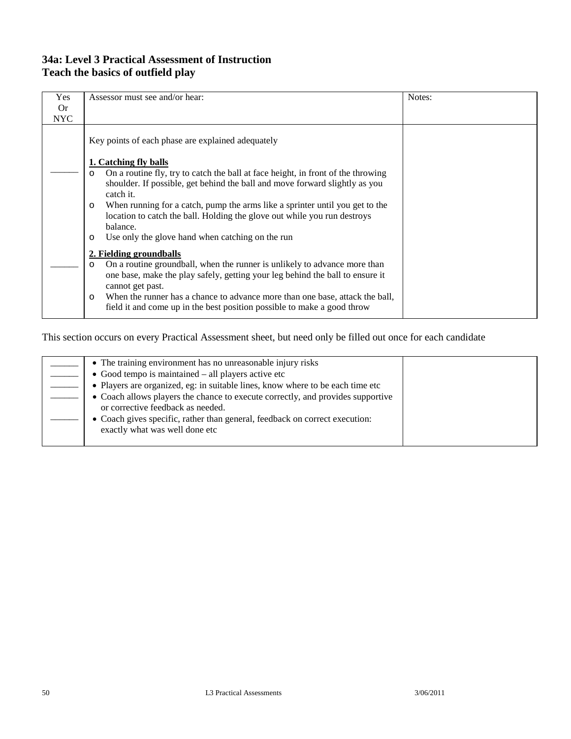## 34a: Level 3 Practical Assessment of Instruction
## Teach the basics of outfield play

| Yes Or NYC | Assessor must see and/or hear: | Notes: |
|---|---|---|
| | Key points of each phase are explained adequately | |
| ______ | **1. Catching fly balls**<br>o On a routine fly, try to catch the ball at face height, in front of the throwing shoulder. If possible, get behind the ball and move forward slightly as you catch it.<br>o When running for a catch, pump the arms like a sprinter until you get to the location to catch the ball. Holding the glove out while you run destroys balance.<br>o Use only the glove hand when catching on the run | |
| ______ | **2. Fielding groundballs**<br>o On a routine groundball, when the runner is unlikely to advance more than one base, make the play safely, getting your leg behind the ball to ensure it cannot get past.<br>o When the runner has a chance to advance more than one base, attack the ball, field it and come up in the best position possible to make a good throw | |

This section occurs on every Practical Assessment sheet, but need only be filled out once for each candidate

| | | |
|---|---|---|
| ______ | • The training environment has no unreasonable injury risks | |
| ______ | • Good tempo is maintained – all players active etc | |
| ______ | • Players are organized, eg: in suitable lines, know where to be each time etc | |
| ______ | • Coach allows players the chance to execute correctly, and provides supportive or corrective feedback as needed. | |
| ______ | • Coach gives specific, rather than general, feedback on correct execution: exactly what was well done etc | |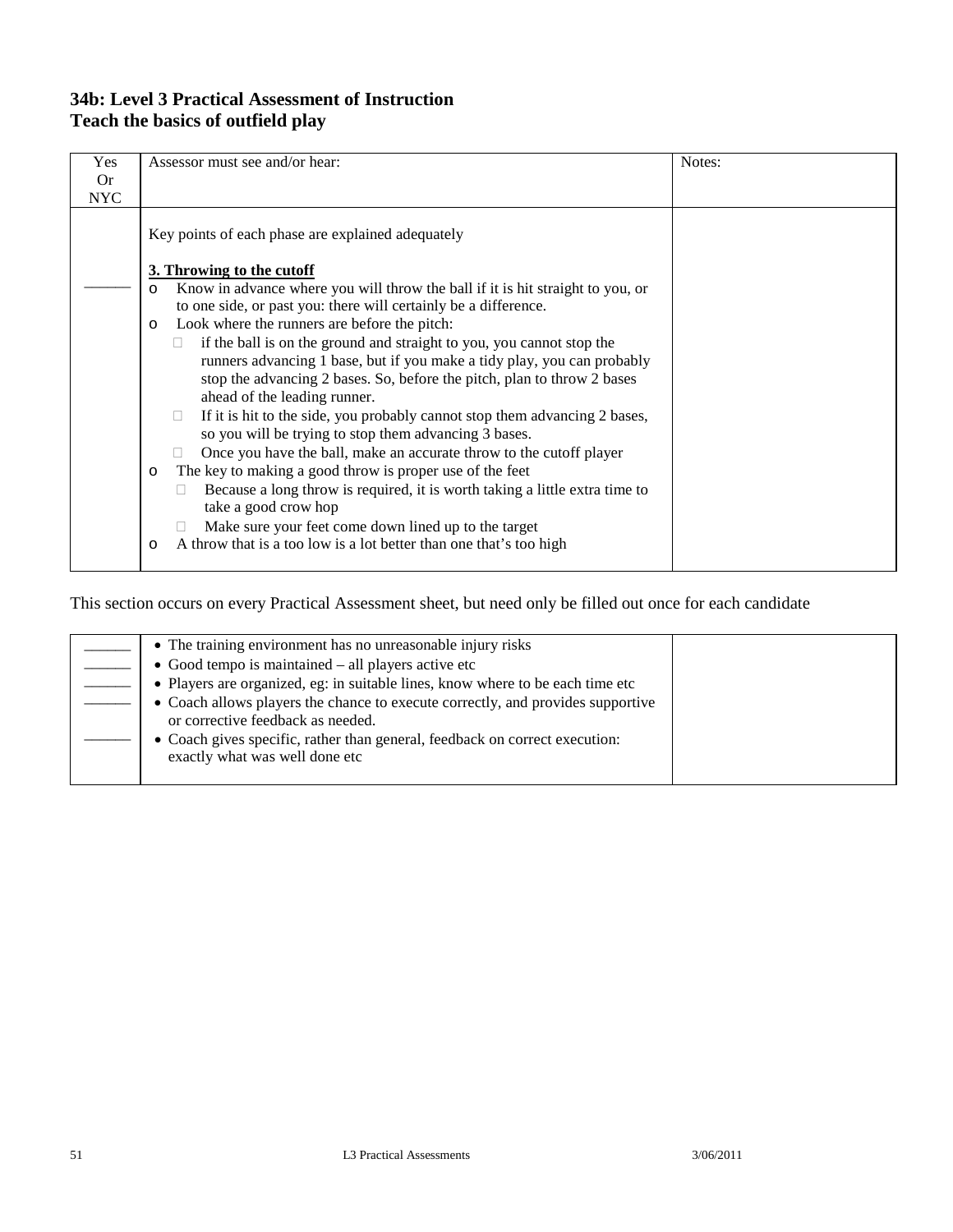## 34b: Level 3 Practical Assessment of Instruction
## Teach the basics of outfield play

| Yes Or NYC | Assessor must see and/or hear: | Notes: |
|---|---|---|
| ______ | Key points of each phase are explained adequately<br><br>**3. Throwing to the cutoff**<br>o Know in advance where you will throw the ball if it is hit straight to you, or to one side, or past you: there will certainly be a difference.<br>o Look where the runners are before the pitch:<br>&nbsp;&nbsp;&nbsp;&nbsp;▪ if the ball is on the ground and straight to you, you cannot stop the runners advancing 1 base, but if you make a tidy play, you can probably stop the advancing 2 bases. So, before the pitch, plan to throw 2 bases ahead of the leading runner.<br>&nbsp;&nbsp;&nbsp;&nbsp;▪ If it is hit to the side, you probably cannot stop them advancing 2 bases, so you will be trying to stop them advancing 3 bases.<br>&nbsp;&nbsp;&nbsp;&nbsp;▪ Once you have the ball, make an accurate throw to the cutoff player<br>o The key to making a good throw is proper use of the feet<br>&nbsp;&nbsp;&nbsp;&nbsp;▪ Because a long throw is required, it is worth taking a little extra time to take a good crow hop<br>&nbsp;&nbsp;&nbsp;&nbsp;▪ Make sure your feet come down lined up to the target<br>o A throw that is a too low is a lot better than one that's too high | |

This section occurs on every Practical Assessment sheet, but need only be filled out once for each candidate

| | | |
|---|---|---|
| ______ | • The training environment has no unreasonable injury risks | |
| ______ | • Good tempo is maintained – all players active etc | |
| ______ | • Players are organized, eg: in suitable lines, know where to be each time etc | |
| ______ | • Coach allows players the chance to execute correctly, and provides supportive or corrective feedback as needed. | |
| ______ | • Coach gives specific, rather than general, feedback on correct execution: exactly what was well done etc | |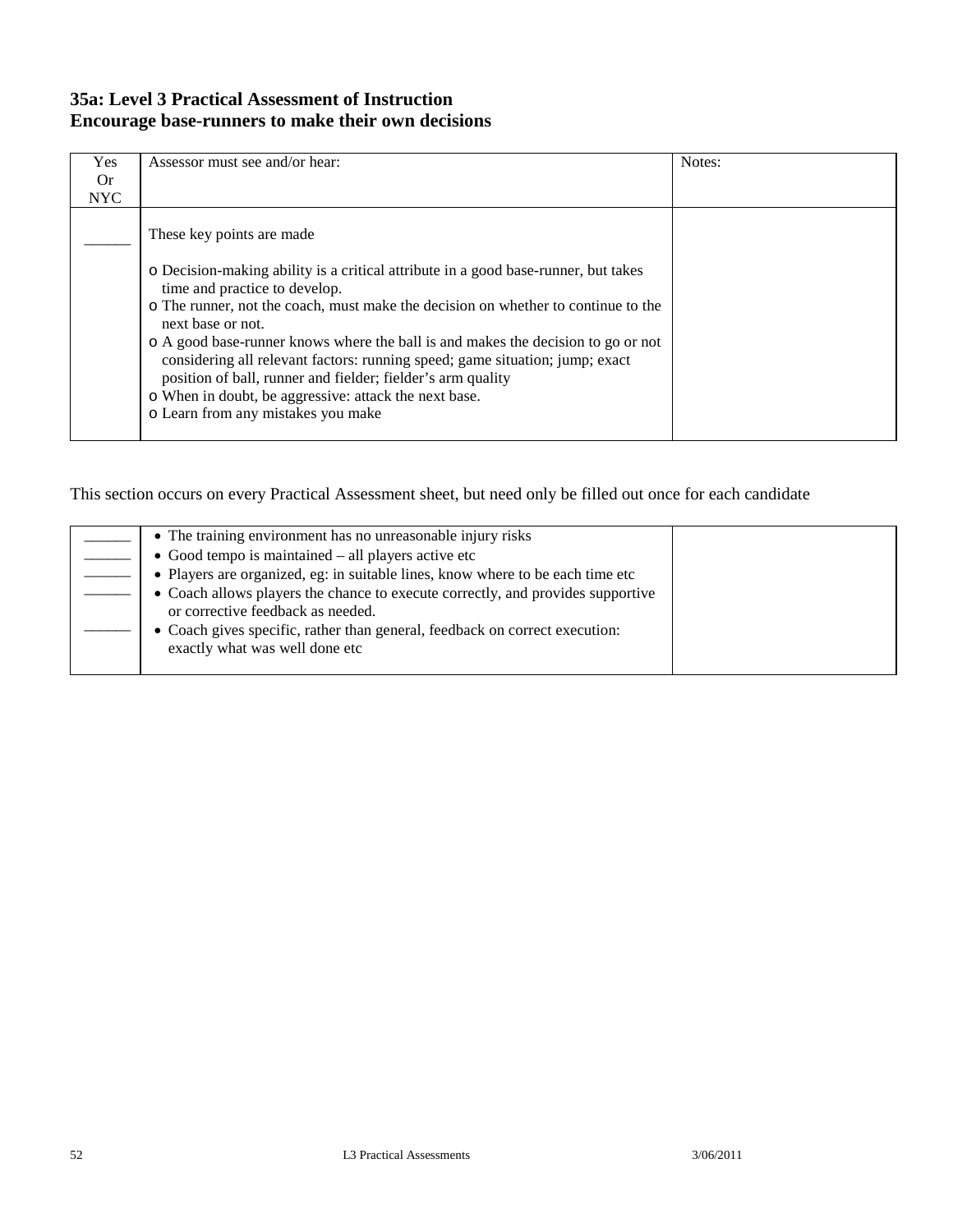### 35a: Level 3 Practical Assessment of Instruction
### Encourage base-runners to make their own decisions

| Yes Or NYC | Assessor must see and/or hear: | Notes: |
|---|---|---|
| ______ | These key points are made<br><br>o Decision-making ability is a critical attribute in a good base-runner, but takes time and practice to develop.<br>o The runner, not the coach, must make the decision on whether to continue to the next base or not.<br>o A good base-runner knows where the ball is and makes the decision to go or not considering all relevant factors: running speed; game situation; jump; exact position of ball, runner and fielder; fielder's arm quality<br>o When in doubt, be aggressive: attack the next base.<br>o Learn from any mistakes you make | |

This section occurs on every Practical Assessment sheet, but need only be filled out once for each candidate

| | | |
|---|---|---|
| ______ | • The training environment has no unreasonable injury risks | |
| ______ | • Good tempo is maintained – all players active etc | |
| ______ | • Players are organized, eg: in suitable lines, know where to be each time etc | |
| ______ | • Coach allows players the chance to execute correctly, and provides supportive or corrective feedback as needed. | |
| ______ | • Coach gives specific, rather than general, feedback on correct execution: exactly what was well done etc | |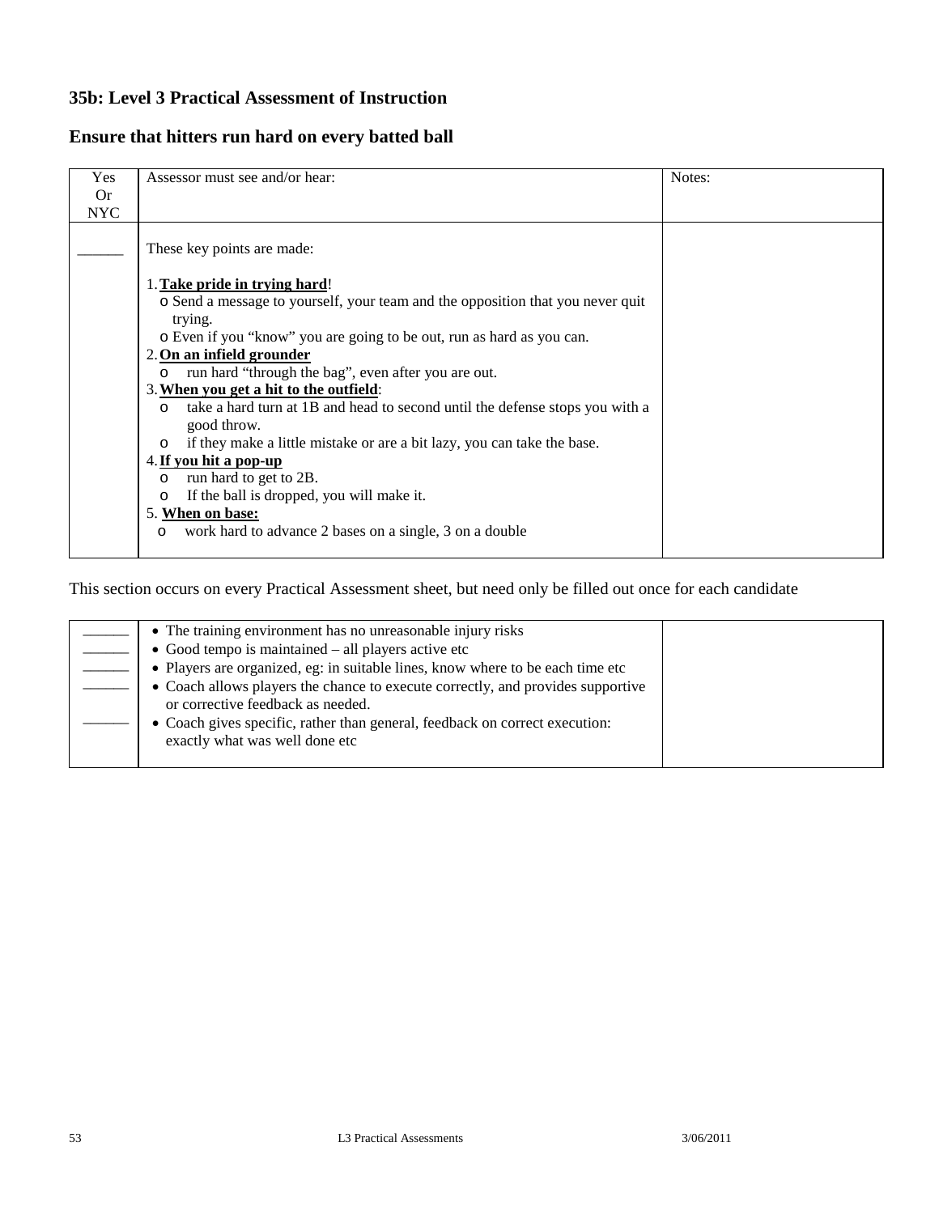## 35b: Level 3 Practical Assessment of Instruction

## Ensure that hitters run hard on every batted ball

| Yes Or NYC | Assessor must see and/or hear: | Notes: |
|---|---|---|
| ______ | These key points are made:<br><br>1. **<u>Take pride in trying hard</u>**!<br>o Send a message to yourself, your team and the opposition that you never quit trying.<br>o Even if you "know" you are going to be out, run as hard as you can.<br>2. **<u>On an infield grounder</u>**<br>o run hard "through the bag", even after you are out.<br>3. **<u>When you get a hit to the outfield</u>**:<br>o take a hard turn at 1B and head to second until the defense stops you with a good throw.<br>o if they make a little mistake or are a bit lazy, you can take the base.<br>4. **<u>If you hit a pop-up</u>**<br>o run hard to get to 2B.<br>o If the ball is dropped, you will make it.<br>5. **<u>When on base:</u>**<br>o work hard to advance 2 bases on a single, 3 on a double | |

This section occurs on every Practical Assessment sheet, but need only be filled out once for each candidate

| | | |
|---|---|---|
| ______<br>______<br>______<br>______<br><br>______ | • The training environment has no unreasonable injury risks<br>• Good tempo is maintained – all players active etc<br>• Players are organized, eg: in suitable lines, know where to be each time etc<br>• Coach allows players the chance to execute correctly, and provides supportive or corrective feedback as needed.<br>• Coach gives specific, rather than general, feedback on correct execution: exactly what was well done etc | |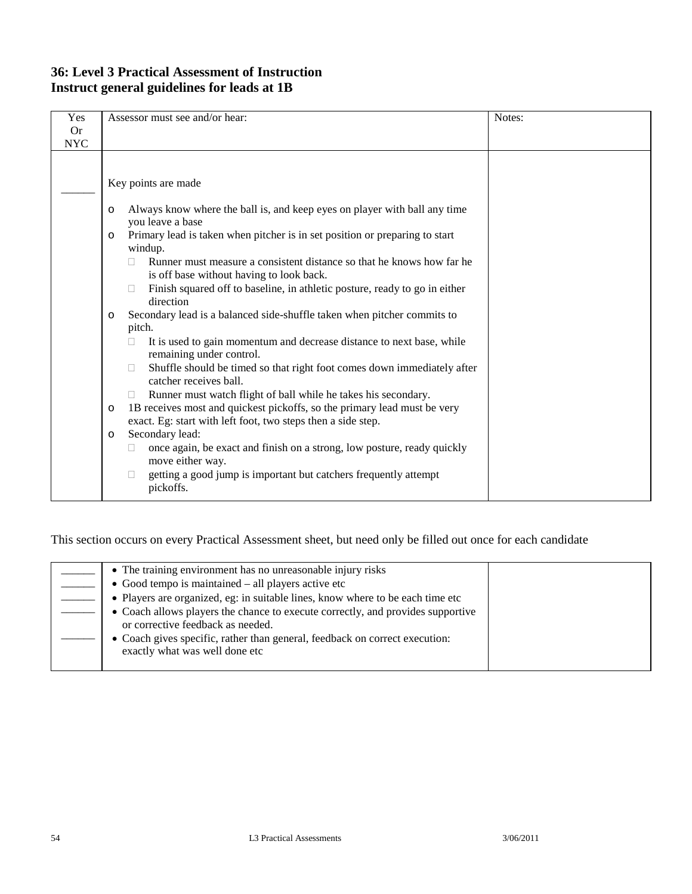## 36: Level 3 Practical Assessment of Instruction
## Instruct general guidelines for leads at 1B

| Yes Or NYC | Assessor must see and/or hear: | Notes: |
|---|---|---|
| ______ | Key points are made<br><br>o Always know where the ball is, and keep eyes on player with ball any time you leave a base<br>o Primary lead is taken when pitcher is in set position or preparing to start windup.<br>&nbsp;&nbsp;&nbsp;&nbsp;▪ Runner must measure a consistent distance so that he knows how far he is off base without having to look back.<br>&nbsp;&nbsp;&nbsp;&nbsp;▪ Finish squared off to baseline, in athletic posture, ready to go in either direction<br>o Secondary lead is a balanced side-shuffle taken when pitcher commits to pitch.<br>&nbsp;&nbsp;&nbsp;&nbsp;▪ It is used to gain momentum and decrease distance to next base, while remaining under control.<br>&nbsp;&nbsp;&nbsp;&nbsp;▪ Shuffle should be timed so that right foot comes down immediately after catcher receives ball.<br>&nbsp;&nbsp;&nbsp;&nbsp;▪ Runner must watch flight of ball while he takes his secondary.<br>o 1B receives most and quickest pickoffs, so the primary lead must be very exact. Eg: start with left foot, two steps then a side step.<br>o Secondary lead:<br>&nbsp;&nbsp;&nbsp;&nbsp;▪ once again, be exact and finish on a strong, low posture, ready quickly move either way.<br>&nbsp;&nbsp;&nbsp;&nbsp;▪ getting a good jump is important but catchers frequently attempt pickoffs. | |

This section occurs on every Practical Assessment sheet, but need only be filled out once for each candidate

| | | |
|---|---|---|
| ______<br>______<br>______<br>______<br><br>______ | • The training environment has no unreasonable injury risks<br>• Good tempo is maintained – all players active etc<br>• Players are organized, eg: in suitable lines, know where to be each time etc<br>• Coach allows players the chance to execute correctly, and provides supportive or corrective feedback as needed.<br>• Coach gives specific, rather than general, feedback on correct execution: exactly what was well done etc | |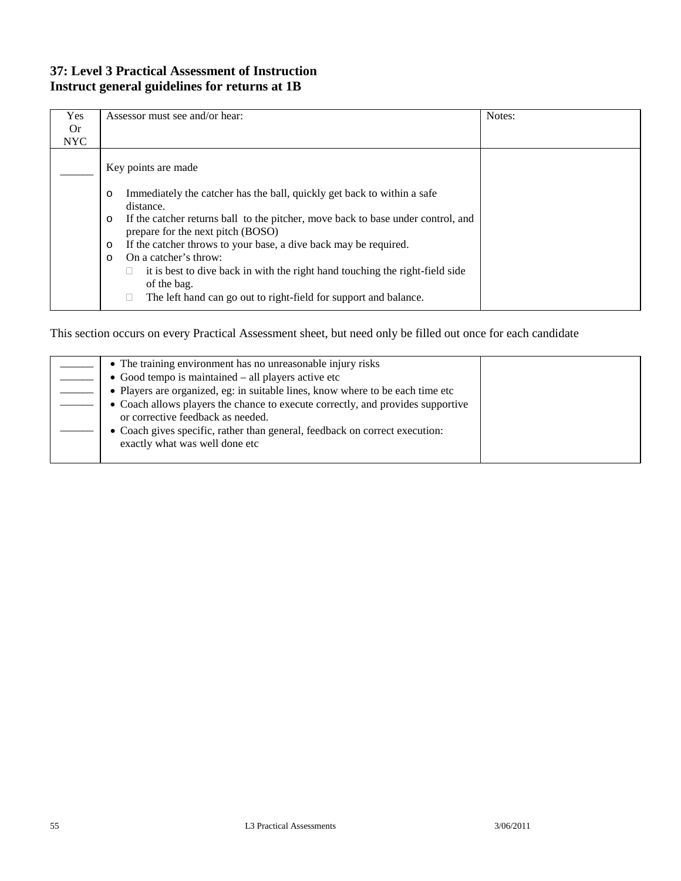## 37: Level 3 Practical Assessment of Instruction
## Instruct general guidelines for returns at 1B

| Yes Or NYC | Assessor must see and/or hear: | Notes: |
|---|---|---|
| ______ | Key points are made<br><br>o Immediately the catcher has the ball, quickly get back to within a safe distance.<br>o If the catcher returns ball to the pitcher, move back to base under control, and prepare for the next pitch (BOSO)<br>o If the catcher throws to your base, a dive back may be required.<br>o On a catcher's throw:<br>&nbsp;&nbsp;&nbsp;&nbsp;▪ it is best to dive back in with the right hand touching the right-field side of the bag.<br>&nbsp;&nbsp;&nbsp;&nbsp;▪ The left hand can go out to right-field for support and balance. | |

This section occurs on every Practical Assessment sheet, but need only be filled out once for each candidate

| | | |
|---|---|---|
| ______<br>______<br>______<br>______<br><br>______ | • The training environment has no unreasonable injury risks<br>• Good tempo is maintained – all players active etc<br>• Players are organized, eg: in suitable lines, know where to be each time etc<br>• Coach allows players the chance to execute correctly, and provides supportive or corrective feedback as needed.<br>• Coach gives specific, rather than general, feedback on correct execution: exactly what was well done etc | |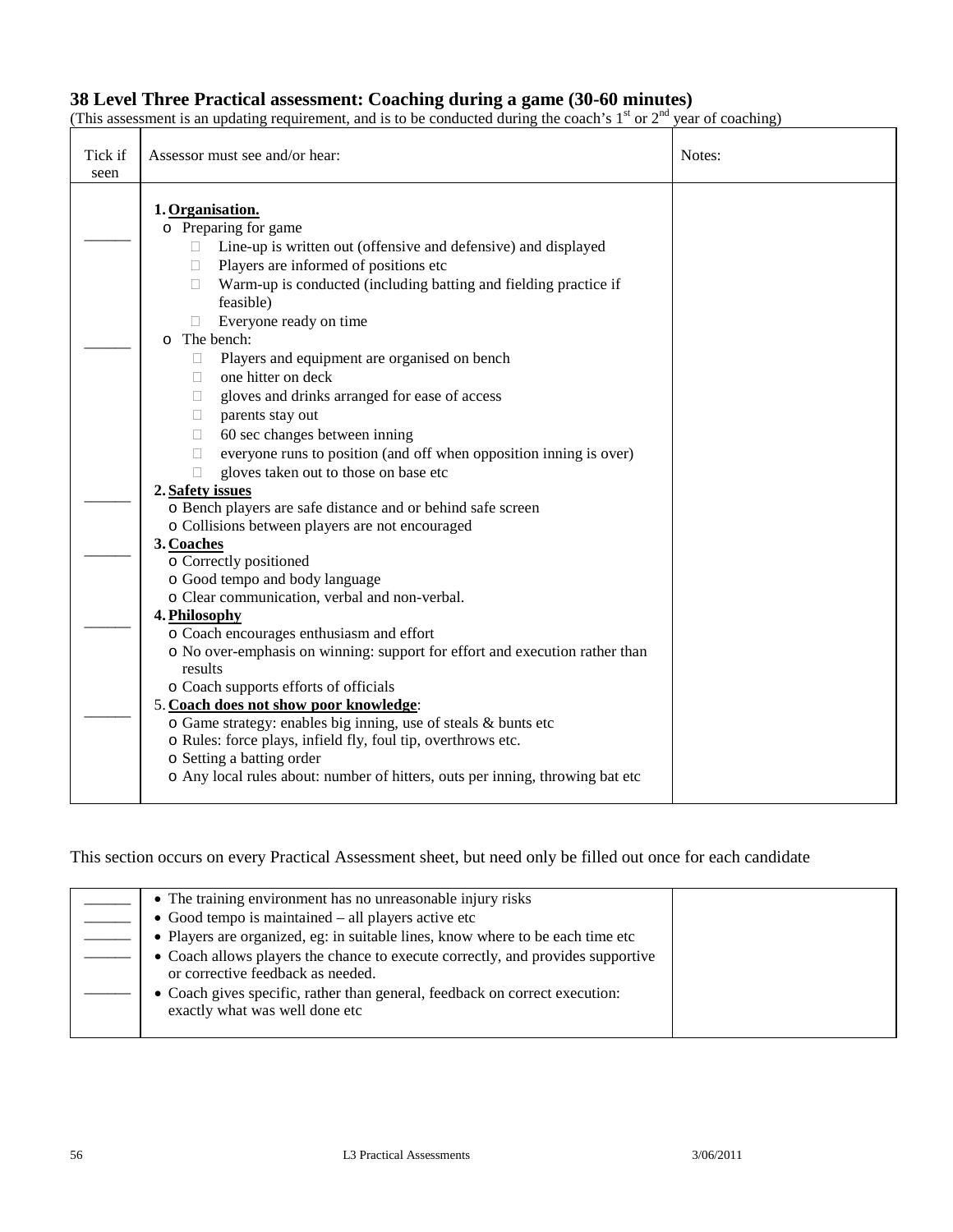## 38 Level Three Practical assessment: Coaching during a game (30-60 minutes)

(This assessment is an updating requirement, and is to be conducted during the coach's 1st or 2nd year of coaching)

| Tick if seen | Assessor must see and/or hear: | Notes: |
|---|---|---|
| ______ | **1. Organisation.**<br>o Preparing for game<br>&nbsp;&nbsp;&nbsp;&nbsp;□ Line-up is written out (offensive and defensive) and displayed<br>&nbsp;&nbsp;&nbsp;&nbsp;□ Players are informed of positions etc<br>&nbsp;&nbsp;&nbsp;&nbsp;□ Warm-up is conducted (including batting and fielding practice if feasible)<br>&nbsp;&nbsp;&nbsp;&nbsp;□ Everyone ready on time | |
| ______ | o The bench:<br>&nbsp;&nbsp;&nbsp;&nbsp;□ Players and equipment are organised on bench<br>&nbsp;&nbsp;&nbsp;&nbsp;□ one hitter on deck<br>&nbsp;&nbsp;&nbsp;&nbsp;□ gloves and drinks arranged for ease of access<br>&nbsp;&nbsp;&nbsp;&nbsp;□ parents stay out<br>&nbsp;&nbsp;&nbsp;&nbsp;□ 60 sec changes between inning<br>&nbsp;&nbsp;&nbsp;&nbsp;□ everyone runs to position (and off when opposition inning is over)<br>&nbsp;&nbsp;&nbsp;&nbsp;□ gloves taken out to those on base etc | |
| ______ | **2. Safety issues**<br>o Bench players are safe distance and or behind safe screen<br>o Collisions between players are not encouraged | |
| ______ | **3. Coaches**<br>o Correctly positioned<br>o Good tempo and body language<br>o Clear communication, verbal and non-verbal. | |
| ______ | **4. Philosophy**<br>o Coach encourages enthusiasm and effort<br>o No over-emphasis on winning: support for effort and execution rather than results<br>o Coach supports efforts of officials | |
| ______ | 5. **Coach does not show poor knowledge**:<br>o Game strategy: enables big inning, use of steals & bunts etc<br>o Rules: force plays, infield fly, foul tip, overthrows etc.<br>o Setting a batting order<br>o Any local rules about: number of hitters, outs per inning, throwing bat etc | |

This section occurs on every Practical Assessment sheet, but need only be filled out once for each candidate

| | | |
|---|---|---|
| ______ | • The training environment has no unreasonable injury risks | |
| ______ | • Good tempo is maintained – all players active etc | |
| ______ | • Players are organized, eg: in suitable lines, know where to be each time etc | |
| ______ | • Coach allows players the chance to execute correctly, and provides supportive or corrective feedback as needed. | |
| ______ | • Coach gives specific, rather than general, feedback on correct execution: exactly what was well done etc | |